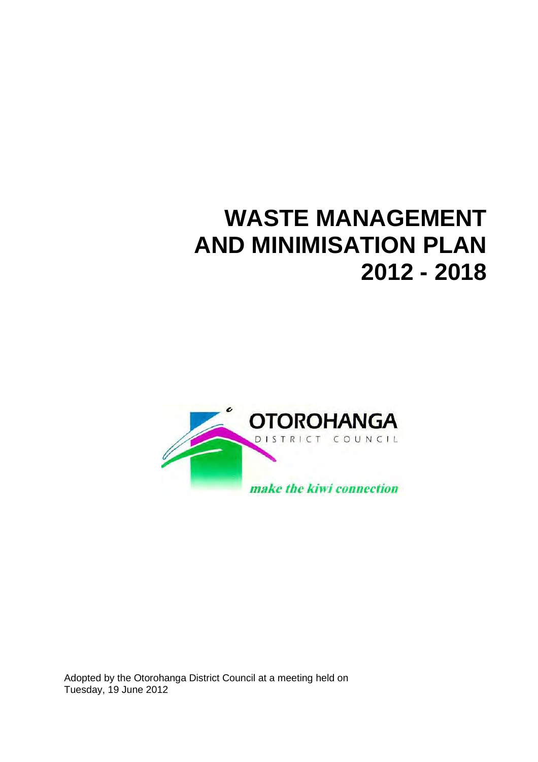# WASTE MANAGEMENT AND MINIMISATION PLAN 2012 - 2018

OTOROHANGA DISTRICT COUNCIL

*make the kiwi connection*

Adopted by the Otorohanga District Council at a meeting held on Tuesday, 19 June 2012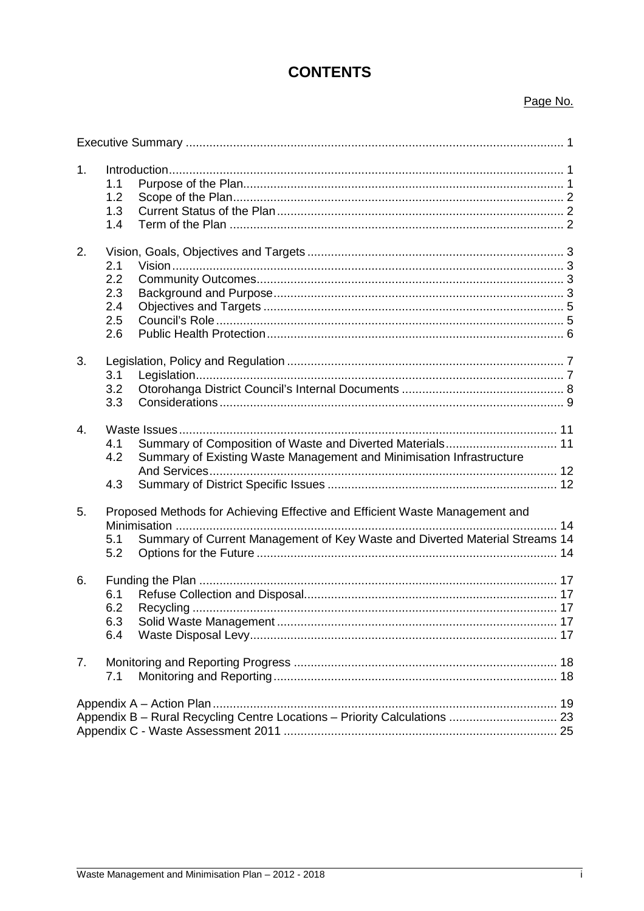# CONTENTS

Page No.

| | |
|---|---|
| Executive Summary | 1 |
| 1. Introduction | 1 |
| 1.1 Purpose of the Plan | 1 |
| 1.2 Scope of the Plan | 2 |
| 1.3 Current Status of the Plan | 2 |
| 1.4 Term of the Plan | 2 |
| 2. Vision, Goals, Objectives and Targets | 3 |
| 2.1 Vision | 3 |
| 2.2 Community Outcomes | 3 |
| 2.3 Background and Purpose | 3 |
| 2.4 Objectives and Targets | 5 |
| 2.5 Council's Role | 5 |
| 2.6 Public Health Protection | 6 |
| 3. Legislation, Policy and Regulation | 7 |
| 3.1 Legislation | 7 |
| 3.2 Otorohanga District Council's Internal Documents | 8 |
| 3.3 Considerations | 9 |
| 4. Waste Issues | 11 |
| 4.1 Summary of Composition of Waste and Diverted Materials | 11 |
| 4.2 Summary of Existing Waste Management and Minimisation Infrastructure And Services | 12 |
| 4.3 Summary of District Specific Issues | 12 |
| 5. Proposed Methods for Achieving Effective and Efficient Waste Management and Minimisation | 14 |
| 5.1 Summary of Current Management of Key Waste and Diverted Material Streams | 14 |
| 5.2 Options for the Future | 14 |
| 6. Funding the Plan | 17 |
| 6.1 Refuse Collection and Disposal | 17 |
| 6.2 Recycling | 17 |
| 6.3 Solid Waste Management | 17 |
| 6.4 Waste Disposal Levy | 17 |
| 7. Monitoring and Reporting Progress | 18 |
| 7.1 Monitoring and Reporting | 18 |
| Appendix A – Action Plan | 19 |
| Appendix B – Rural Recycling Centre Locations – Priority Calculations | 23 |
| Appendix C - Waste Assessment 2011 | 25 |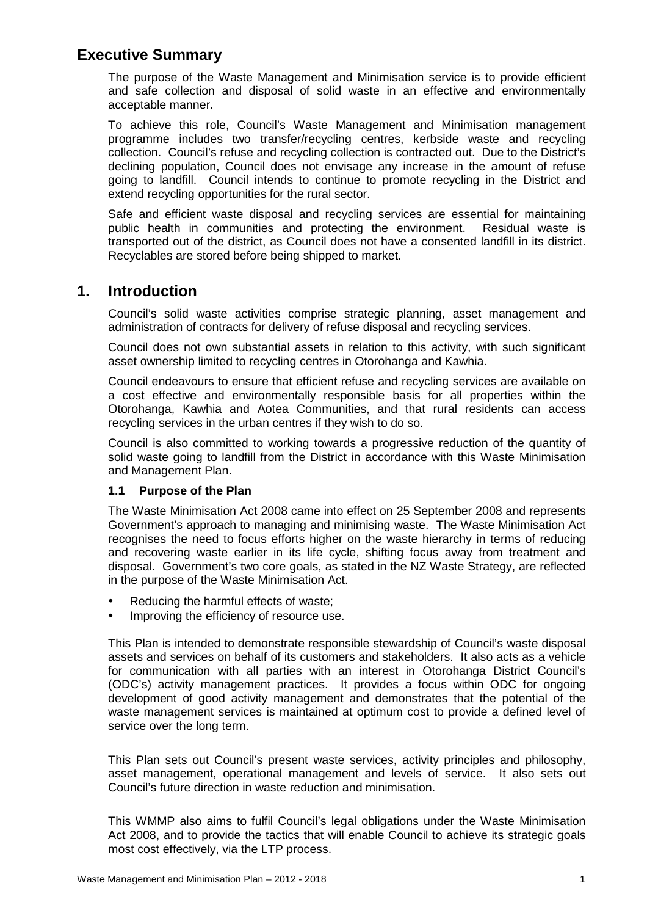## Executive Summary

The purpose of the Waste Management and Minimisation service is to provide efficient and safe collection and disposal of solid waste in an effective and environmentally acceptable manner.

To achieve this role, Council's Waste Management and Minimisation management programme includes two transfer/recycling centres, kerbside waste and recycling collection. Council's refuse and recycling collection is contracted out. Due to the District's declining population, Council does not envisage any increase in the amount of refuse going to landfill. Council intends to continue to promote recycling in the District and extend recycling opportunities for the rural sector.

Safe and efficient waste disposal and recycling services are essential for maintaining public health in communities and protecting the environment. Residual waste is transported out of the district, as Council does not have a consented landfill in its district. Recyclables are stored before being shipped to market.

## 1. Introduction

Council's solid waste activities comprise strategic planning, asset management and administration of contracts for delivery of refuse disposal and recycling services.

Council does not own substantial assets in relation to this activity, with such significant asset ownership limited to recycling centres in Otorohanga and Kawhia.

Council endeavours to ensure that efficient refuse and recycling services are available on a cost effective and environmentally responsible basis for all properties within the Otorohanga, Kawhia and Aotea Communities, and that rural residents can access recycling services in the urban centres if they wish to do so.

Council is also committed to working towards a progressive reduction of the quantity of solid waste going to landfill from the District in accordance with this Waste Minimisation and Management Plan.

### 1.1 Purpose of the Plan

The Waste Minimisation Act 2008 came into effect on 25 September 2008 and represents Government's approach to managing and minimising waste. The Waste Minimisation Act recognises the need to focus efforts higher on the waste hierarchy in terms of reducing and recovering waste earlier in its life cycle, shifting focus away from treatment and disposal. Government's two core goals, as stated in the NZ Waste Strategy, are reflected in the purpose of the Waste Minimisation Act.

- Reducing the harmful effects of waste;
- Improving the efficiency of resource use.

This Plan is intended to demonstrate responsible stewardship of Council's waste disposal assets and services on behalf of its customers and stakeholders. It also acts as a vehicle for communication with all parties with an interest in Otorohanga District Council's (ODC's) activity management practices. It provides a focus within ODC for ongoing development of good activity management and demonstrates that the potential of the waste management services is maintained at optimum cost to provide a defined level of service over the long term.

This Plan sets out Council's present waste services, activity principles and philosophy, asset management, operational management and levels of service. It also sets out Council's future direction in waste reduction and minimisation.

This WMMP also aims to fulfil Council's legal obligations under the Waste Minimisation Act 2008, and to provide the tactics that will enable Council to achieve its strategic goals most cost effectively, via the LTP process.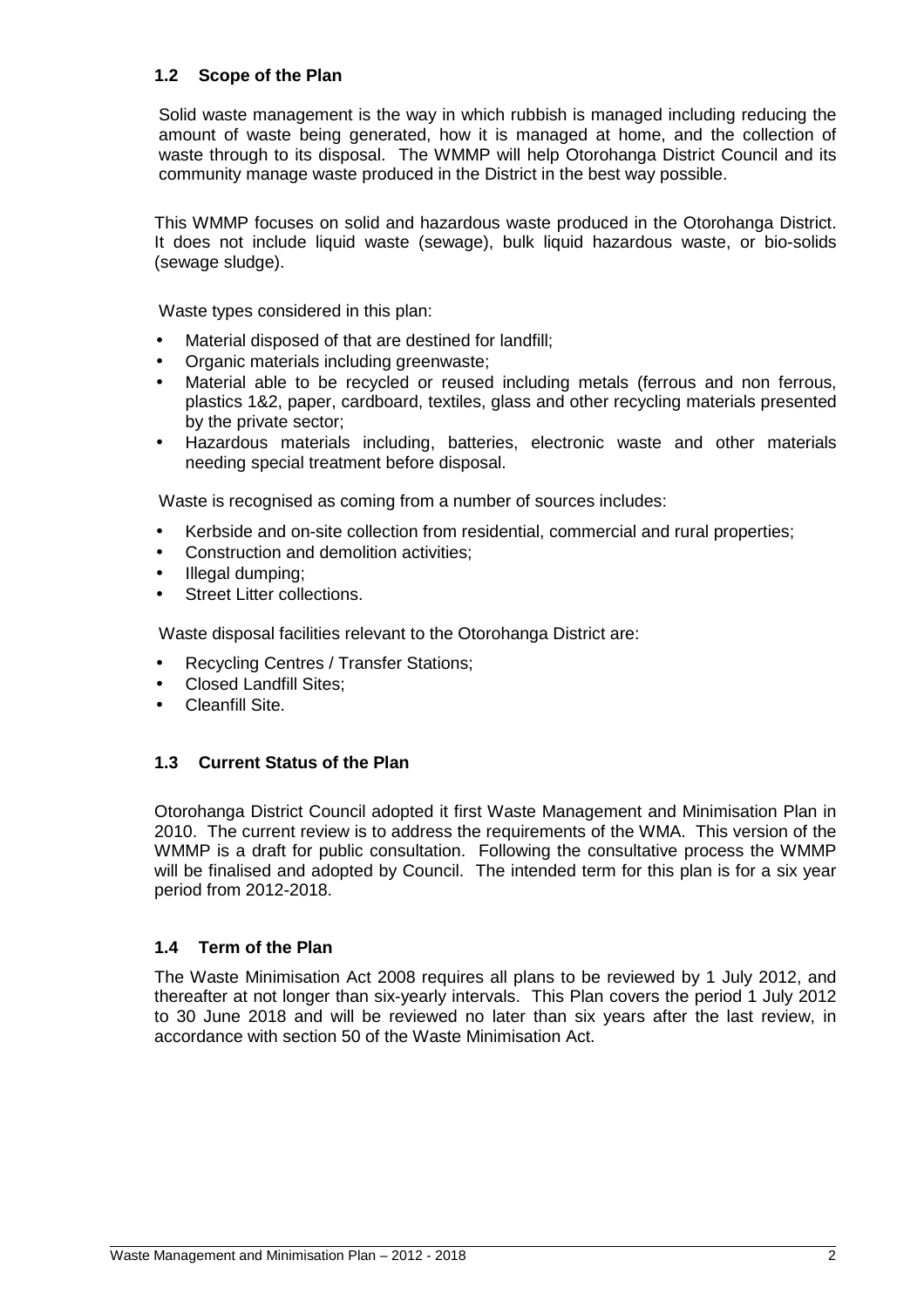## 1.2 Scope of the Plan

Solid waste management is the way in which rubbish is managed including reducing the amount of waste being generated, how it is managed at home, and the collection of waste through to its disposal. The WMMP will help Otorohanga District Council and its community manage waste produced in the District in the best way possible.

This WMMP focuses on solid and hazardous waste produced in the Otorohanga District. It does not include liquid waste (sewage), bulk liquid hazardous waste, or bio-solids (sewage sludge).

Waste types considered in this plan:

- Material disposed of that are destined for landfill;
- Organic materials including greenwaste;
- Material able to be recycled or reused including metals (ferrous and non ferrous, plastics 1&2, paper, cardboard, textiles, glass and other recycling materials presented by the private sector;
- Hazardous materials including, batteries, electronic waste and other materials needing special treatment before disposal.

Waste is recognised as coming from a number of sources includes:

- Kerbside and on-site collection from residential, commercial and rural properties;
- Construction and demolition activities;
- Illegal dumping;
- Street Litter collections.

Waste disposal facilities relevant to the Otorohanga District are:

- Recycling Centres / Transfer Stations;
- Closed Landfill Sites;
- Cleanfill Site.

## 1.3 Current Status of the Plan

Otorohanga District Council adopted it first Waste Management and Minimisation Plan in 2010. The current review is to address the requirements of the WMA. This version of the WMMP is a draft for public consultation. Following the consultative process the WMMP will be finalised and adopted by Council. The intended term for this plan is for a six year period from 2012-2018.

## 1.4 Term of the Plan

The Waste Minimisation Act 2008 requires all plans to be reviewed by 1 July 2012, and thereafter at not longer than six-yearly intervals. This Plan covers the period 1 July 2012 to 30 June 2018 and will be reviewed no later than six years after the last review, in accordance with section 50 of the Waste Minimisation Act.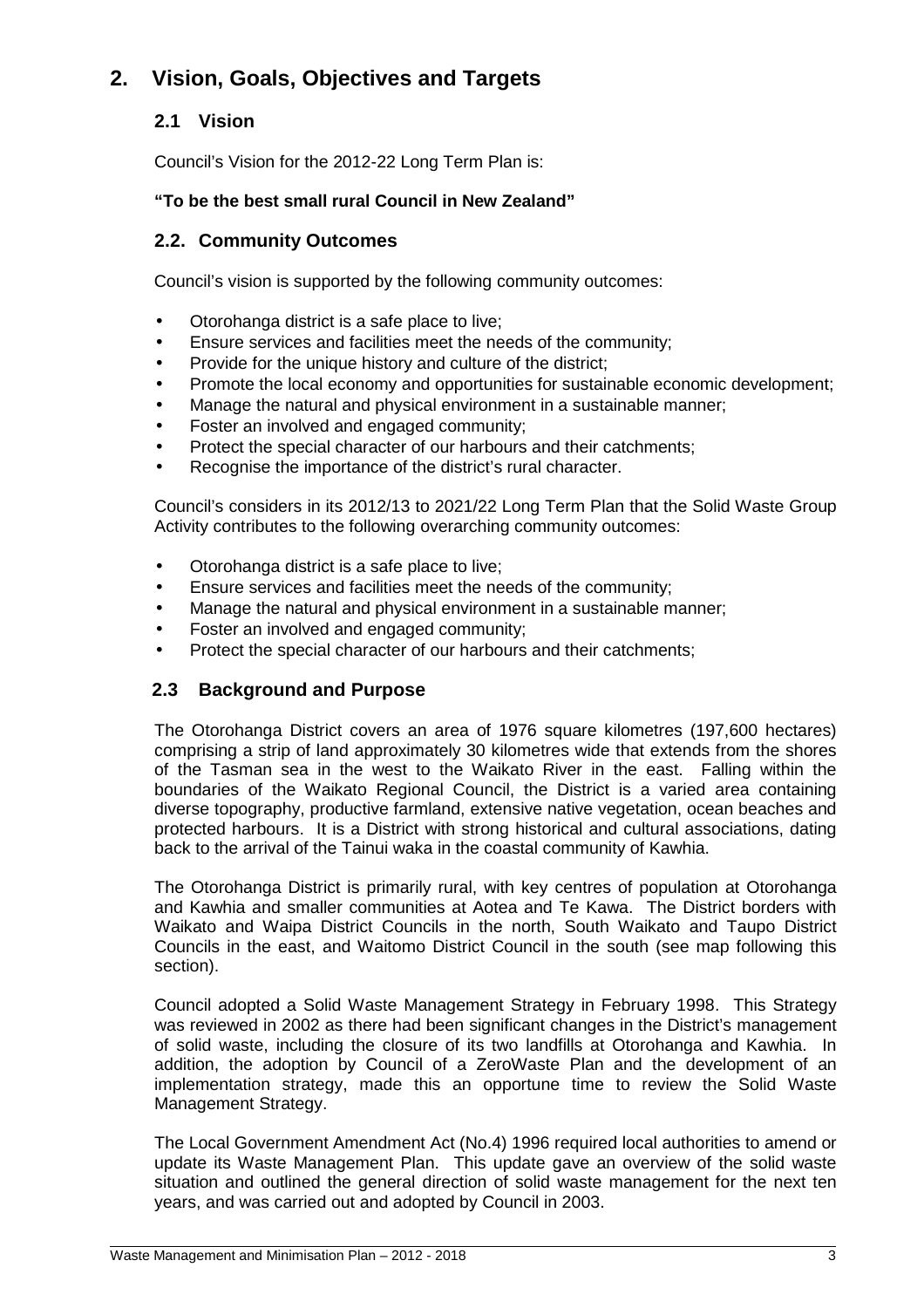# 2. Vision, Goals, Objectives and Targets

## 2.1 Vision

Council's Vision for the 2012-22 Long Term Plan is:

**"To be the best small rural Council in New Zealand"**

## 2.2. Community Outcomes

Council's vision is supported by the following community outcomes:

- Otorohanga district is a safe place to live;
- Ensure services and facilities meet the needs of the community;
- Provide for the unique history and culture of the district;
- Promote the local economy and opportunities for sustainable economic development;
- Manage the natural and physical environment in a sustainable manner;
- Foster an involved and engaged community;
- Protect the special character of our harbours and their catchments;
- Recognise the importance of the district's rural character.

Council's considers in its 2012/13 to 2021/22 Long Term Plan that the Solid Waste Group Activity contributes to the following overarching community outcomes:

- Otorohanga district is a safe place to live;
- Ensure services and facilities meet the needs of the community;
- Manage the natural and physical environment in a sustainable manner;
- Foster an involved and engaged community;
- Protect the special character of our harbours and their catchments;

## 2.3 Background and Purpose

The Otorohanga District covers an area of 1976 square kilometres (197,600 hectares) comprising a strip of land approximately 30 kilometres wide that extends from the shores of the Tasman sea in the west to the Waikato River in the east. Falling within the boundaries of the Waikato Regional Council, the District is a varied area containing diverse topography, productive farmland, extensive native vegetation, ocean beaches and protected harbours. It is a District with strong historical and cultural associations, dating back to the arrival of the Tainui waka in the coastal community of Kawhia.

The Otorohanga District is primarily rural, with key centres of population at Otorohanga and Kawhia and smaller communities at Aotea and Te Kawa. The District borders with Waikato and Waipa District Councils in the north, South Waikato and Taupo District Councils in the east, and Waitomo District Council in the south (see map following this section).

Council adopted a Solid Waste Management Strategy in February 1998. This Strategy was reviewed in 2002 as there had been significant changes in the District's management of solid waste, including the closure of its two landfills at Otorohanga and Kawhia. In addition, the adoption by Council of a ZeroWaste Plan and the development of an implementation strategy, made this an opportune time to review the Solid Waste Management Strategy.

The Local Government Amendment Act (No.4) 1996 required local authorities to amend or update its Waste Management Plan. This update gave an overview of the solid waste situation and outlined the general direction of solid waste management for the next ten years, and was carried out and adopted by Council in 2003.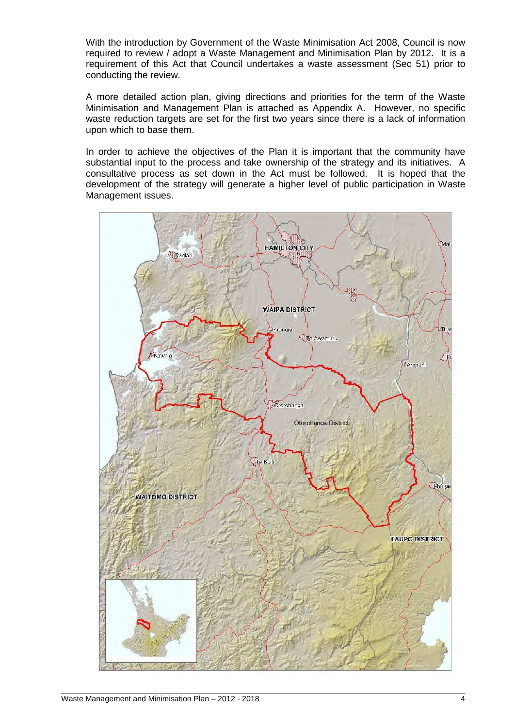With the introduction by Government of the Waste Minimisation Act 2008, Council is now required to review / adopt a Waste Management and Minimisation Plan by 2012. It is a requirement of this Act that Council undertakes a waste assessment (Sec 51) prior to conducting the review.

A more detailed action plan, giving directions and priorities for the term of the Waste Minimisation and Management Plan is attached as Appendix A. However, no specific waste reduction targets are set for the first two years since there is a lack of information upon which to base them.

In order to achieve the objectives of the Plan it is important that the community have substantial input to the process and take ownership of the strategy and its initiatives. A consultative process as set down in the Act must be followed. It is hoped that the development of the strategy will generate a higher level of public participation in Waste Management issues.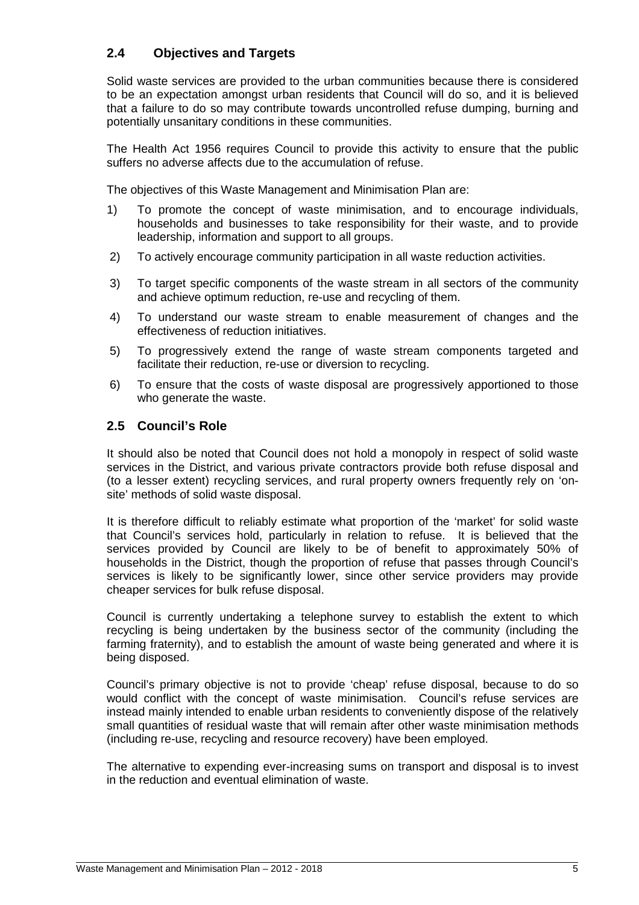## 2.4 Objectives and Targets

Solid waste services are provided to the urban communities because there is considered to be an expectation amongst urban residents that Council will do so, and it is believed that a failure to do so may contribute towards uncontrolled refuse dumping, burning and potentially unsanitary conditions in these communities.

The Health Act 1956 requires Council to provide this activity to ensure that the public suffers no adverse affects due to the accumulation of refuse.

The objectives of this Waste Management and Minimisation Plan are:

1) To promote the concept of waste minimisation, and to encourage individuals, households and businesses to take responsibility for their waste, and to provide leadership, information and support to all groups.
2) To actively encourage community participation in all waste reduction activities.
3) To target specific components of the waste stream in all sectors of the community and achieve optimum reduction, re-use and recycling of them.
4) To understand our waste stream to enable measurement of changes and the effectiveness of reduction initiatives.
5) To progressively extend the range of waste stream components targeted and facilitate their reduction, re-use or diversion to recycling.
6) To ensure that the costs of waste disposal are progressively apportioned to those who generate the waste.

## 2.5 Council's Role

It should also be noted that Council does not hold a monopoly in respect of solid waste services in the District, and various private contractors provide both refuse disposal and (to a lesser extent) recycling services, and rural property owners frequently rely on 'on-site' methods of solid waste disposal.

It is therefore difficult to reliably estimate what proportion of the 'market' for solid waste that Council's services hold, particularly in relation to refuse. It is believed that the services provided by Council are likely to be of benefit to approximately 50% of households in the District, though the proportion of refuse that passes through Council's services is likely to be significantly lower, since other service providers may provide cheaper services for bulk refuse disposal.

Council is currently undertaking a telephone survey to establish the extent to which recycling is being undertaken by the business sector of the community (including the farming fraternity), and to establish the amount of waste being generated and where it is being disposed.

Council's primary objective is not to provide 'cheap' refuse disposal, because to do so would conflict with the concept of waste minimisation. Council's refuse services are instead mainly intended to enable urban residents to conveniently dispose of the relatively small quantities of residual waste that will remain after other waste minimisation methods (including re-use, recycling and resource recovery) have been employed.

The alternative to expending ever-increasing sums on transport and disposal is to invest in the reduction and eventual elimination of waste.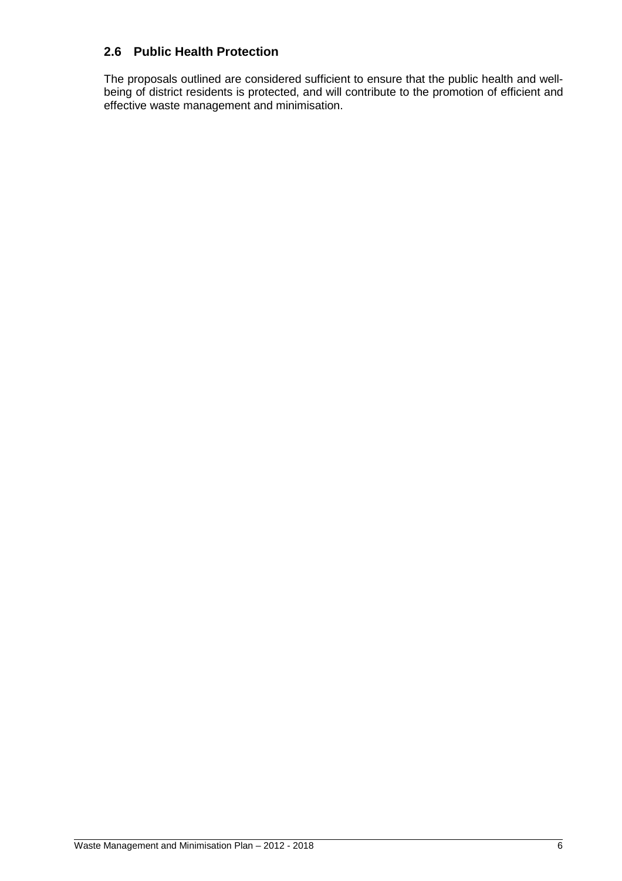## 2.6 Public Health Protection

The proposals outlined are considered sufficient to ensure that the public health and well-being of district residents is protected, and will contribute to the promotion of efficient and effective waste management and minimisation.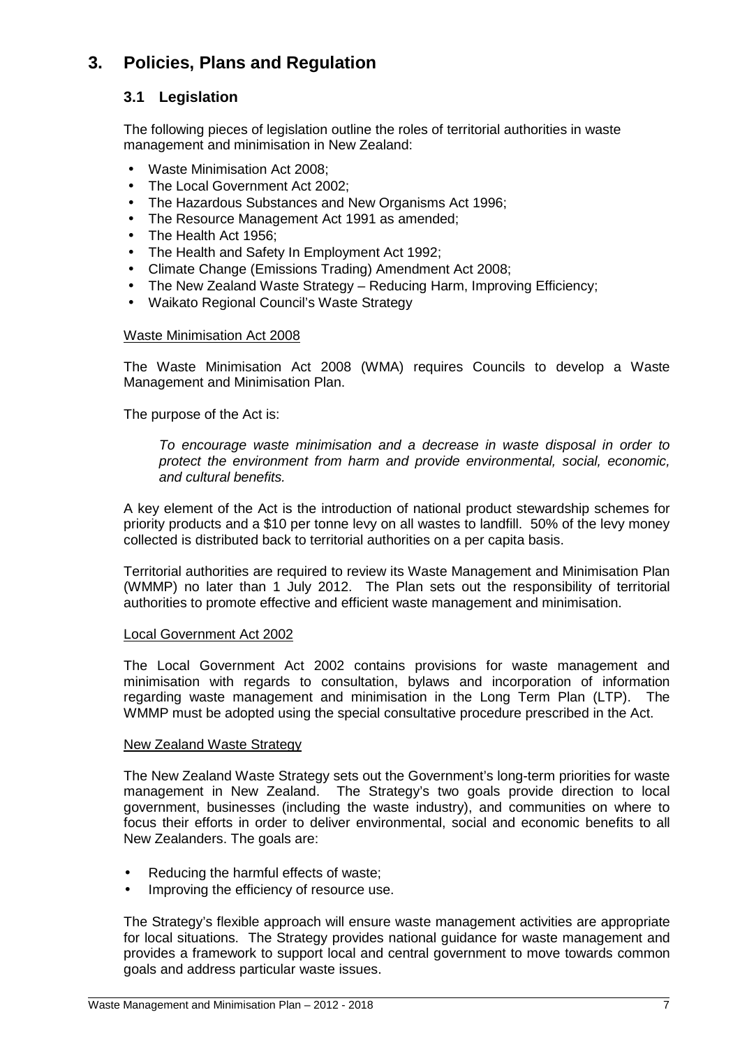# 3. Policies, Plans and Regulation

## 3.1 Legislation

The following pieces of legislation outline the roles of territorial authorities in waste management and minimisation in New Zealand:

- Waste Minimisation Act 2008;
- The Local Government Act 2002;
- The Hazardous Substances and New Organisms Act 1996;
- The Resource Management Act 1991 as amended;
- The Health Act 1956;
- The Health and Safety In Employment Act 1992;
- Climate Change (Emissions Trading) Amendment Act 2008;
- The New Zealand Waste Strategy – Reducing Harm, Improving Efficiency;
- Waikato Regional Council's Waste Strategy

<u>Waste Minimisation Act 2008</u>

The Waste Minimisation Act 2008 (WMA) requires Councils to develop a Waste Management and Minimisation Plan.

The purpose of the Act is:

> *To encourage waste minimisation and a decrease in waste disposal in order to protect the environment from harm and provide environmental, social, economic, and cultural benefits.*

A key element of the Act is the introduction of national product stewardship schemes for priority products and a $10 per tonne levy on all wastes to landfill. 50% of the levy money collected is distributed back to territorial authorities on a per capita basis.

Territorial authorities are required to review its Waste Management and Minimisation Plan (WMMP) no later than 1 July 2012. The Plan sets out the responsibility of territorial authorities to promote effective and efficient waste management and minimisation.

<u>Local Government Act 2002</u>

The Local Government Act 2002 contains provisions for waste management and minimisation with regards to consultation, bylaws and incorporation of information regarding waste management and minimisation in the Long Term Plan (LTP). The WMMP must be adopted using the special consultative procedure prescribed in the Act.

<u>New Zealand Waste Strategy</u>

The New Zealand Waste Strategy sets out the Government's long-term priorities for waste management in New Zealand. The Strategy's two goals provide direction to local government, businesses (including the waste industry), and communities on where to focus their efforts in order to deliver environmental, social and economic benefits to all New Zealanders. The goals are:

- Reducing the harmful effects of waste;
- Improving the efficiency of resource use.

The Strategy's flexible approach will ensure waste management activities are appropriate for local situations. The Strategy provides national guidance for waste management and provides a framework to support local and central government to move towards common goals and address particular waste issues.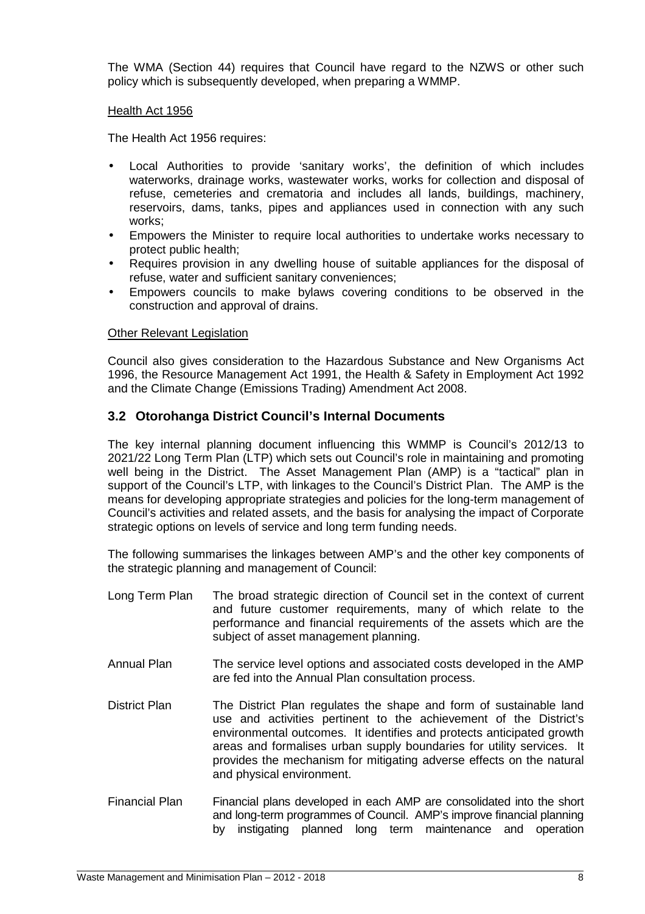The WMA (Section 44) requires that Council have regard to the NZWS or other such policy which is subsequently developed, when preparing a WMMP.

Health Act 1956

The Health Act 1956 requires:

- Local Authorities to provide 'sanitary works', the definition of which includes waterworks, drainage works, wastewater works, works for collection and disposal of refuse, cemeteries and crematoria and includes all lands, buildings, machinery, reservoirs, dams, tanks, pipes and appliances used in connection with any such works;
- Empowers the Minister to require local authorities to undertake works necessary to protect public health;
- Requires provision in any dwelling house of suitable appliances for the disposal of refuse, water and sufficient sanitary conveniences;
- Empowers councils to make bylaws covering conditions to be observed in the construction and approval of drains.

Other Relevant Legislation

Council also gives consideration to the Hazardous Substance and New Organisms Act 1996, the Resource Management Act 1991, the Health & Safety in Employment Act 1992 and the Climate Change (Emissions Trading) Amendment Act 2008.

## 3.2 Otorohanga District Council's Internal Documents

The key internal planning document influencing this WMMP is Council's 2012/13 to 2021/22 Long Term Plan (LTP) which sets out Council's role in maintaining and promoting well being in the District. The Asset Management Plan (AMP) is a "tactical" plan in support of the Council's LTP, with linkages to the Council's District Plan. The AMP is the means for developing appropriate strategies and policies for the long-term management of Council's activities and related assets, and the basis for analysing the impact of Corporate strategic options on levels of service and long term funding needs.

The following summarises the linkages between AMP's and the other key components of the strategic planning and management of Council:

Long Term Plan — The broad strategic direction of Council set in the context of current and future customer requirements, many of which relate to the performance and financial requirements of the assets which are the subject of asset management planning.

Annual Plan — The service level options and associated costs developed in the AMP are fed into the Annual Plan consultation process.

District Plan — The District Plan regulates the shape and form of sustainable land use and activities pertinent to the achievement of the District's environmental outcomes. It identifies and protects anticipated growth areas and formalises urban supply boundaries for utility services. It provides the mechanism for mitigating adverse effects on the natural and physical environment.

Financial Plan — Financial plans developed in each AMP are consolidated into the short and long-term programmes of Council. AMP's improve financial planning by instigating planned long term maintenance and operation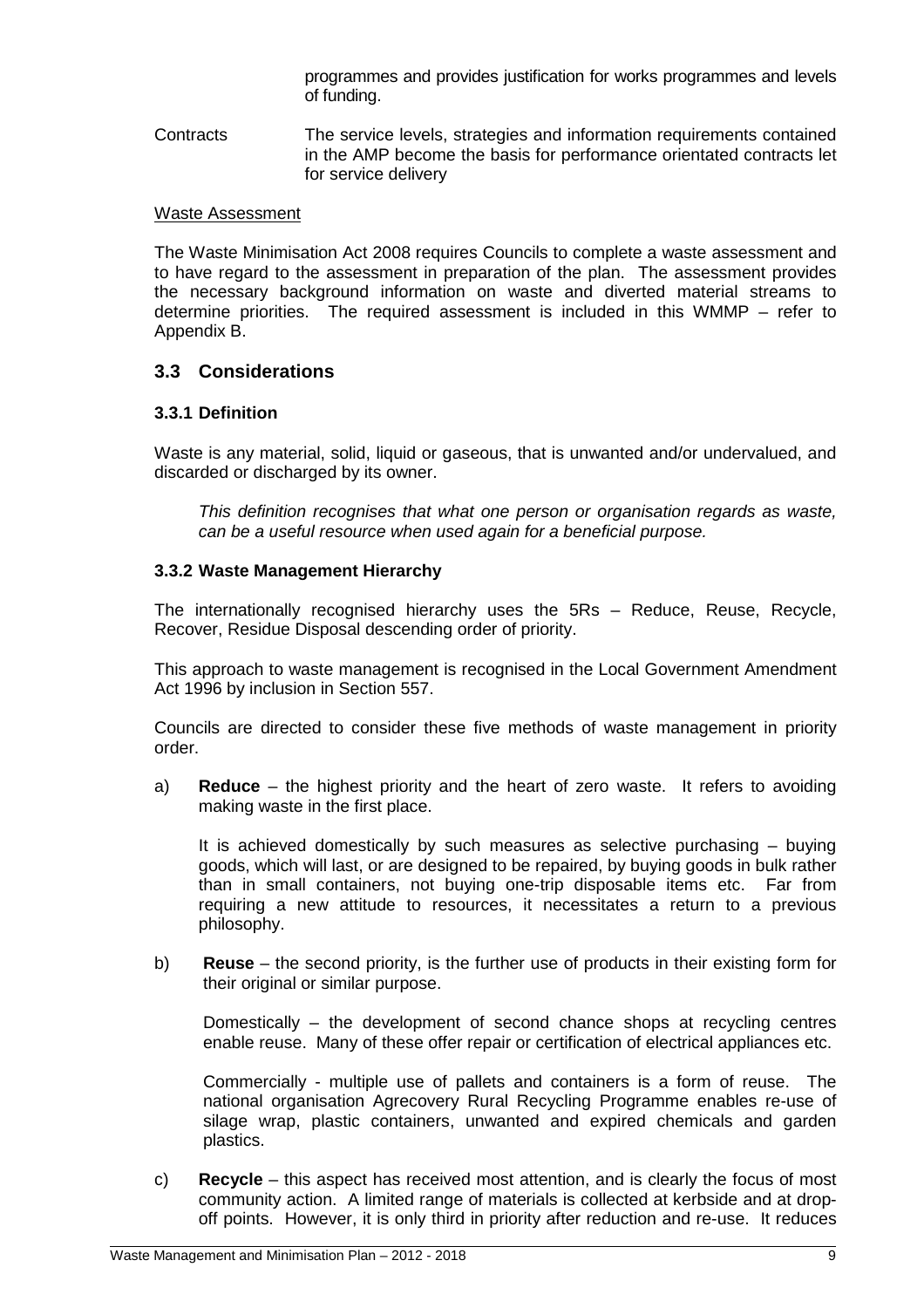programmes and provides justification for works programmes and levels of funding.

Contracts — The service levels, strategies and information requirements contained in the AMP become the basis for performance orientated contracts let for service delivery

Waste Assessment

The Waste Minimisation Act 2008 requires Councils to complete a waste assessment and to have regard to the assessment in preparation of the plan. The assessment provides the necessary background information on waste and diverted material streams to determine priorities. The required assessment is included in this WMMP – refer to Appendix B.

## 3.3 Considerations

### 3.3.1 Definition

Waste is any material, solid, liquid or gaseous, that is unwanted and/or undervalued, and discarded or discharged by its owner.

*This definition recognises that what one person or organisation regards as waste, can be a useful resource when used again for a beneficial purpose.*

### 3.3.2 Waste Management Hierarchy

The internationally recognised hierarchy uses the 5Rs – Reduce, Reuse, Recycle, Recover, Residue Disposal descending order of priority.

This approach to waste management is recognised in the Local Government Amendment Act 1996 by inclusion in Section 557.

Councils are directed to consider these five methods of waste management in priority order.

a) **Reduce** – the highest priority and the heart of zero waste. It refers to avoiding making waste in the first place.

   It is achieved domestically by such measures as selective purchasing – buying goods, which will last, or are designed to be repaired, by buying goods in bulk rather than in small containers, not buying one-trip disposable items etc. Far from requiring a new attitude to resources, it necessitates a return to a previous philosophy.

b) **Reuse** – the second priority, is the further use of products in their existing form for their original or similar purpose.

   Domestically – the development of second chance shops at recycling centres enable reuse. Many of these offer repair or certification of electrical appliances etc.

   Commercially - multiple use of pallets and containers is a form of reuse. The national organisation Agrecovery Rural Recycling Programme enables re-use of silage wrap, plastic containers, unwanted and expired chemicals and garden plastics.

c) **Recycle** – this aspect has received most attention, and is clearly the focus of most community action. A limited range of materials is collected at kerbside and at drop-off points. However, it is only third in priority after reduction and re-use. It reduces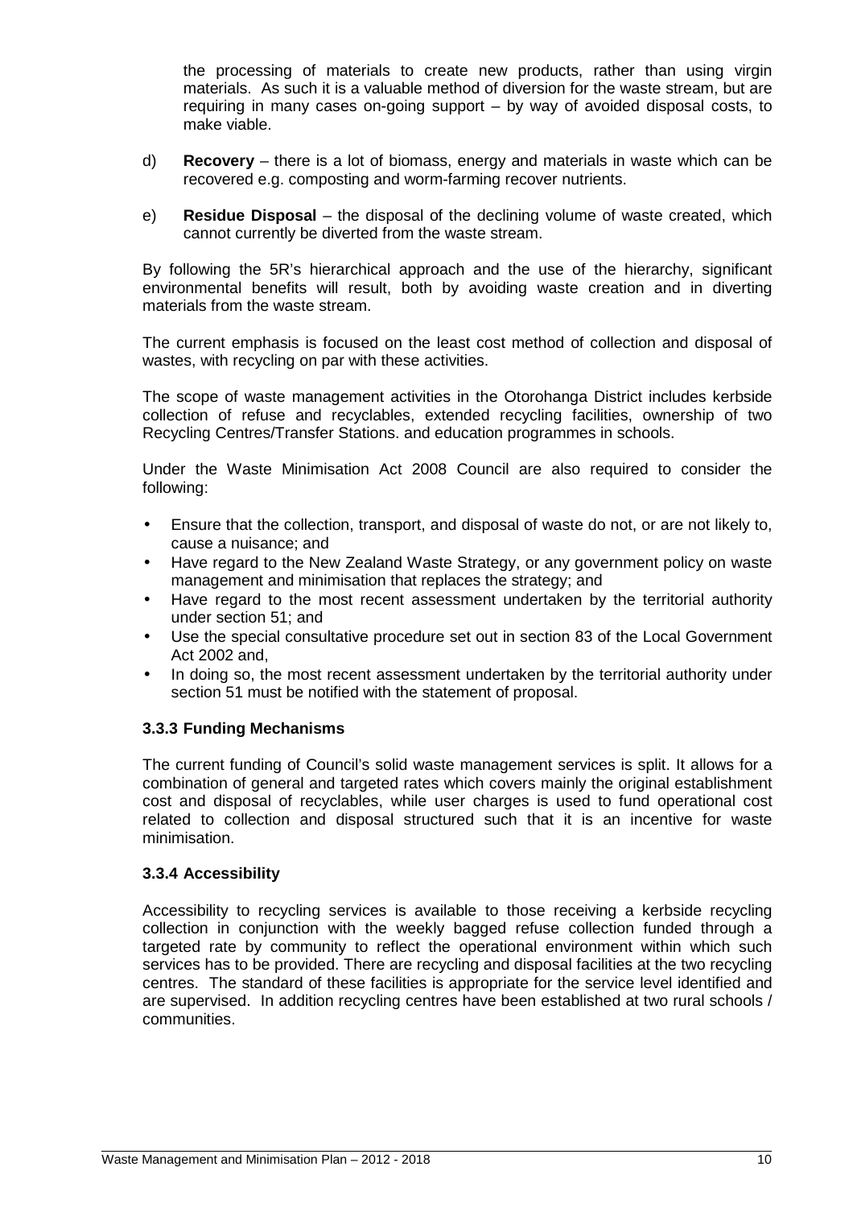the processing of materials to create new products, rather than using virgin materials. As such it is a valuable method of diversion for the waste stream, but are requiring in many cases on-going support – by way of avoided disposal costs, to make viable.

d) **Recovery** – there is a lot of biomass, energy and materials in waste which can be recovered e.g. composting and worm-farming recover nutrients.

e) **Residue Disposal** – the disposal of the declining volume of waste created, which cannot currently be diverted from the waste stream.

By following the 5R's hierarchical approach and the use of the hierarchy, significant environmental benefits will result, both by avoiding waste creation and in diverting materials from the waste stream.

The current emphasis is focused on the least cost method of collection and disposal of wastes, with recycling on par with these activities.

The scope of waste management activities in the Otorohanga District includes kerbside collection of refuse and recyclables, extended recycling facilities, ownership of two Recycling Centres/Transfer Stations. and education programmes in schools.

Under the Waste Minimisation Act 2008 Council are also required to consider the following:

- Ensure that the collection, transport, and disposal of waste do not, or are not likely to, cause a nuisance; and
- Have regard to the New Zealand Waste Strategy, or any government policy on waste management and minimisation that replaces the strategy; and
- Have regard to the most recent assessment undertaken by the territorial authority under section 51; and
- Use the special consultative procedure set out in section 83 of the Local Government Act 2002 and,
- In doing so, the most recent assessment undertaken by the territorial authority under section 51 must be notified with the statement of proposal.

### 3.3.3 Funding Mechanisms

The current funding of Council's solid waste management services is split. It allows for a combination of general and targeted rates which covers mainly the original establishment cost and disposal of recyclables, while user charges is used to fund operational cost related to collection and disposal structured such that it is an incentive for waste minimisation.

### 3.3.4 Accessibility

Accessibility to recycling services is available to those receiving a kerbside recycling collection in conjunction with the weekly bagged refuse collection funded through a targeted rate by community to reflect the operational environment within which such services has to be provided. There are recycling and disposal facilities at the two recycling centres. The standard of these facilities is appropriate for the service level identified and are supervised. In addition recycling centres have been established at two rural schools / communities.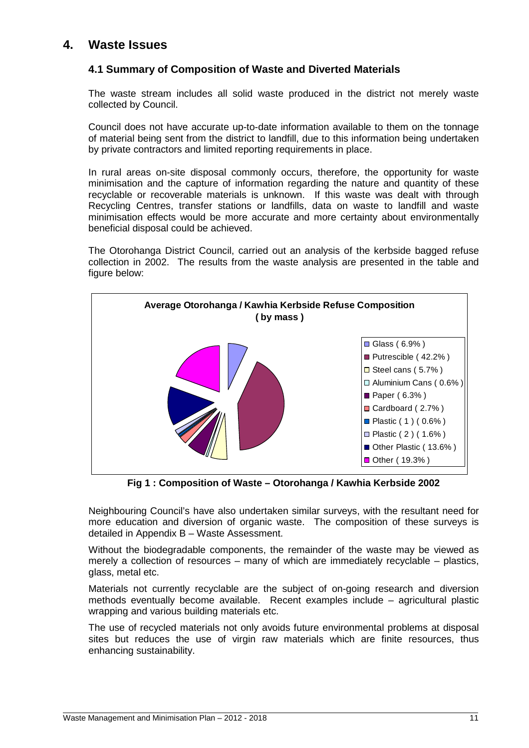# 4. Waste Issues

## 4.1 Summary of Composition of Waste and Diverted Materials

The waste stream includes all solid waste produced in the district not merely waste collected by Council.

Council does not have accurate up-to-date information available to them on the tonnage of material being sent from the district to landfill, due to this information being undertaken by private contractors and limited reporting requirements in place.

In rural areas on-site disposal commonly occurs, therefore, the opportunity for waste minimisation and the capture of information regarding the nature and quantity of these recyclable or recoverable materials is unknown. If this waste was dealt with through Recycling Centres, transfer stations or landfills, data on waste to landfill and waste minimisation effects would be more accurate and more certainty about environmentally beneficial disposal could be achieved.

The Otorohanga District Council, carried out an analysis of the kerbside bagged refuse collection in 2002. The results from the waste analysis are presented in the table and figure below:

**Average Otorohanga / Kawhia Kerbside Refuse Composition ( by mass )**

| Component | Percentage |
|---|---|
| Glass | 6.9% |
| Putrescible | 42.2% |
| Steel cans | 5.7% |
| Aluminium Cans | 0.6% |
| Paper | 6.3% |
| Cardboard | 2.7% |
| Plastic ( 1 ) | 0.6% |
| Plastic ( 2 ) | 1.6% |
| Other Plastic | 13.6% |
| Other | 19.3% |

**Fig 1 : Composition of Waste – Otorohanga / Kawhia Kerbside 2002**

Neighbouring Council's have also undertaken similar surveys, with the resultant need for more education and diversion of organic waste. The composition of these surveys is detailed in Appendix B – Waste Assessment.

Without the biodegradable components, the remainder of the waste may be viewed as merely a collection of resources – many of which are immediately recyclable – plastics, glass, metal etc.

Materials not currently recyclable are the subject of on-going research and diversion methods eventually become available. Recent examples include – agricultural plastic wrapping and various building materials etc.

The use of recycled materials not only avoids future environmental problems at disposal sites but reduces the use of virgin raw materials which are finite resources, thus enhancing sustainability.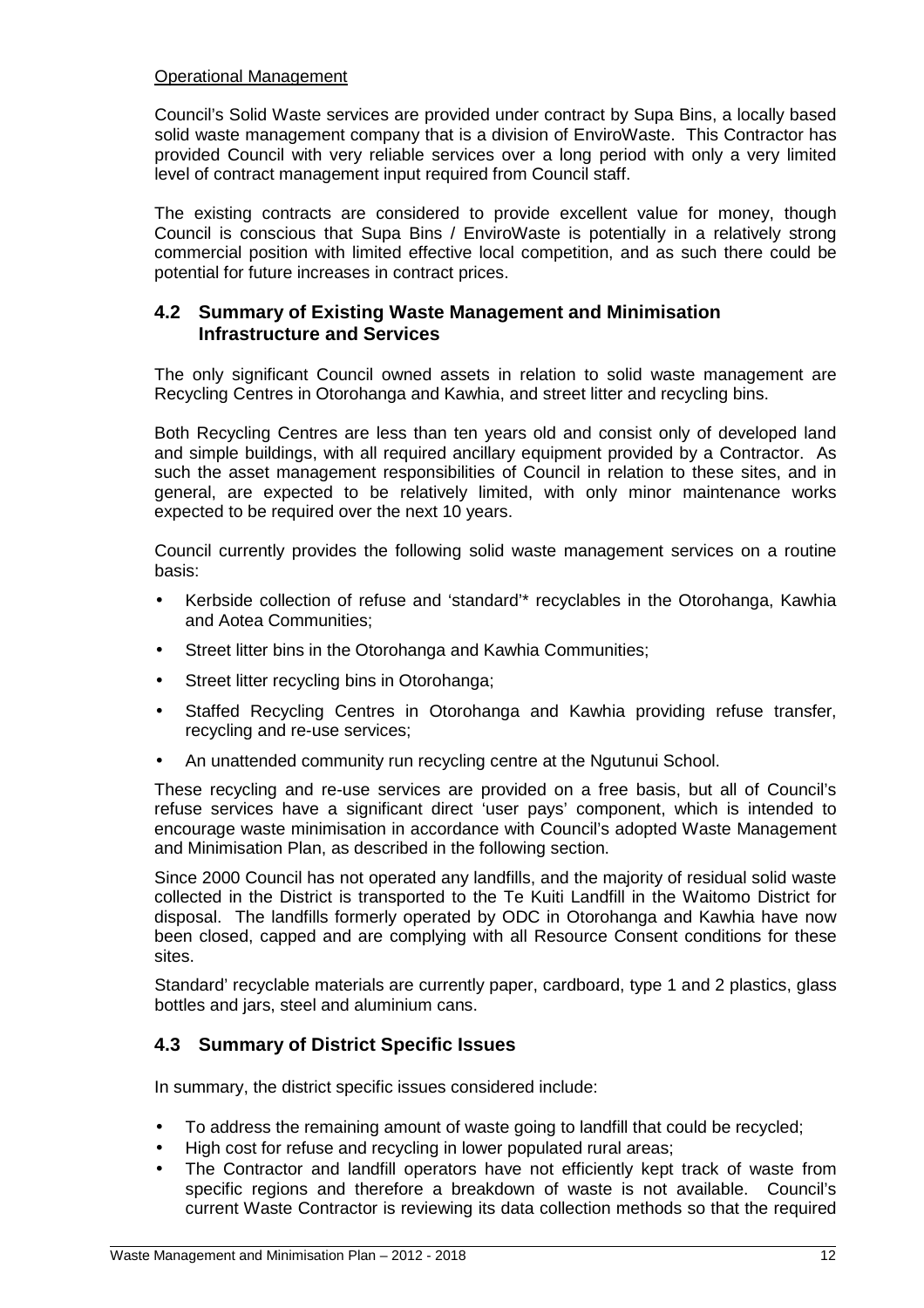Operational Management

Council's Solid Waste services are provided under contract by Supa Bins, a locally based solid waste management company that is a division of EnviroWaste. This Contractor has provided Council with very reliable services over a long period with only a very limited level of contract management input required from Council staff.

The existing contracts are considered to provide excellent value for money, though Council is conscious that Supa Bins / EnviroWaste is potentially in a relatively strong commercial position with limited effective local competition, and as such there could be potential for future increases in contract prices.

## 4.2 Summary of Existing Waste Management and Minimisation Infrastructure and Services

The only significant Council owned assets in relation to solid waste management are Recycling Centres in Otorohanga and Kawhia, and street litter and recycling bins.

Both Recycling Centres are less than ten years old and consist only of developed land and simple buildings, with all required ancillary equipment provided by a Contractor. As such the asset management responsibilities of Council in relation to these sites, and in general, are expected to be relatively limited, with only minor maintenance works expected to be required over the next 10 years.

Council currently provides the following solid waste management services on a routine basis:

- Kerbside collection of refuse and 'standard'* recyclables in the Otorohanga, Kawhia and Aotea Communities;
- Street litter bins in the Otorohanga and Kawhia Communities;
- Street litter recycling bins in Otorohanga;
- Staffed Recycling Centres in Otorohanga and Kawhia providing refuse transfer, recycling and re-use services;
- An unattended community run recycling centre at the Ngutunui School.

These recycling and re-use services are provided on a free basis, but all of Council's refuse services have a significant direct 'user pays' component, which is intended to encourage waste minimisation in accordance with Council's adopted Waste Management and Minimisation Plan, as described in the following section.

Since 2000 Council has not operated any landfills, and the majority of residual solid waste collected in the District is transported to the Te Kuiti Landfill in the Waitomo District for disposal. The landfills formerly operated by ODC in Otorohanga and Kawhia have now been closed, capped and are complying with all Resource Consent conditions for these sites.

Standard' recyclable materials are currently paper, cardboard, type 1 and 2 plastics, glass bottles and jars, steel and aluminium cans.

## 4.3 Summary of District Specific Issues

In summary, the district specific issues considered include:

- To address the remaining amount of waste going to landfill that could be recycled;
- High cost for refuse and recycling in lower populated rural areas;
- The Contractor and landfill operators have not efficiently kept track of waste from specific regions and therefore a breakdown of waste is not available. Council's current Waste Contractor is reviewing its data collection methods so that the required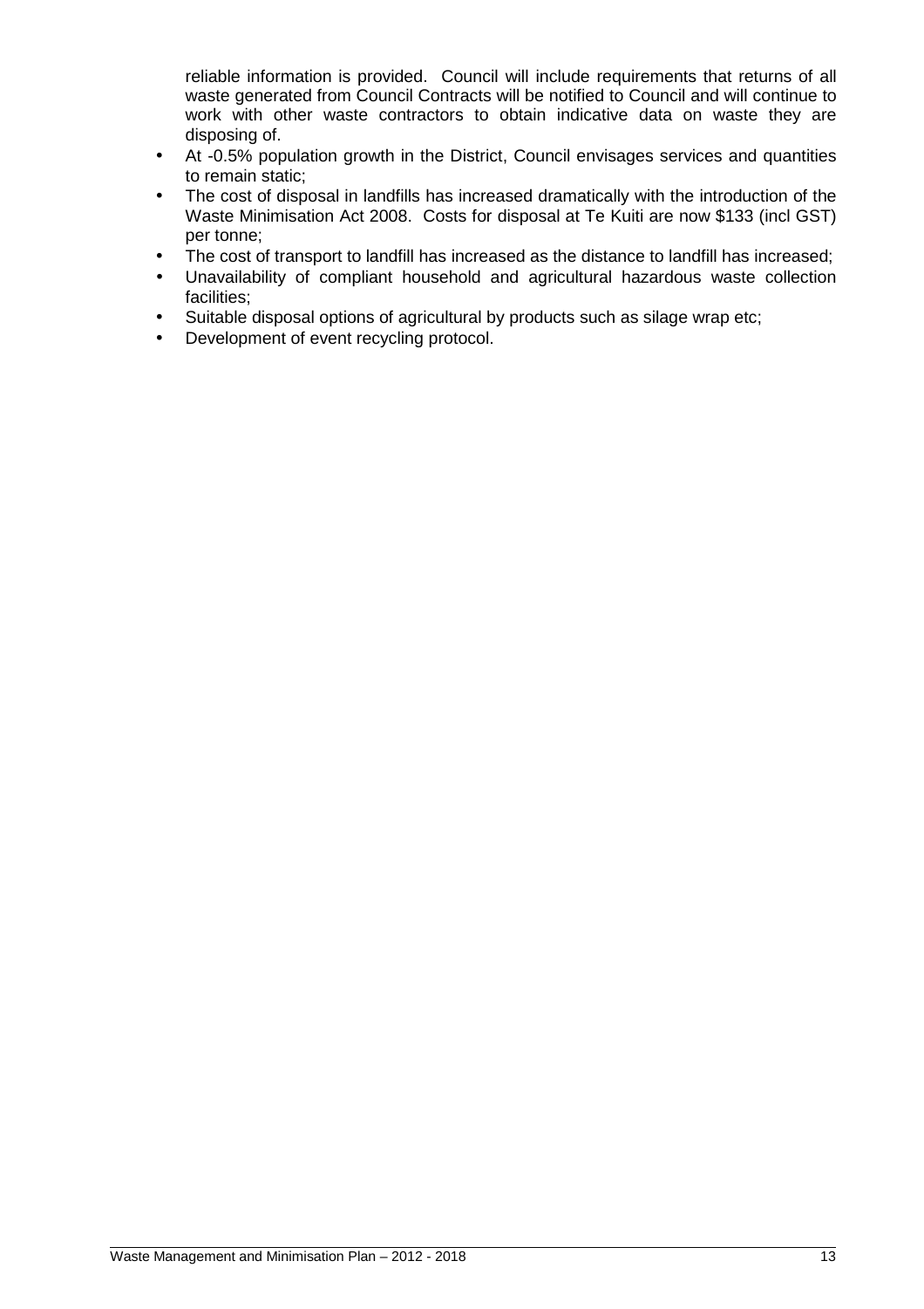reliable information is provided. Council will include requirements that returns of all waste generated from Council Contracts will be notified to Council and will continue to work with other waste contractors to obtain indicative data on waste they are disposing of.

- At -0.5% population growth in the District, Council envisages services and quantities to remain static;
- The cost of disposal in landfills has increased dramatically with the introduction of the Waste Minimisation Act 2008. Costs for disposal at Te Kuiti are now $133 (incl GST) per tonne;
- The cost of transport to landfill has increased as the distance to landfill has increased;
- Unavailability of compliant household and agricultural hazardous waste collection facilities;
- Suitable disposal options of agricultural by products such as silage wrap etc;
- Development of event recycling protocol.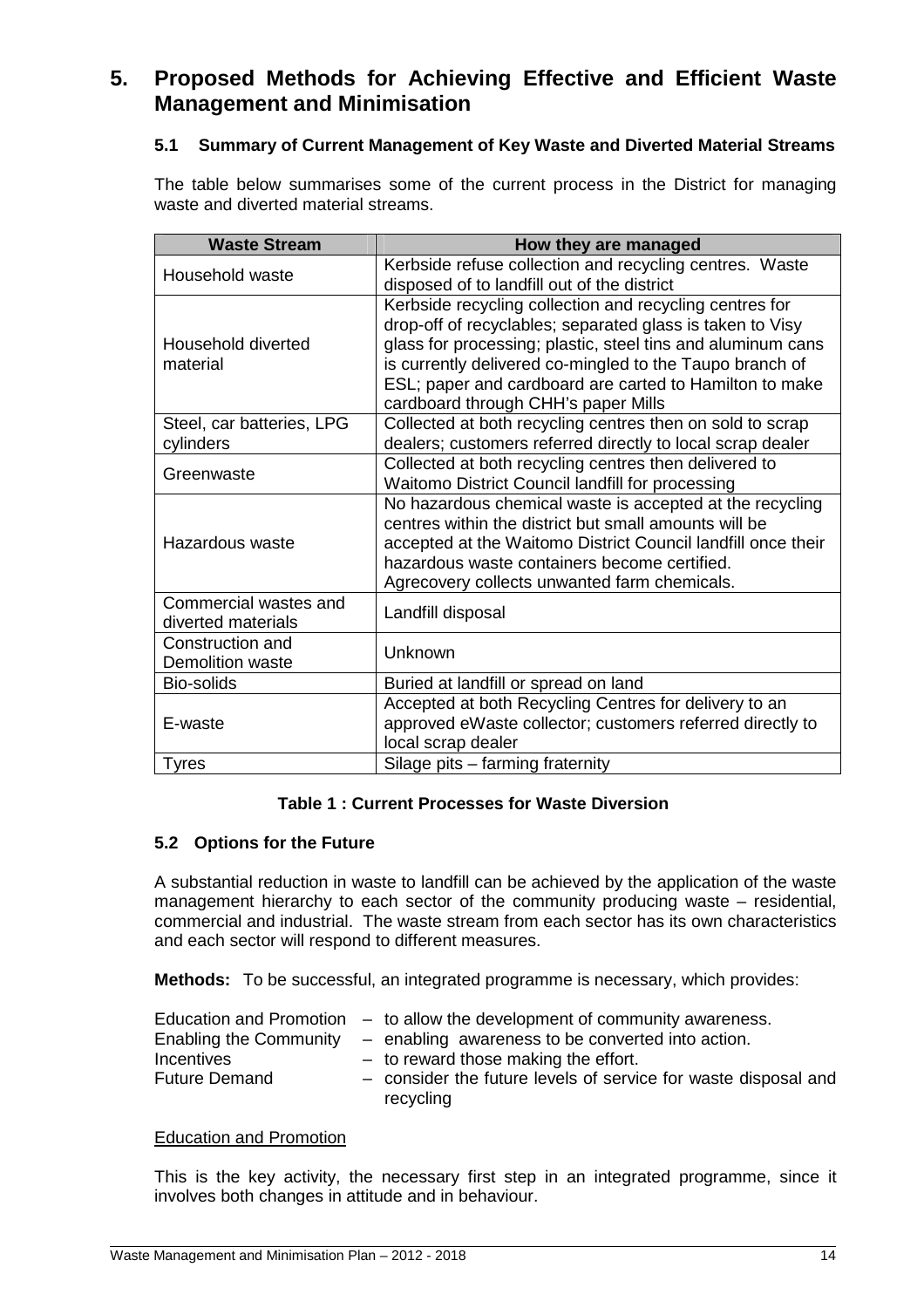# 5. Proposed Methods for Achieving Effective and Efficient Waste Management and Minimisation

## 5.1 Summary of Current Management of Key Waste and Diverted Material Streams

The table below summarises some of the current process in the District for managing waste and diverted material streams.

| Waste Stream | How they are managed |
|---|---|
| Household waste | Kerbside refuse collection and recycling centres. Waste disposed of to landfill out of the district |
| Household diverted material | Kerbside recycling collection and recycling centres for drop-off of recyclables; separated glass is taken to Visy glass for processing; plastic, steel tins and aluminum cans is currently delivered co-mingled to the Taupo branch of ESL; paper and cardboard are carted to Hamilton to make cardboard through CHH's paper Mills |
| Steel, car batteries, LPG cylinders | Collected at both recycling centres then on sold to scrap dealers; customers referred directly to local scrap dealer |
| Greenwaste | Collected at both recycling centres then delivered to Waitomo District Council landfill for processing |
| Hazardous waste | No hazardous chemical waste is accepted at the recycling centres within the district but small amounts will be accepted at the Waitomo District Council landfill once their hazardous waste containers become certified. Agrecovery collects unwanted farm chemicals. |
| Commercial wastes and diverted materials | Landfill disposal |
| Construction and Demolition waste | Unknown |
| Bio-solids | Buried at landfill or spread on land |
| E-waste | Accepted at both Recycling Centres for delivery to an approved eWaste collector; customers referred directly to local scrap dealer |
| Tyres | Silage pits – farming fraternity |

**Table 1 : Current Processes for Waste Diversion**

## 5.2 Options for the Future

A substantial reduction in waste to landfill can be achieved by the application of the waste management hierarchy to each sector of the community producing waste – residential, commercial and industrial. The waste stream from each sector has its own characteristics and each sector will respond to different measures.

**Methods:** To be successful, an integrated programme is necessary, which provides:

- Education and Promotion – to allow the development of community awareness.
- Enabling the Community – enabling awareness to be converted into action.
- Incentives – to reward those making the effort.
- Future Demand – consider the future levels of service for waste disposal and recycling

<u>Education and Promotion</u>

This is the key activity, the necessary first step in an integrated programme, since it involves both changes in attitude and in behaviour.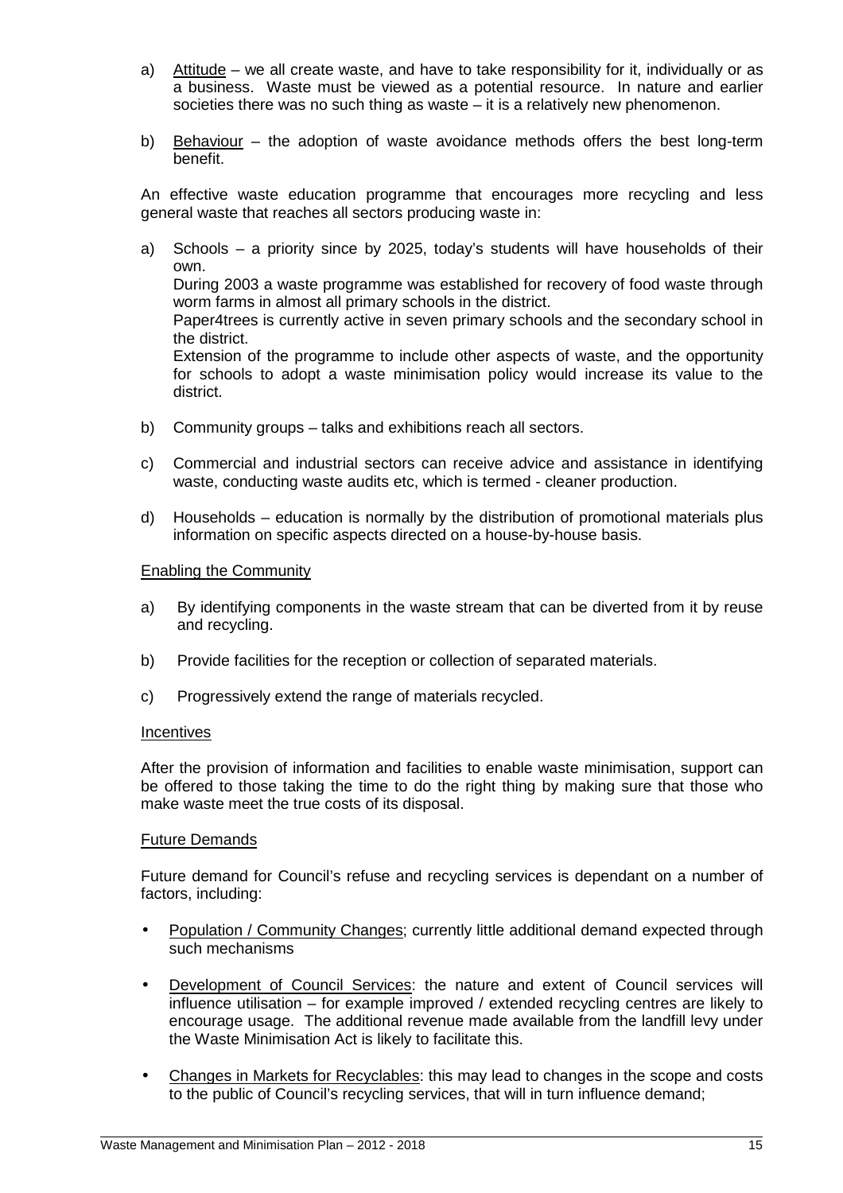a) Attitude – we all create waste, and have to take responsibility for it, individually or as a business. Waste must be viewed as a potential resource. In nature and earlier societies there was no such thing as waste – it is a relatively new phenomenon.

b) Behaviour – the adoption of waste avoidance methods offers the best long-term benefit.

An effective waste education programme that encourages more recycling and less general waste that reaches all sectors producing waste in:

a) Schools – a priority since by 2025, today's students will have households of their own.
During 2003 a waste programme was established for recovery of food waste through worm farms in almost all primary schools in the district.
Paper4trees is currently active in seven primary schools and the secondary school in the district.
Extension of the programme to include other aspects of waste, and the opportunity for schools to adopt a waste minimisation policy would increase its value to the district.

b) Community groups – talks and exhibitions reach all sectors.

c) Commercial and industrial sectors can receive advice and assistance in identifying waste, conducting waste audits etc, which is termed - cleaner production.

d) Households – education is normally by the distribution of promotional materials plus information on specific aspects directed on a house-by-house basis.

Enabling the Community

a) By identifying components in the waste stream that can be diverted from it by reuse and recycling.

b) Provide facilities for the reception or collection of separated materials.

c) Progressively extend the range of materials recycled.

Incentives

After the provision of information and facilities to enable waste minimisation, support can be offered to those taking the time to do the right thing by making sure that those who make waste meet the true costs of its disposal.

Future Demands

Future demand for Council's refuse and recycling services is dependant on a number of factors, including:

- Population / Community Changes; currently little additional demand expected through such mechanisms
- Development of Council Services: the nature and extent of Council services will influence utilisation – for example improved / extended recycling centres are likely to encourage usage. The additional revenue made available from the landfill levy under the Waste Minimisation Act is likely to facilitate this.
- Changes in Markets for Recyclables: this may lead to changes in the scope and costs to the public of Council's recycling services, that will in turn influence demand;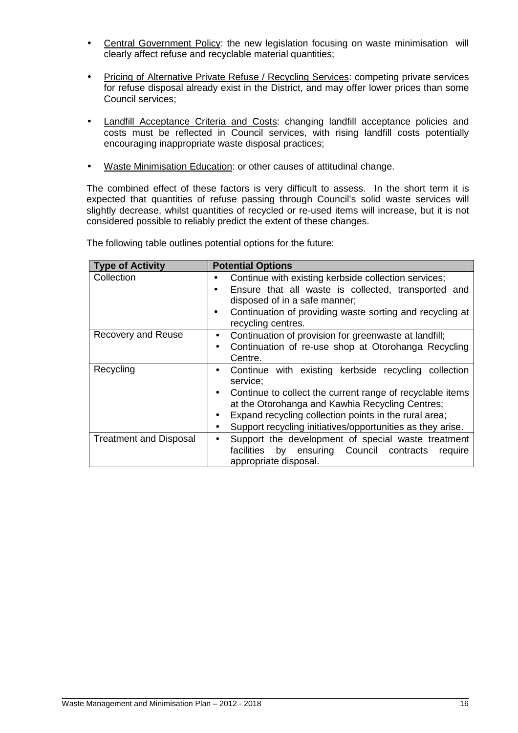- <u>Central Government Policy</u>: the new legislation focusing on waste minimisation will clearly affect refuse and recyclable material quantities;

- <u>Pricing of Alternative Private Refuse / Recycling Services</u>: competing private services for refuse disposal already exist in the District, and may offer lower prices than some Council services;

- <u>Landfill Acceptance Criteria and Costs</u>: changing landfill acceptance policies and costs must be reflected in Council services, with rising landfill costs potentially encouraging inappropriate waste disposal practices;

- <u>Waste Minimisation Education</u>: or other causes of attitudinal change.

The combined effect of these factors is very difficult to assess. In the short term it is expected that quantities of refuse passing through Council's solid waste services will slightly decrease, whilst quantities of recycled or re-used items will increase, but it is not considered possible to reliably predict the extent of these changes.

The following table outlines potential options for the future:

| Type of Activity | Potential Options |
|---|---|
| Collection | • Continue with existing kerbside collection services;<br>• Ensure that all waste is collected, transported and disposed of in a safe manner;<br>• Continuation of providing waste sorting and recycling at recycling centres. |
| Recovery and Reuse | • Continuation of provision for greenwaste at landfill;<br>• Continuation of re-use shop at Otorohanga Recycling Centre. |
| Recycling | • Continue with existing kerbside recycling collection service;<br>• Continue to collect the current range of recyclable items at the Otorohanga and Kawhia Recycling Centres;<br>• Expand recycling collection points in the rural area;<br>• Support recycling initiatives/opportunities as they arise. |
| Treatment and Disposal | • Support the development of special waste treatment facilities by ensuring Council contracts require appropriate disposal. |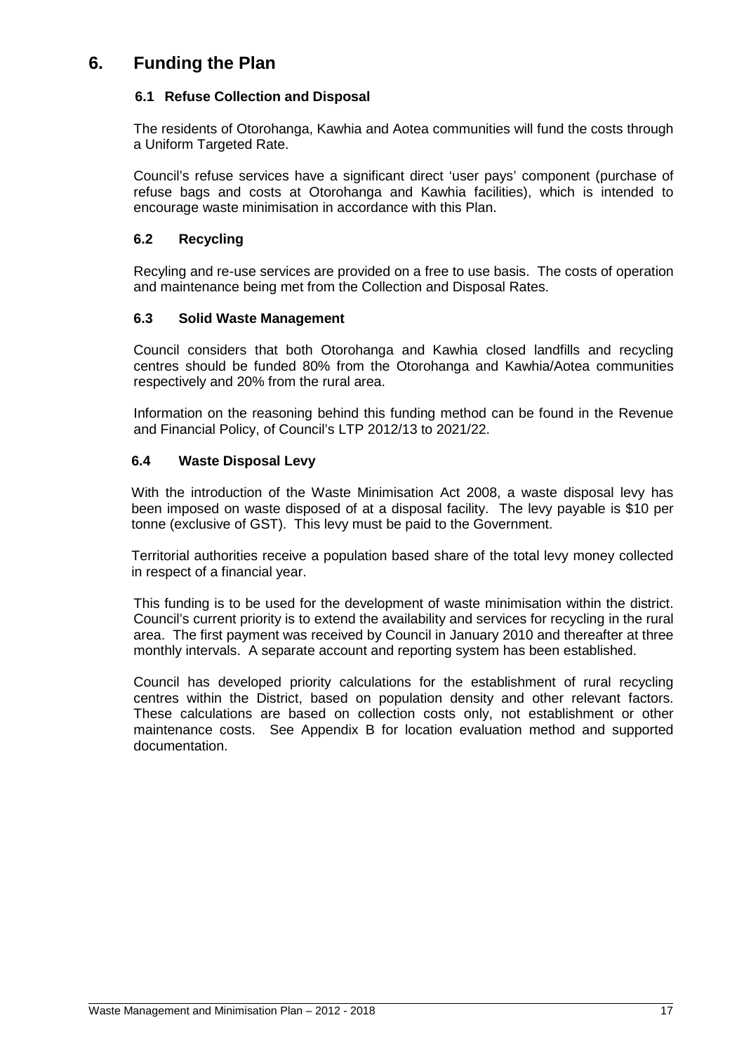# 6. Funding the Plan

## 6.1 Refuse Collection and Disposal

The residents of Otorohanga, Kawhia and Aotea communities will fund the costs through a Uniform Targeted Rate.

Council's refuse services have a significant direct 'user pays' component (purchase of refuse bags and costs at Otorohanga and Kawhia facilities), which is intended to encourage waste minimisation in accordance with this Plan.

## 6.2 Recycling

Recyling and re-use services are provided on a free to use basis. The costs of operation and maintenance being met from the Collection and Disposal Rates.

## 6.3 Solid Waste Management

Council considers that both Otorohanga and Kawhia closed landfills and recycling centres should be funded 80% from the Otorohanga and Kawhia/Aotea communities respectively and 20% from the rural area.

Information on the reasoning behind this funding method can be found in the Revenue and Financial Policy, of Council's LTP 2012/13 to 2021/22.

## 6.4 Waste Disposal Levy

With the introduction of the Waste Minimisation Act 2008, a waste disposal levy has been imposed on waste disposed of at a disposal facility. The levy payable is $10 per tonne (exclusive of GST). This levy must be paid to the Government.

Territorial authorities receive a population based share of the total levy money collected in respect of a financial year.

This funding is to be used for the development of waste minimisation within the district. Council's current priority is to extend the availability and services for recycling in the rural area. The first payment was received by Council in January 2010 and thereafter at three monthly intervals. A separate account and reporting system has been established.

Council has developed priority calculations for the establishment of rural recycling centres within the District, based on population density and other relevant factors. These calculations are based on collection costs only, not establishment or other maintenance costs. See Appendix B for location evaluation method and supported documentation.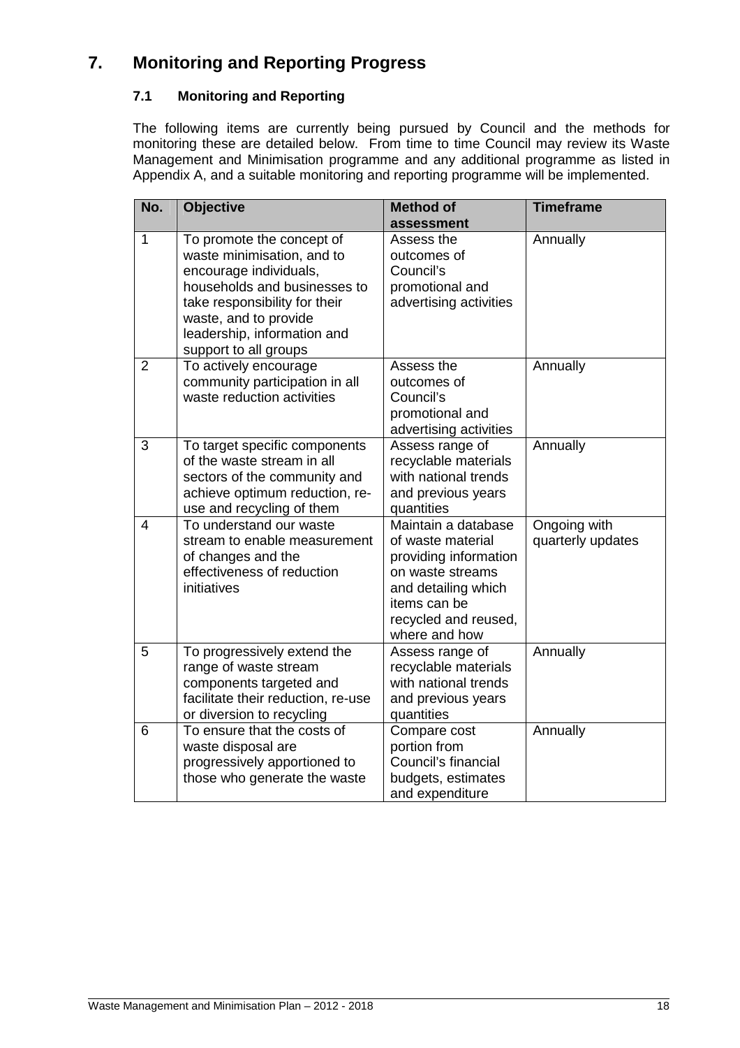# 7. Monitoring and Reporting Progress

## 7.1 Monitoring and Reporting

The following items are currently being pursued by Council and the methods for monitoring these are detailed below. From time to time Council may review its Waste Management and Minimisation programme and any additional programme as listed in Appendix A, and a suitable monitoring and reporting programme will be implemented.

| No. | Objective | Method of assessment | Timeframe |
|---|---|---|---|
| 1 | To promote the concept of waste minimisation, and to encourage individuals, households and businesses to take responsibility for their waste, and to provide leadership, information and support to all groups | Assess the outcomes of Council's promotional and advertising activities | Annually |
| 2 | To actively encourage community participation in all waste reduction activities | Assess the outcomes of Council's promotional and advertising activities | Annually |
| 3 | To target specific components of the waste stream in all sectors of the community and achieve optimum reduction, re-use and recycling of them | Assess range of recyclable materials with national trends and previous years quantities | Annually |
| 4 | To understand our waste stream to enable measurement of changes and the effectiveness of reduction initiatives | Maintain a database of waste material providing information on waste streams and detailing which items can be recycled and reused, where and how | Ongoing with quarterly updates |
| 5 | To progressively extend the range of waste stream components targeted and facilitate their reduction, re-use or diversion to recycling | Assess range of recyclable materials with national trends and previous years quantities | Annually |
| 6 | To ensure that the costs of waste disposal are progressively apportioned to those who generate the waste | Compare cost portion from Council's financial budgets, estimates and expenditure | Annually |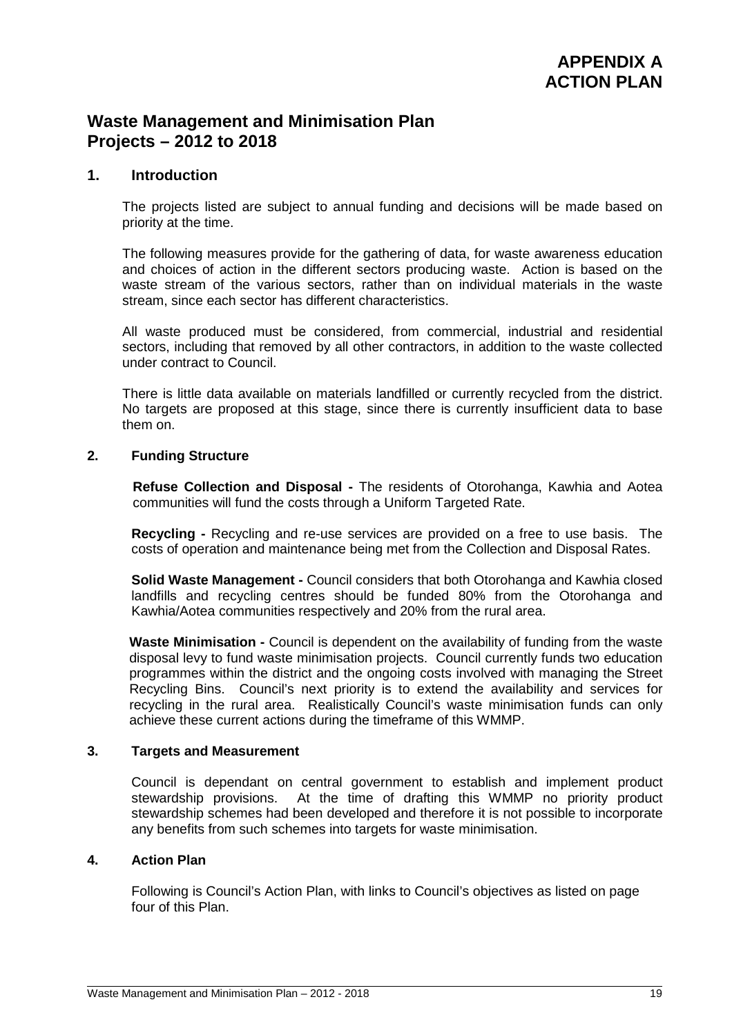# APPENDIX A ACTION PLAN

## Waste Management and Minimisation Plan Projects – 2012 to 2018

### 1. Introduction

The projects listed are subject to annual funding and decisions will be made based on priority at the time.

The following measures provide for the gathering of data, for waste awareness education and choices of action in the different sectors producing waste. Action is based on the waste stream of the various sectors, rather than on individual materials in the waste stream, since each sector has different characteristics.

All waste produced must be considered, from commercial, industrial and residential sectors, including that removed by all other contractors, in addition to the waste collected under contract to Council.

There is little data available on materials landfilled or currently recycled from the district. No targets are proposed at this stage, since there is currently insufficient data to base them on.

### 2. Funding Structure

**Refuse Collection and Disposal -** The residents of Otorohanga, Kawhia and Aotea communities will fund the costs through a Uniform Targeted Rate.

**Recycling -** Recycling and re-use services are provided on a free to use basis. The costs of operation and maintenance being met from the Collection and Disposal Rates.

**Solid Waste Management -** Council considers that both Otorohanga and Kawhia closed landfills and recycling centres should be funded 80% from the Otorohanga and Kawhia/Aotea communities respectively and 20% from the rural area.

**Waste Minimisation -** Council is dependent on the availability of funding from the waste disposal levy to fund waste minimisation projects. Council currently funds two education programmes within the district and the ongoing costs involved with managing the Street Recycling Bins. Council's next priority is to extend the availability and services for recycling in the rural area. Realistically Council's waste minimisation funds can only achieve these current actions during the timeframe of this WMMP.

### 3. Targets and Measurement

Council is dependant on central government to establish and implement product stewardship provisions. At the time of drafting this WMMP no priority product stewardship schemes had been developed and therefore it is not possible to incorporate any benefits from such schemes into targets for waste minimisation.

### 4. Action Plan

Following is Council's Action Plan, with links to Council's objectives as listed on page four of this Plan.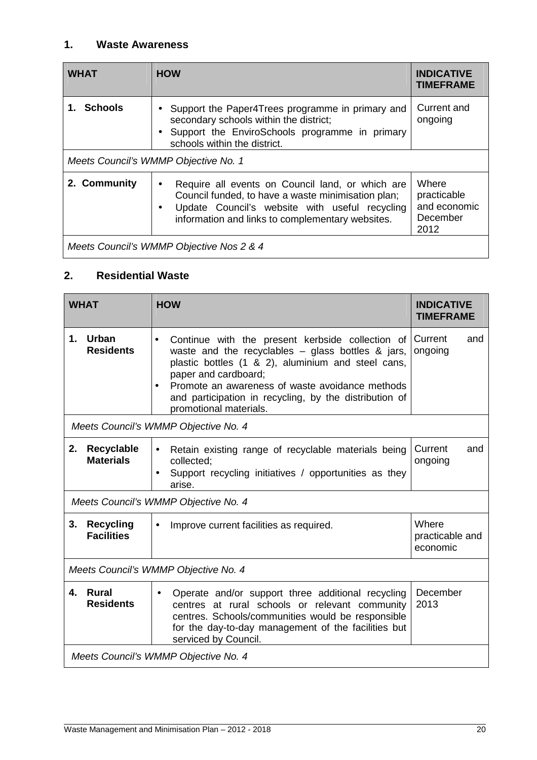## 1. Waste Awareness

| WHAT | HOW | INDICATIVE TIMEFRAME |
|---|---|---|
| **1. Schools** | • Support the Paper4Trees programme in primary and secondary schools within the district;<br>• Support the EnviroSchools programme in primary schools within the district. | Current and ongoing |
| *Meets Council's WMMP Objective No. 1* | | |
| **2. Community** | • Require all events on Council land, or which are Council funded, to have a waste minimisation plan;<br>• Update Council's website with useful recycling information and links to complementary websites. | Where practicable and economic December 2012 |
| *Meets Council's WMMP Objective Nos 2 & 4* | | |

## 2. Residential Waste

| WHAT | HOW | INDICATIVE TIMEFRAME |
|---|---|---|
| **1. Urban Residents** | • Continue with the present kerbside collection of waste and the recyclables – glass bottles & jars, plastic bottles (1 & 2), aluminium and steel cans, paper and cardboard;<br>• Promote an awareness of waste avoidance methods and participation in recycling, by the distribution of promotional materials. | Current and ongoing |
| *Meets Council's WMMP Objective No. 4* | | |
| **2. Recyclable Materials** | • Retain existing range of recyclable materials being collected;<br>• Support recycling initiatives / opportunities as they arise. | Current and ongoing |
| *Meets Council's WMMP Objective No. 4* | | |
| **3. Recycling Facilities** | • Improve current facilities as required. | Where practicable and economic |
| *Meets Council's WMMP Objective No. 4* | | |
| **4. Rural Residents** | • Operate and/or support three additional recycling centres at rural schools or relevant community centres. Schools/communities would be responsible for the day-to-day management of the facilities but serviced by Council. | December 2013 |
| *Meets Council's WMMP Objective No. 4* | | |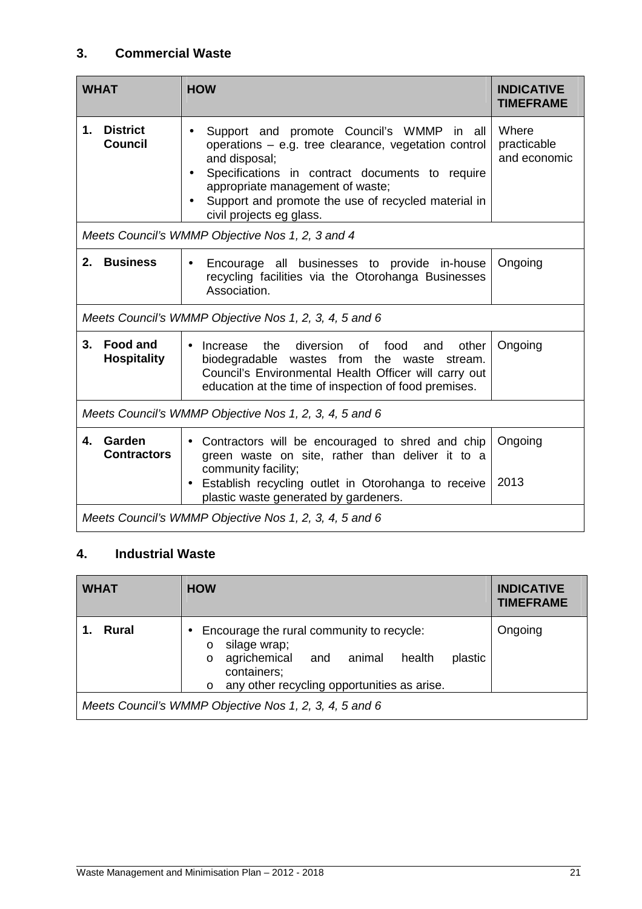## 3. Commercial Waste

| WHAT | HOW | INDICATIVE TIMEFRAME |
|---|---|---|
| **1. District Council** | • Support and promote Council's WMMP in all operations – e.g. tree clearance, vegetation control and disposal;<br>• Specifications in contract documents to require appropriate management of waste;<br>• Support and promote the use of recycled material in civil projects eg glass. | Where practicable and economic |
| *Meets Council's WMMP Objective Nos 1, 2, 3 and 4* | | |
| **2. Business** | • Encourage all businesses to provide in-house recycling facilities via the Otorohanga Businesses Association. | Ongoing |
| *Meets Council's WMMP Objective Nos 1, 2, 3, 4, 5 and 6* | | |
| **3. Food and Hospitality** | • Increase the diversion of food and other biodegradable wastes from the waste stream. Council's Environmental Health Officer will carry out education at the time of inspection of food premises. | Ongoing |
| *Meets Council's WMMP Objective Nos 1, 2, 3, 4, 5 and 6* | | |
| **4. Garden Contractors** | • Contractors will be encouraged to shred and chip green waste on site, rather than deliver it to a community facility;<br>• Establish recycling outlet in Otorohanga to receive plastic waste generated by gardeners. | Ongoing<br><br>2013 |
| *Meets Council's WMMP Objective Nos 1, 2, 3, 4, 5 and 6* | | |

## 4. Industrial Waste

| WHAT | HOW | INDICATIVE TIMEFRAME |
|---|---|---|
| **1. Rural** | • Encourage the rural community to recycle:<br>o silage wrap;<br>o agrichemical and animal health plastic containers;<br>o any other recycling opportunities as arise. | Ongoing |
| *Meets Council's WMMP Objective Nos 1, 2, 3, 4, 5 and 6* | | |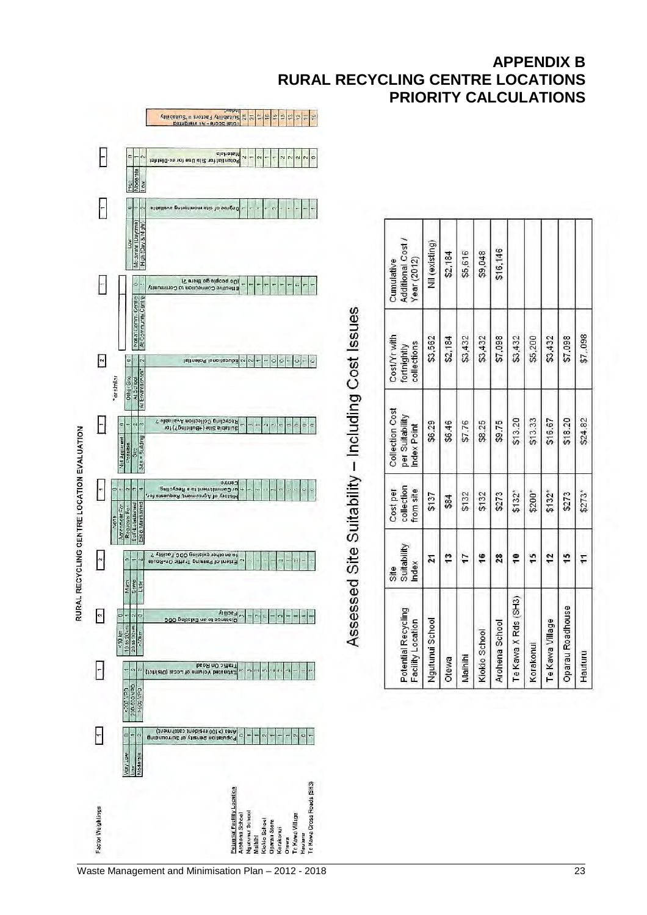# APPENDIX B
# RURAL RECYCLING CENTRE LOCATIONS
# PRIORITY CALCULATIONS

## RURAL RECYCLING CENTRE LOCATION EVALUATION

| Factor | Factor Weightings | Scoring |
|---|---|---|
| Population Density of Surrounding Area (≥100 resident catchment) | 1 | Very Low 0; Low 1; Moderate 2 |
| Estimated Volume of Local (District) Traffic On Road | 1 | <200 VPD 1; 200-500 VPD 2; >500 VPD 3 |
| Distance to an Existing ODC Facility | 2 | <10 km 0; 10 to 20 km 1; 20 to 30 km 2; >30 km 3 |
| Extent of Passing Traffic On-Route to another existing ODC Facility? | 2 | Much 0; Some 1; Little 2 |
| History of Agreement, Requests for, or Commitment to a Recycling Centre | 1 | None 0; Agreement For 1; Requests For 2; Est'd/Established 3; Est'd Maintained 4 |
| Suitable Site (+Building?) for Recycling Collection Available? | 1 | Not Apparent 0; Possible 1; Site 2; Site + Building 3 |
| Educational Potential | 2 | Other Site 0; At School 1; At Environmental* 2 |
| Effective Connection to Community (Do people go there?) | 1 | Not at Comm. Centre 0; At Community Centre 1 |
| Degree of site monitoring available | 1 | Low 0; Moderate (Daytime) 1; High (Day & Night) 2 |
| Potential for Site Use for ex-Derelict Materials | 1 | High 0; Moderate 1; Low 2 |

*or similar

| Potential Facility Location | Total Score - All Weighted Suitability Factors = Suitability Index |
|---|---|
| Arohena School | 28 |
| Ngutunui School | 21 |
| Mairihi | 17 |
| Kiokio School | 16 |
| Oparau Store | 15 |
| Korakonui | 15 |
| Otewa | 13 |
| Te Kawa Village | 12 |
| Hauturu | 11 |
| Te Kawa Cross Roads (SH3) | 10 |

## Assessed Site Suitability – Including Cost Issues

| Potential Recycling Facility Location | Site Suitability Index | Cost per collection from site | Collection Cost per Suitability Index Point | Cost/Yr with fortnightly collections | Cumulative Additional Cost / Year (2012) |
|---|---|---|---|---|---|
| Ngutunui School | 21 | $137 | $6.29 | $3,562 | Nil (existing) |
| Otewa | 13 | $84 | $6.46 | $2,184 | $2,184 |
| Mairihi | 17 | $132 | $7.76 | $3,432 | $5,616 |
| Kiokio School | 16 | $132 | $8.25 | $3,432 | $9,048 |
| Arohena School | 28 | $273 | $9.75 | $7,098 | $16,146 |
| Te Kawa X Rds (SH3) | 10 | $132* | $13.20 | $3,432 | |
| Korakonui | 15 | $200* | $13.33 | $5,200 | |
| Te Kawa Village | 12 | $132* | $16.67 | $3,432 | |
| Oparau Roadhouse | 15 | $273 | $18.20 | $7,098 | |
| Hauturu | 11 | $273* | $24.82 | $7,.098 | |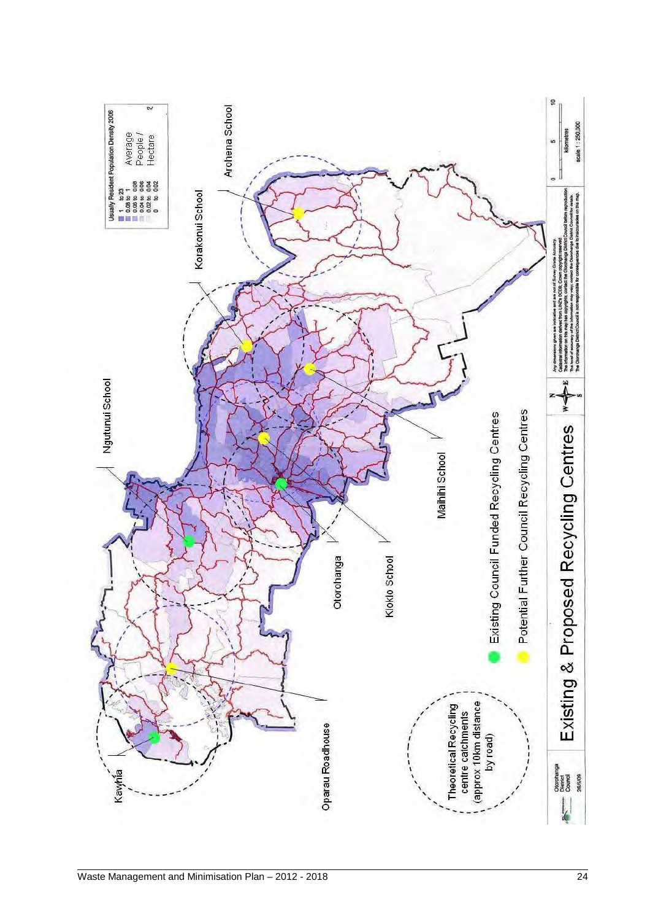# Existing & Proposed Recycling Centres

Usually Resident Population Density 2006

Average People / Hectare

- 1 to 23
- 0.08 to 1
- 0.06 to 0.08
- 0.04 to 0.06
- 0.02 to 0.04
- 0 to 0.02

Existing Council Funded Recycling Centres

Potential Further Council Recycling Centres

Theoretical Recycling centre catchments (approx 10km distance by road)

Kawhia

Oparau Roadhouse

Otorohanga

Kiokio School

Ngutunui School

Maihihi School

Korakonui School

Arohena School

Any dimensions given are indicative and are not of Survey Grade Accuracy. Cadastral information derived from LINZ's DCDB; Crown copyright reserved. The information on this map has copyrights; contact the Otorohanga District Council before reproduction. The level of accuracy of the information may vary; contact the Otorohanga District Council for details. The Otorohanga District Council is not responsible for consequences due to inaccuracies on this map.

0 5 10 Kilometres

scale 1 : 250,000

Otorohanga District Council

26/5/09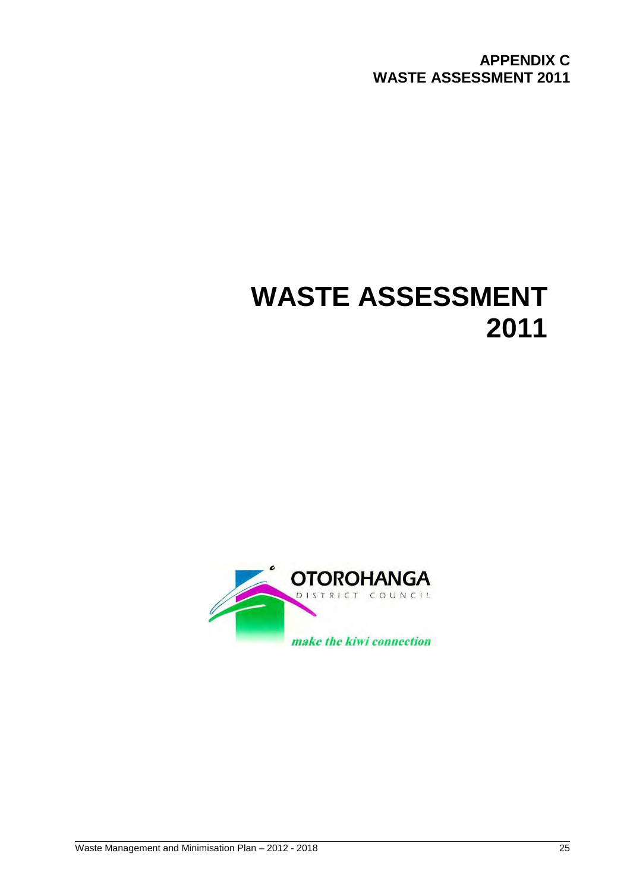**APPENDIX C**
**WASTE ASSESSMENT 2011**

# WASTE ASSESSMENT 2011

OTOROHANGA
DISTRICT COUNCIL

*make the kiwi connection*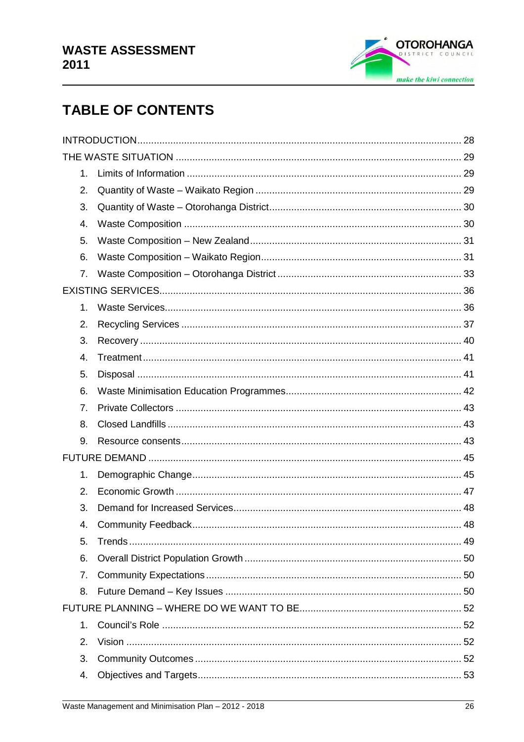# WASTE ASSESSMENT 2011

## TABLE OF CONTENTS

INTRODUCTION .......... 28

THE WASTE SITUATION .......... 29

1. Limits of Information .......... 29
2. Quantity of Waste – Waikato Region .......... 29
3. Quantity of Waste – Otorohanga District .......... 30
4. Waste Composition .......... 30
5. Waste Composition – New Zealand .......... 31
6. Waste Composition – Waikato Region .......... 31
7. Waste Composition – Otorohanga District .......... 33

EXISTING SERVICES .......... 36

1. Waste Services .......... 36
2. Recycling Services .......... 37
3. Recovery .......... 40
4. Treatment .......... 41
5. Disposal .......... 41
6. Waste Minimisation Education Programmes .......... 42
7. Private Collectors .......... 43
8. Closed Landfills .......... 43
9. Resource consents .......... 43

FUTURE DEMAND .......... 45

1. Demographic Change .......... 45
2. Economic Growth .......... 47
3. Demand for Increased Services .......... 48
4. Community Feedback .......... 48
5. Trends .......... 49
6. Overall District Population Growth .......... 50
7. Community Expectations .......... 50
8. Future Demand – Key Issues .......... 50

FUTURE PLANNING – WHERE DO WE WANT TO BE .......... 52

1. Council's Role .......... 52
2. Vision .......... 52
3. Community Outcomes .......... 52
4. Objectives and Targets .......... 53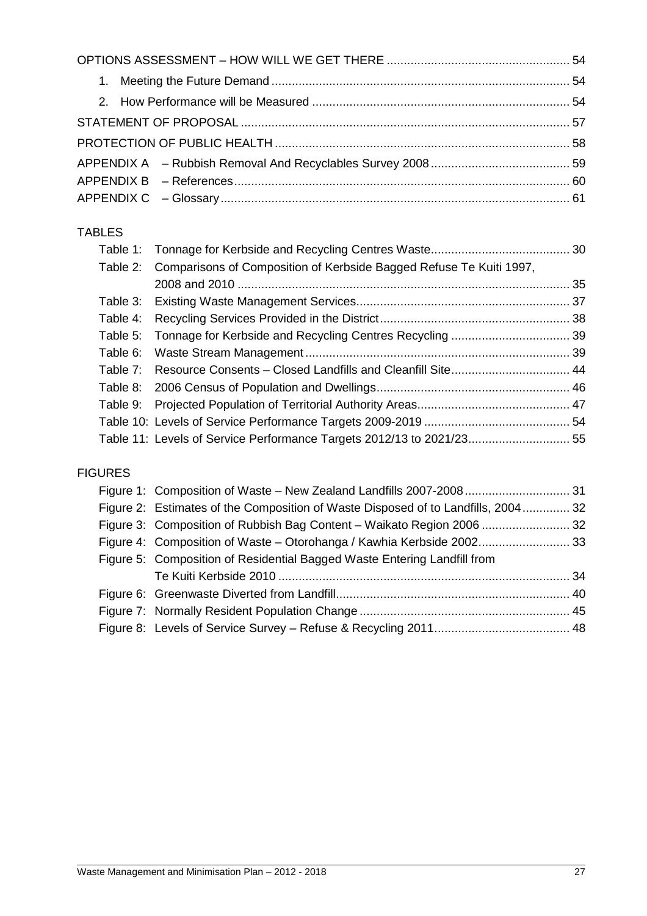OPTIONS ASSESSMENT – HOW WILL WE GET THERE ..................................................... 54

1. Meeting the Future Demand ........................................................................................ 54
2. How Performance will be Measured ........................................................................... 54

STATEMENT OF PROPOSAL ................................................................................................ 57

PROTECTION OF PUBLIC HEALTH ...................................................................................... 58

APPENDIX A – Rubbish Removal And Recyclables Survey 2008 ......................................... 59

APPENDIX B – References .................................................................................................. 60

APPENDIX C – Glossary ...................................................................................................... 61

TABLES

Table 1: Tonnage for Kerbside and Recycling Centres Waste......................................... 30

Table 2: Comparisons of Composition of Kerbside Bagged Refuse Te Kuiti 1997, 2008 and 2010 .................................................................................................. 35

Table 3: Existing Waste Management Services............................................................... 37

Table 4: Recycling Services Provided in the District........................................................ 38

Table 5: Tonnage for Kerbside and Recycling Centres Recycling ................................... 39

Table 6: Waste Stream Management .............................................................................. 39

Table 7: Resource Consents – Closed Landfills and Cleanfill Site................................... 44

Table 8: 2006 Census of Population and Dwellings......................................................... 46

Table 9: Projected Population of Territorial Authority Areas............................................. 47

Table 10: Levels of Service Performance Targets 2009-2019 ........................................... 54

Table 11: Levels of Service Performance Targets 2012/13 to 2021/23.............................. 55

FIGURES

Figure 1: Composition of Waste – New Zealand Landfills 2007-2008 ............................... 31

Figure 2: Estimates of the Composition of Waste Disposed of to Landfills, 2004 .............. 32

Figure 3: Composition of Rubbish Bag Content – Waikato Region 2006 .......................... 32

Figure 4: Composition of Waste – Otorohanga / Kawhia Kerbside 2002........................... 33

Figure 5: Composition of Residential Bagged Waste Entering Landfill from Te Kuiti Kerbside 2010 ...................................................................................... 34

Figure 6: Greenwaste Diverted from Landfill..................................................................... 40

Figure 7: Normally Resident Population Change .............................................................. 45

Figure 8: Levels of Service Survey – Refuse & Recycling 2011........................................ 48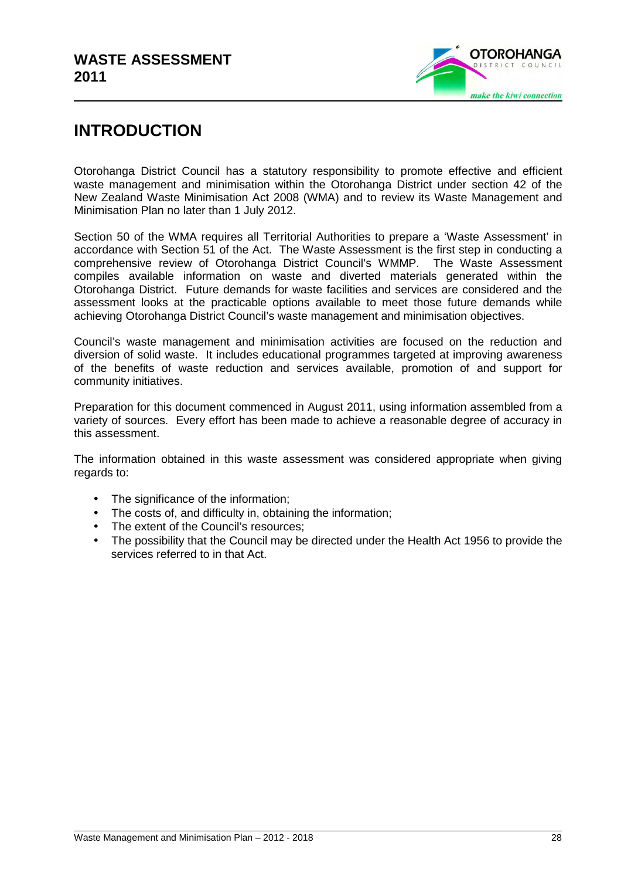# WASTE ASSESSMENT 2011

## INTRODUCTION

Otorohanga District Council has a statutory responsibility to promote effective and efficient waste management and minimisation within the Otorohanga District under section 42 of the New Zealand Waste Minimisation Act 2008 (WMA) and to review its Waste Management and Minimisation Plan no later than 1 July 2012.

Section 50 of the WMA requires all Territorial Authorities to prepare a 'Waste Assessment' in accordance with Section 51 of the Act. The Waste Assessment is the first step in conducting a comprehensive review of Otorohanga District Council's WMMP. The Waste Assessment compiles available information on waste and diverted materials generated within the Otorohanga District. Future demands for waste facilities and services are considered and the assessment looks at the practicable options available to meet those future demands while achieving Otorohanga District Council's waste management and minimisation objectives.

Council's waste management and minimisation activities are focused on the reduction and diversion of solid waste. It includes educational programmes targeted at improving awareness of the benefits of waste reduction and services available, promotion of and support for community initiatives.

Preparation for this document commenced in August 2011, using information assembled from a variety of sources. Every effort has been made to achieve a reasonable degree of accuracy in this assessment.

The information obtained in this waste assessment was considered appropriate when giving regards to:

- The significance of the information;
- The costs of, and difficulty in, obtaining the information;
- The extent of the Council's resources;
- The possibility that the Council may be directed under the Health Act 1956 to provide the services referred to in that Act.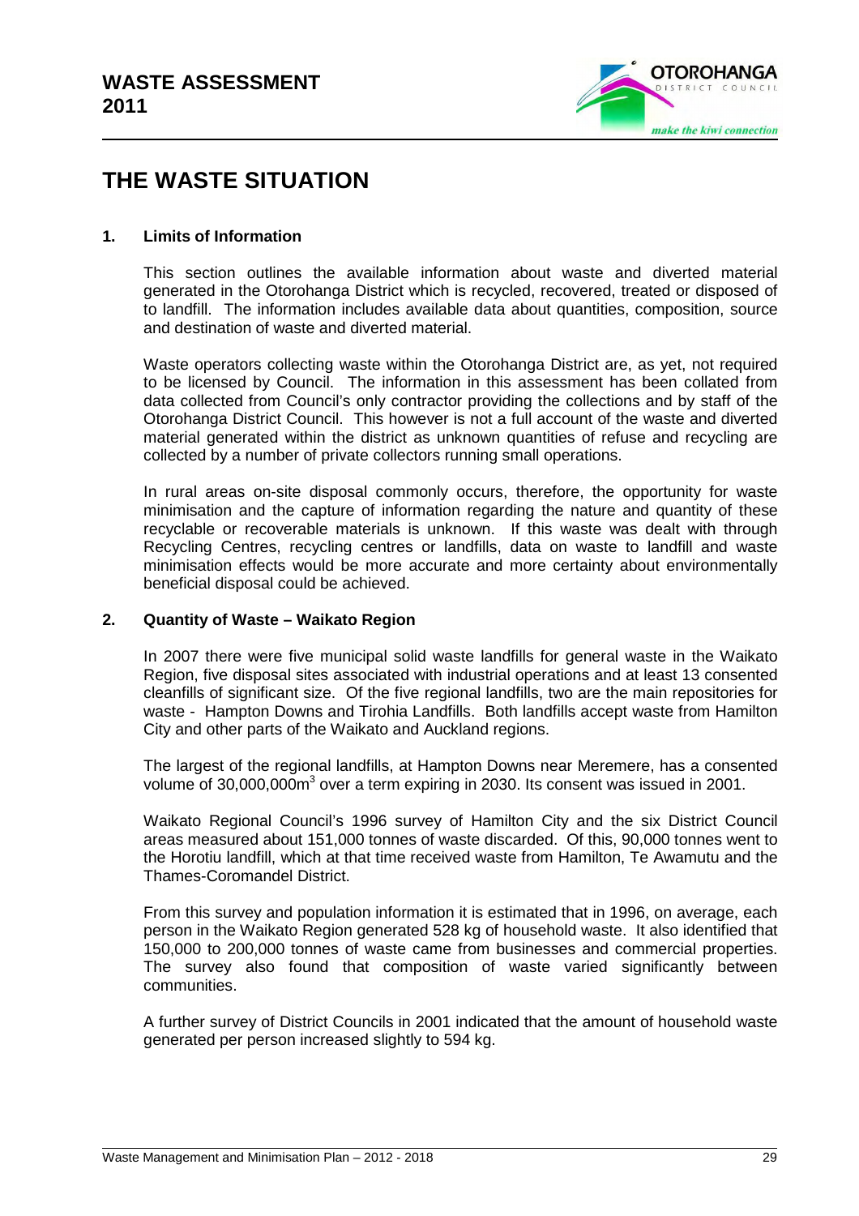# THE WASTE SITUATION

## 1. Limits of Information

This section outlines the available information about waste and diverted material generated in the Otorohanga District which is recycled, recovered, treated or disposed of to landfill. The information includes available data about quantities, composition, source and destination of waste and diverted material.

Waste operators collecting waste within the Otorohanga District are, as yet, not required to be licensed by Council. The information in this assessment has been collated from data collected from Council's only contractor providing the collections and by staff of the Otorohanga District Council. This however is not a full account of the waste and diverted material generated within the district as unknown quantities of refuse and recycling are collected by a number of private collectors running small operations.

In rural areas on-site disposal commonly occurs, therefore, the opportunity for waste minimisation and the capture of information regarding the nature and quantity of these recyclable or recoverable materials is unknown. If this waste was dealt with through Recycling Centres, recycling centres or landfills, data on waste to landfill and waste minimisation effects would be more accurate and more certainty about environmentally beneficial disposal could be achieved.

## 2. Quantity of Waste – Waikato Region

In 2007 there were five municipal solid waste landfills for general waste in the Waikato Region, five disposal sites associated with industrial operations and at least 13 consented cleanfills of significant size. Of the five regional landfills, two are the main repositories for waste - Hampton Downs and Tirohia Landfills. Both landfills accept waste from Hamilton City and other parts of the Waikato and Auckland regions.

The largest of the regional landfills, at Hampton Downs near Meremere, has a consented volume of 30,000,000m$^3$ over a term expiring in 2030. Its consent was issued in 2001.

Waikato Regional Council's 1996 survey of Hamilton City and the six District Council areas measured about 151,000 tonnes of waste discarded. Of this, 90,000 tonnes went to the Horotiu landfill, which at that time received waste from Hamilton, Te Awamutu and the Thames-Coromandel District.

From this survey and population information it is estimated that in 1996, on average, each person in the Waikato Region generated 528 kg of household waste. It also identified that 150,000 to 200,000 tonnes of waste came from businesses and commercial properties. The survey also found that composition of waste varied significantly between communities.

A further survey of District Councils in 2001 indicated that the amount of household waste generated per person increased slightly to 594 kg.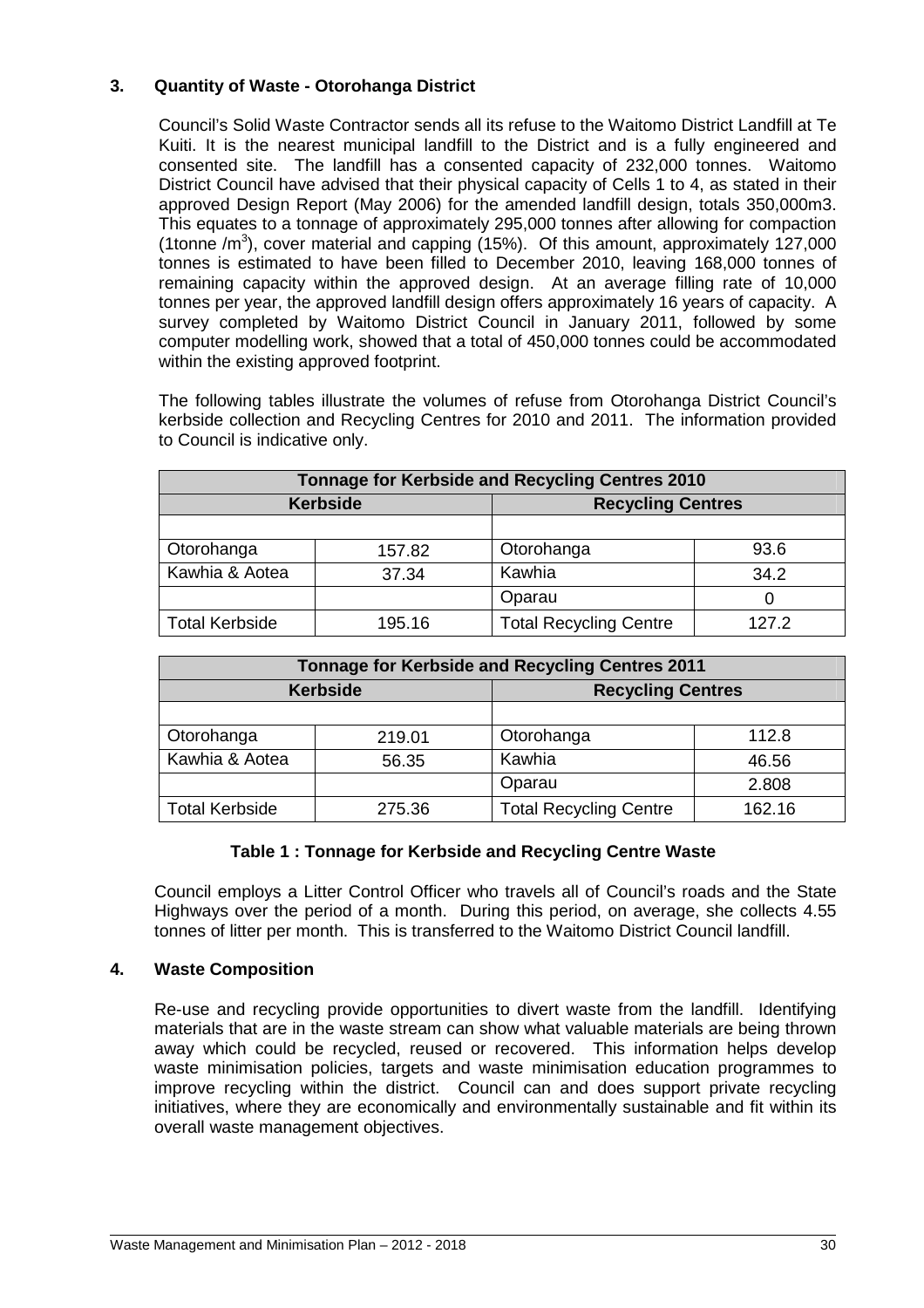## 3. Quantity of Waste - Otorohanga District

Council's Solid Waste Contractor sends all its refuse to the Waitomo District Landfill at Te Kuiti. It is the nearest municipal landfill to the District and is a fully engineered and consented site. The landfill has a consented capacity of 232,000 tonnes. Waitomo District Council have advised that their physical capacity of Cells 1 to 4, as stated in their approved Design Report (May 2006) for the amended landfill design, totals 350,000m3. This equates to a tonnage of approximately 295,000 tonnes after allowing for compaction (1tonne /$m^3$), cover material and capping (15%). Of this amount, approximately 127,000 tonnes is estimated to have been filled to December 2010, leaving 168,000 tonnes of remaining capacity within the approved design. At an average filling rate of 10,000 tonnes per year, the approved landfill design offers approximately 16 years of capacity. A survey completed by Waitomo District Council in January 2011, followed by some computer modelling work, showed that a total of 450,000 tonnes could be accommodated within the existing approved footprint.

The following tables illustrate the volumes of refuse from Otorohanga District Council's kerbside collection and Recycling Centres for 2010 and 2011. The information provided to Council is indicative only.

| Tonnage for Kerbside and Recycling Centres 2010 | | | |
|---|---|---|---|
| Kerbside | | Recycling Centres | |
| | | | |
| Otorohanga | 157.82 | Otorohanga | 93.6 |
| Kawhia & Aotea | 37.34 | Kawhia | 34.2 |
| | | Oparau | 0 |
| Total Kerbside | 195.16 | Total Recycling Centre | 127.2 |

| Tonnage for Kerbside and Recycling Centres 2011 | | | |
|---|---|---|---|
| Kerbside | | Recycling Centres | |
| | | | |
| Otorohanga | 219.01 | Otorohanga | 112.8 |
| Kawhia & Aotea | 56.35 | Kawhia | 46.56 |
| | | Oparau | 2.808 |
| Total Kerbside | 275.36 | Total Recycling Centre | 162.16 |

**Table 1 : Tonnage for Kerbside and Recycling Centre Waste**

Council employs a Litter Control Officer who travels all of Council's roads and the State Highways over the period of a month. During this period, on average, she collects 4.55 tonnes of litter per month. This is transferred to the Waitomo District Council landfill.

## 4. Waste Composition

Re-use and recycling provide opportunities to divert waste from the landfill. Identifying materials that are in the waste stream can show what valuable materials are being thrown away which could be recycled, reused or recovered. This information helps develop waste minimisation policies, targets and waste minimisation education programmes to improve recycling within the district. Council can and does support private recycling initiatives, where they are economically and environmentally sustainable and fit within its overall waste management objectives.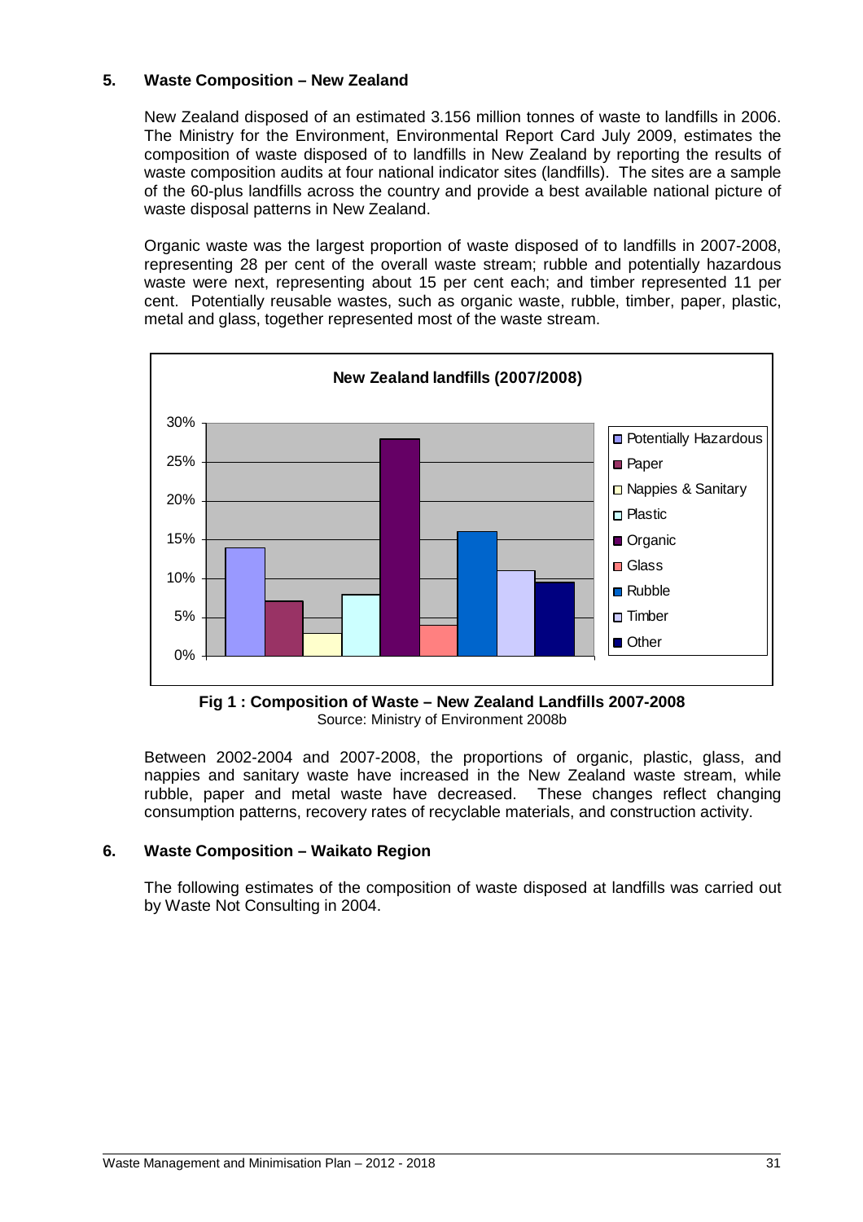## 5. Waste Composition – New Zealand

New Zealand disposed of an estimated 3.156 million tonnes of waste to landfills in 2006. The Ministry for the Environment, Environmental Report Card July 2009, estimates the composition of waste disposed of to landfills in New Zealand by reporting the results of waste composition audits at four national indicator sites (landfills). The sites are a sample of the 60-plus landfills across the country and provide a best available national picture of waste disposal patterns in New Zealand.

Organic waste was the largest proportion of waste disposed of to landfills in 2007-2008, representing 28 per cent of the overall waste stream; rubble and potentially hazardous waste were next, representing about 15 per cent each; and timber represented 11 per cent. Potentially reusable wastes, such as organic waste, rubble, timber, paper, plastic, metal and glass, together represented most of the waste stream.

**New Zealand landfills (2007/2008)**

**Fig 1 : Composition of Waste – New Zealand Landfills 2007-2008**
Source: Ministry of Environment 2008b

Between 2002-2004 and 2007-2008, the proportions of organic, plastic, glass, and nappies and sanitary waste have increased in the New Zealand waste stream, while rubble, paper and metal waste have decreased. These changes reflect changing consumption patterns, recovery rates of recyclable materials, and construction activity.

## 6. Waste Composition – Waikato Region

The following estimates of the composition of waste disposed at landfills was carried out by Waste Not Consulting in 2004.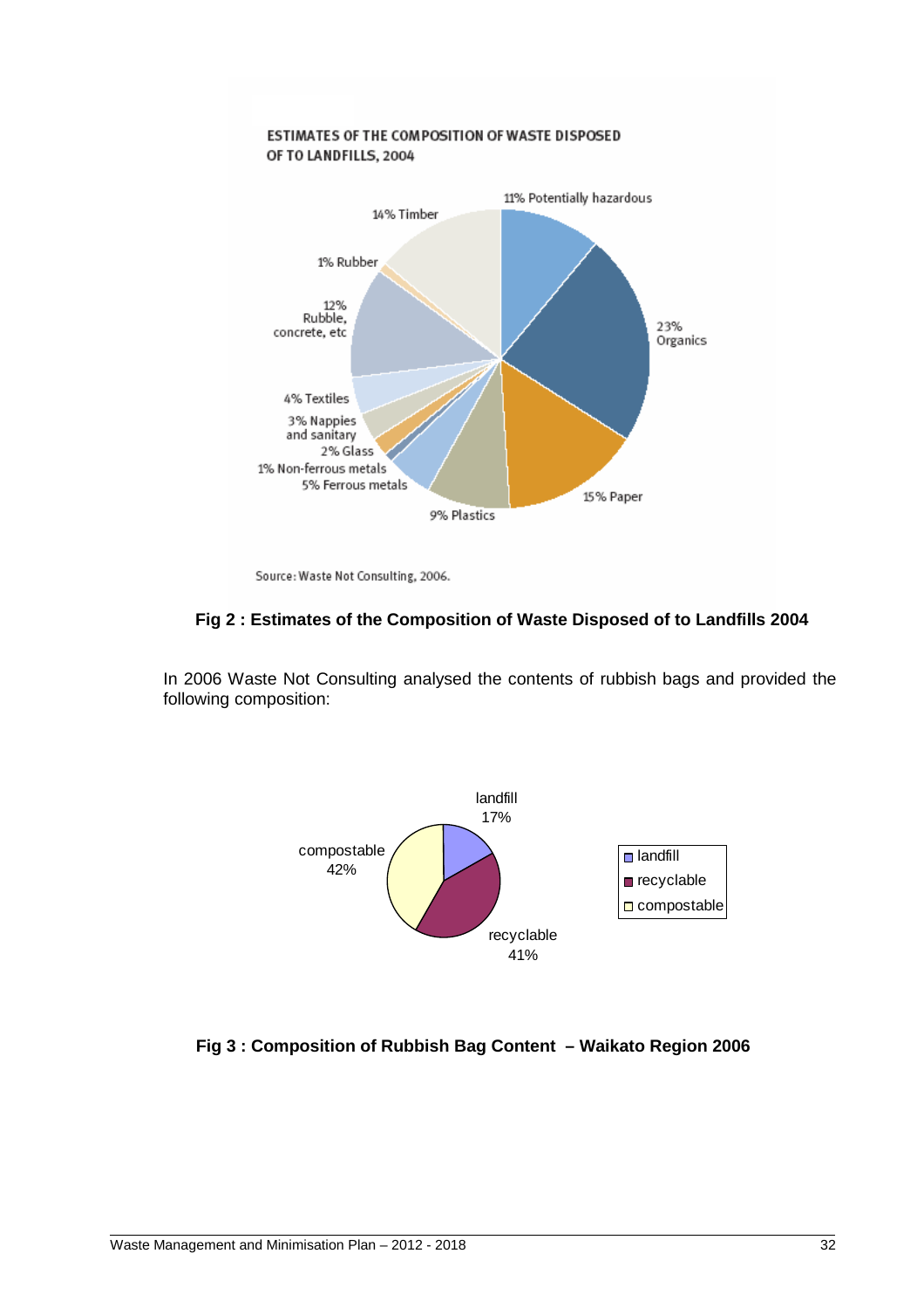**Fig 2 : Estimates of the Composition of Waste Disposed of to Landfills 2004**

In 2006 Waste Not Consulting analysed the contents of rubbish bags and provided the following composition:

**Fig 3 : Composition of Rubbish Bag Content – Waikato Region 2006**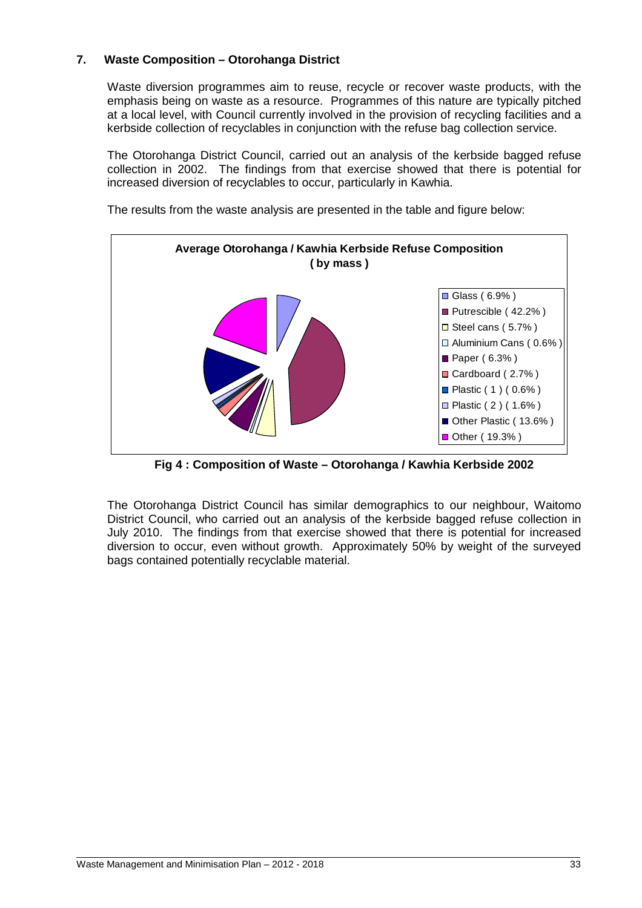## 7. Waste Composition – Otorohanga District

Waste diversion programmes aim to reuse, recycle or recover waste products, with the emphasis being on waste as a resource. Programmes of this nature are typically pitched at a local level, with Council currently involved in the provision of recycling facilities and a kerbside collection of recyclables in conjunction with the refuse bag collection service.

The Otorohanga District Council, carried out an analysis of the kerbside bagged refuse collection in 2002. The findings from that exercise showed that there is potential for increased diversion of recyclables to occur, particularly in Kawhia.

The results from the waste analysis are presented in the table and figure below:

**Average Otorohanga / Kawhia Kerbside Refuse Composition ( by mass )**

- Glass ( 6.9% )
- Putrescible ( 42.2% )
- Steel cans ( 5.7% )
- Aluminium Cans ( 0.6% )
- Paper ( 6.3% )
- Cardboard ( 2.7% )
- Plastic ( 1 ) ( 0.6% )
- Plastic ( 2 ) ( 1.6% )
- Other Plastic ( 13.6% )
- Other ( 19.3% )

**Fig 4 : Composition of Waste – Otorohanga / Kawhia Kerbside 2002**

The Otorohanga District Council has similar demographics to our neighbour, Waitomo District Council, who carried out an analysis of the kerbside bagged refuse collection in July 2010. The findings from that exercise showed that there is potential for increased diversion to occur, even without growth. Approximately 50% by weight of the surveyed bags contained potentially recyclable material.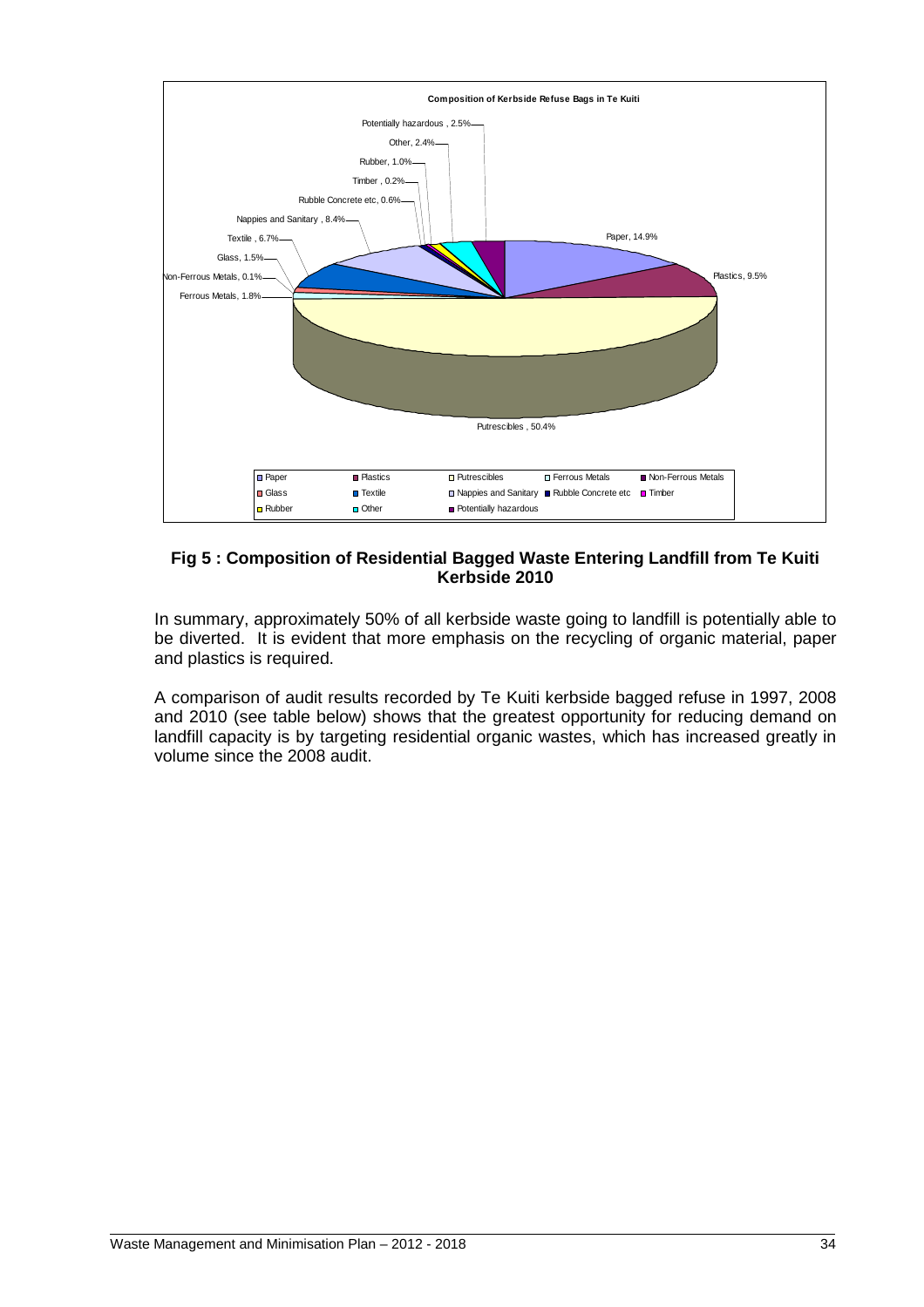**Fig 5 : Composition of Residential Bagged Waste Entering Landfill from Te Kuiti Kerbside 2010**

In summary, approximately 50% of all kerbside waste going to landfill is potentially able to be diverted. It is evident that more emphasis on the recycling of organic material, paper and plastics is required.

A comparison of audit results recorded by Te Kuiti kerbside bagged refuse in 1997, 2008 and 2010 (see table below) shows that the greatest opportunity for reducing demand on landfill capacity is by targeting residential organic wastes, which has increased greatly in volume since the 2008 audit.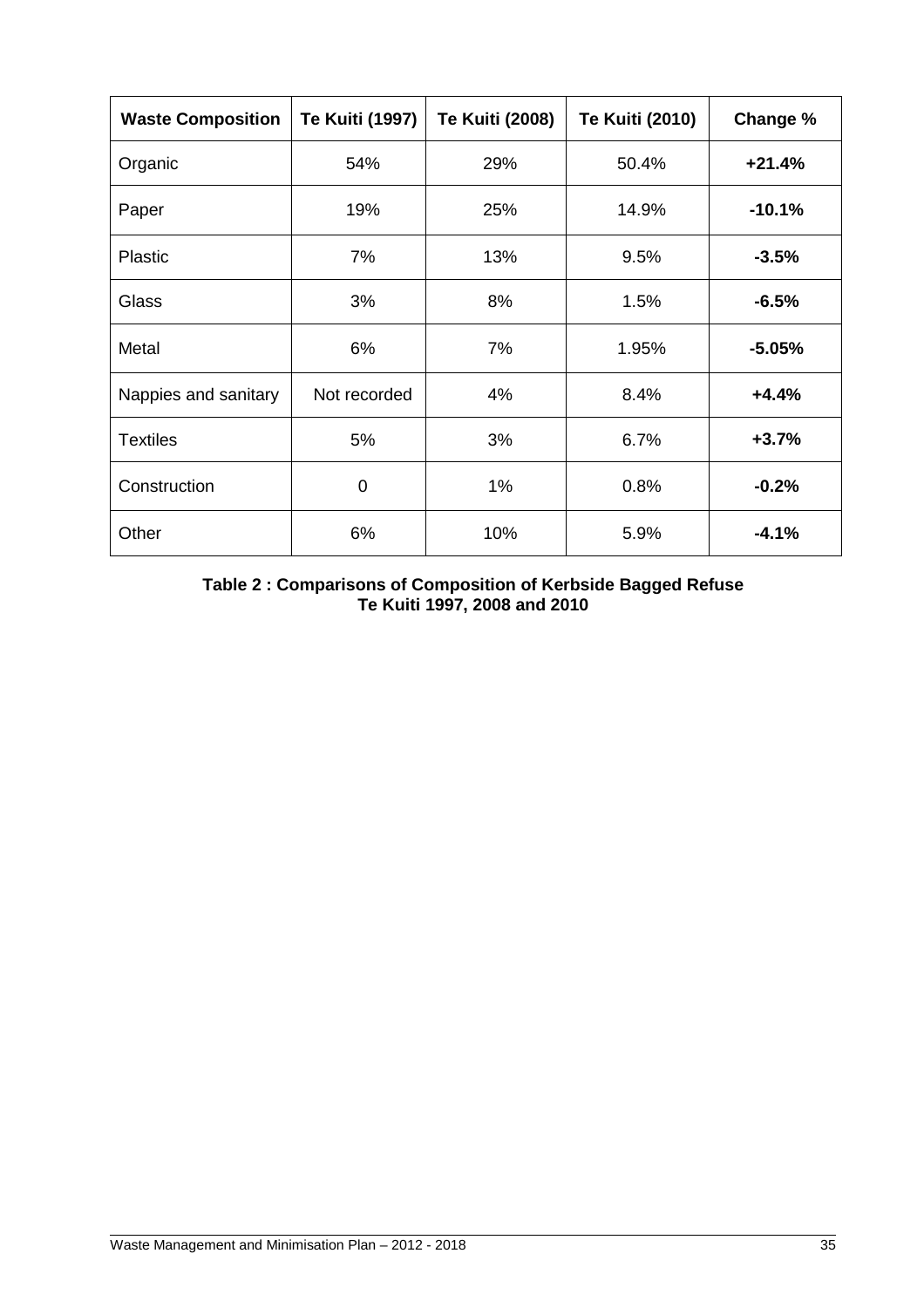| **Waste Composition** | **Te Kuiti (1997)** | **Te Kuiti (2008)** | **Te Kuiti (2010)** | **Change %** |
|---|---|---|---|---|
| Organic | 54% | 29% | 50.4% | **+21.4%** |
| Paper | 19% | 25% | 14.9% | **-10.1%** |
| Plastic | 7% | 13% | 9.5% | **-3.5%** |
| Glass | 3% | 8% | 1.5% | **-6.5%** |
| Metal | 6% | 7% | 1.95% | **-5.05%** |
| Nappies and sanitary | Not recorded | 4% | 8.4% | **+4.4%** |
| Textiles | 5% | 3% | 6.7% | **+3.7%** |
| Construction | 0 | 1% | 0.8% | **-0.2%** |
| Other | 6% | 10% | 5.9% | **-4.1%** |

**Table 2 : Comparisons of Composition of Kerbside Bagged Refuse Te Kuiti 1997, 2008 and 2010**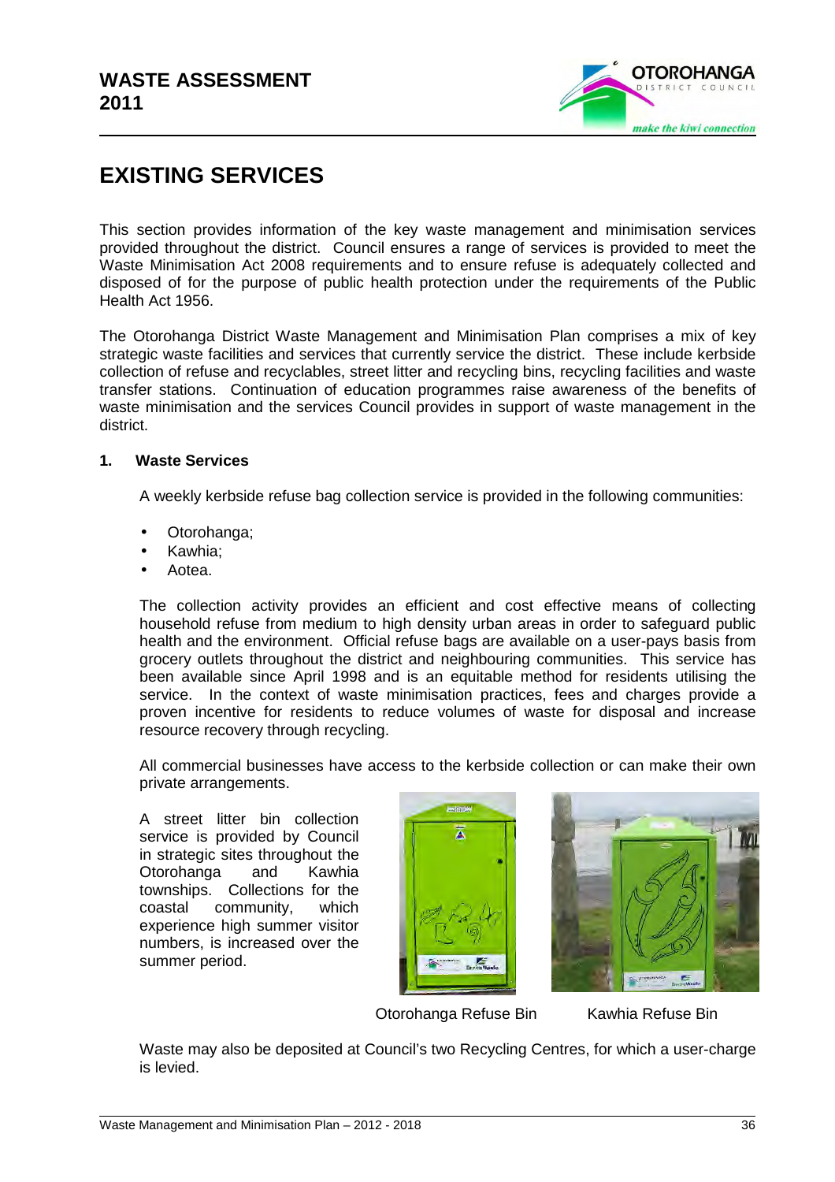# EXISTING SERVICES

This section provides information of the key waste management and minimisation services provided throughout the district. Council ensures a range of services is provided to meet the Waste Minimisation Act 2008 requirements and to ensure refuse is adequately collected and disposed of for the purpose of public health protection under the requirements of the Public Health Act 1956.

The Otorohanga District Waste Management and Minimisation Plan comprises a mix of key strategic waste facilities and services that currently service the district. These include kerbside collection of refuse and recyclables, street litter and recycling bins, recycling facilities and waste transfer stations. Continuation of education programmes raise awareness of the benefits of waste minimisation and the services Council provides in support of waste management in the district.

## 1. Waste Services

A weekly kerbside refuse bag collection service is provided in the following communities:

- Otorohanga;
- Kawhia;
- Aotea.

The collection activity provides an efficient and cost effective means of collecting household refuse from medium to high density urban areas in order to safeguard public health and the environment. Official refuse bags are available on a user-pays basis from grocery outlets throughout the district and neighbouring communities. This service has been available since April 1998 and is an equitable method for residents utilising the service. In the context of waste minimisation practices, fees and charges provide a proven incentive for residents to reduce volumes of waste for disposal and increase resource recovery through recycling.

All commercial businesses have access to the kerbside collection or can make their own private arrangements.

A street litter bin collection service is provided by Council in strategic sites throughout the Otorohanga and Kawhia townships. Collections for the coastal community, which experience high summer visitor numbers, is increased over the summer period.

Otorohanga Refuse Bin

Kawhia Refuse Bin

Waste may also be deposited at Council's two Recycling Centres, for which a user-charge is levied.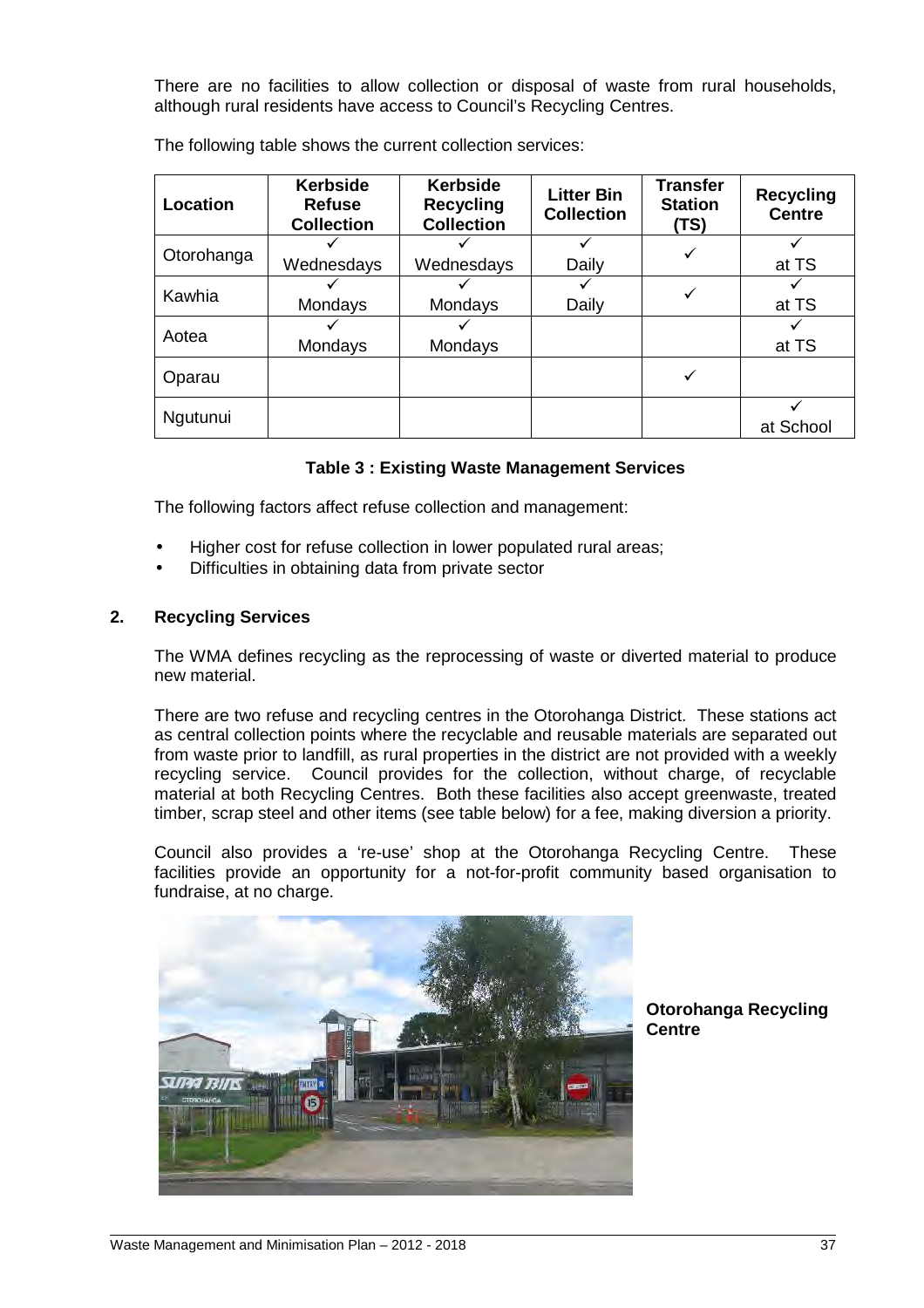There are no facilities to allow collection or disposal of waste from rural households, although rural residents have access to Council's Recycling Centres.

The following table shows the current collection services:

| Location | Kerbside Refuse Collection | Kerbside Recycling Collection | Litter Bin Collection | Transfer Station (TS) | Recycling Centre |
|---|---|---|---|---|---|
| Otorohanga | ✓ Wednesdays | ✓ Wednesdays | ✓ Daily | ✓ | ✓ at TS |
| Kawhia | ✓ Mondays | ✓ Mondays | ✓ Daily | ✓ | ✓ at TS |
| Aotea | ✓ Mondays | ✓ Mondays | | | ✓ at TS |
| Oparau | | | | ✓ | |
| Ngutunui | | | | | ✓ at School |

**Table 3 : Existing Waste Management Services**

The following factors affect refuse collection and management:

- Higher cost for refuse collection in lower populated rural areas;
- Difficulties in obtaining data from private sector

## 2. Recycling Services

The WMA defines recycling as the reprocessing of waste or diverted material to produce new material.

There are two refuse and recycling centres in the Otorohanga District. These stations act as central collection points where the recyclable and reusable materials are separated out from waste prior to landfill, as rural properties in the district are not provided with a weekly recycling service. Council provides for the collection, without charge, of recyclable material at both Recycling Centres. Both these facilities also accept greenwaste, treated timber, scrap steel and other items (see table below) for a fee, making diversion a priority.

Council also provides a 're-use' shop at the Otorohanga Recycling Centre. These facilities provide an opportunity for a not-for-profit community based organisation to fundraise, at no charge.

**Otorohanga Recycling Centre**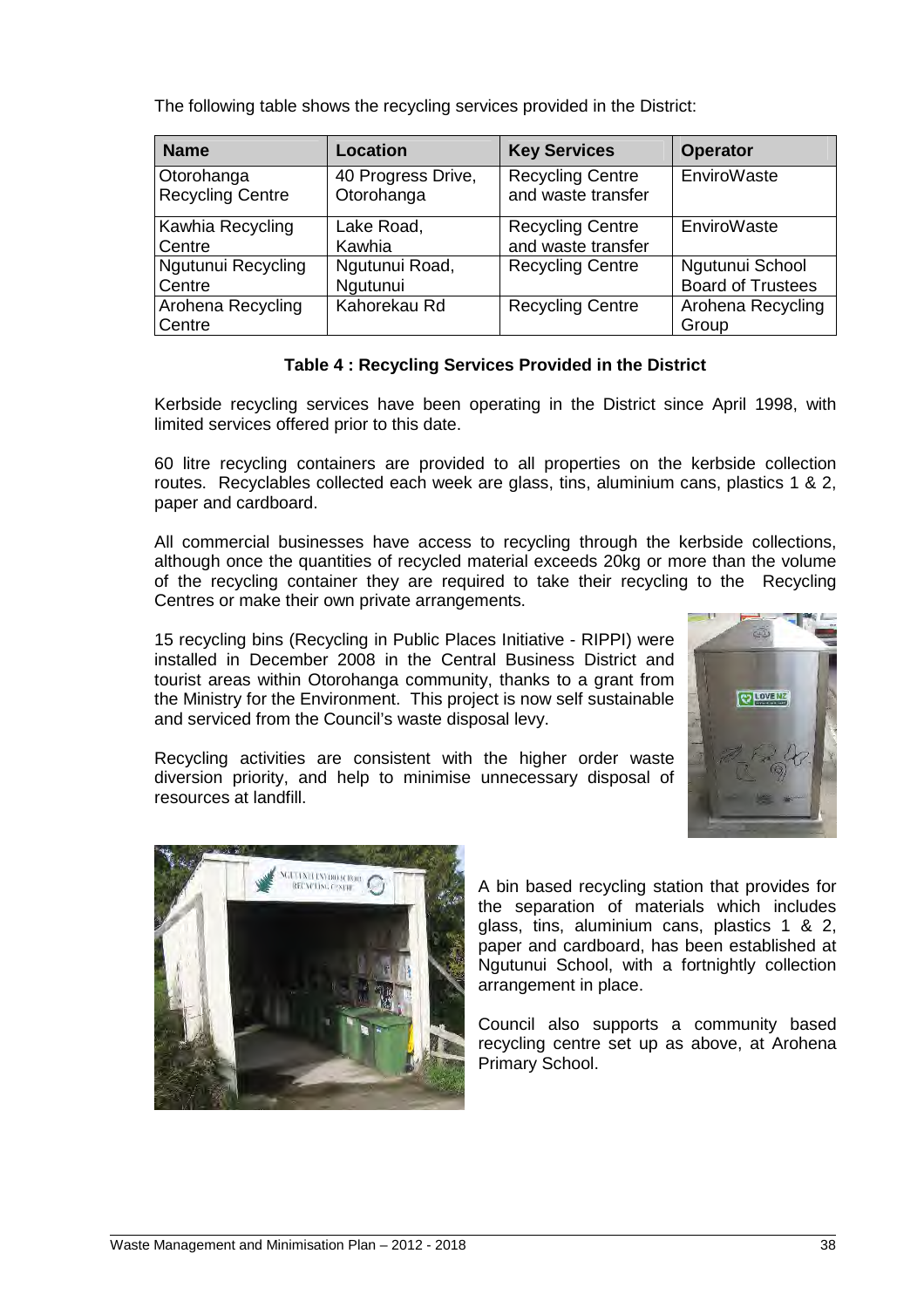The following table shows the recycling services provided in the District:

| Name | Location | Key Services | Operator |
|---|---|---|---|
| Otorohanga Recycling Centre | 40 Progress Drive, Otorohanga | Recycling Centre and waste transfer | EnviroWaste |
| Kawhia Recycling Centre | Lake Road, Kawhia | Recycling Centre and waste transfer | EnviroWaste |
| Ngutunui Recycling Centre | Ngutunui Road, Ngutunui | Recycling Centre | Ngutunui School Board of Trustees |
| Arohena Recycling Centre | Kahorekau Rd | Recycling Centre | Arohena Recycling Group |

**Table 4 : Recycling Services Provided in the District**

Kerbside recycling services have been operating in the District since April 1998, with limited services offered prior to this date.

60 litre recycling containers are provided to all properties on the kerbside collection routes. Recyclables collected each week are glass, tins, aluminium cans, plastics 1 & 2, paper and cardboard.

All commercial businesses have access to recycling through the kerbside collections, although once the quantities of recycled material exceeds 20kg or more than the volume of the recycling container they are required to take their recycling to the Recycling Centres or make their own private arrangements.

15 recycling bins (Recycling in Public Places Initiative - RIPPI) were installed in December 2008 in the Central Business District and tourist areas within Otorohanga community, thanks to a grant from the Ministry for the Environment. This project is now self sustainable and serviced from the Council's waste disposal levy.

Recycling activities are consistent with the higher order waste diversion priority, and help to minimise unnecessary disposal of resources at landfill.

A bin based recycling station that provides for the separation of materials which includes glass, tins, aluminium cans, plastics 1 & 2, paper and cardboard, has been established at Ngutunui School, with a fortnightly collection arrangement in place.

Council also supports a community based recycling centre set up as above, at Arohena Primary School.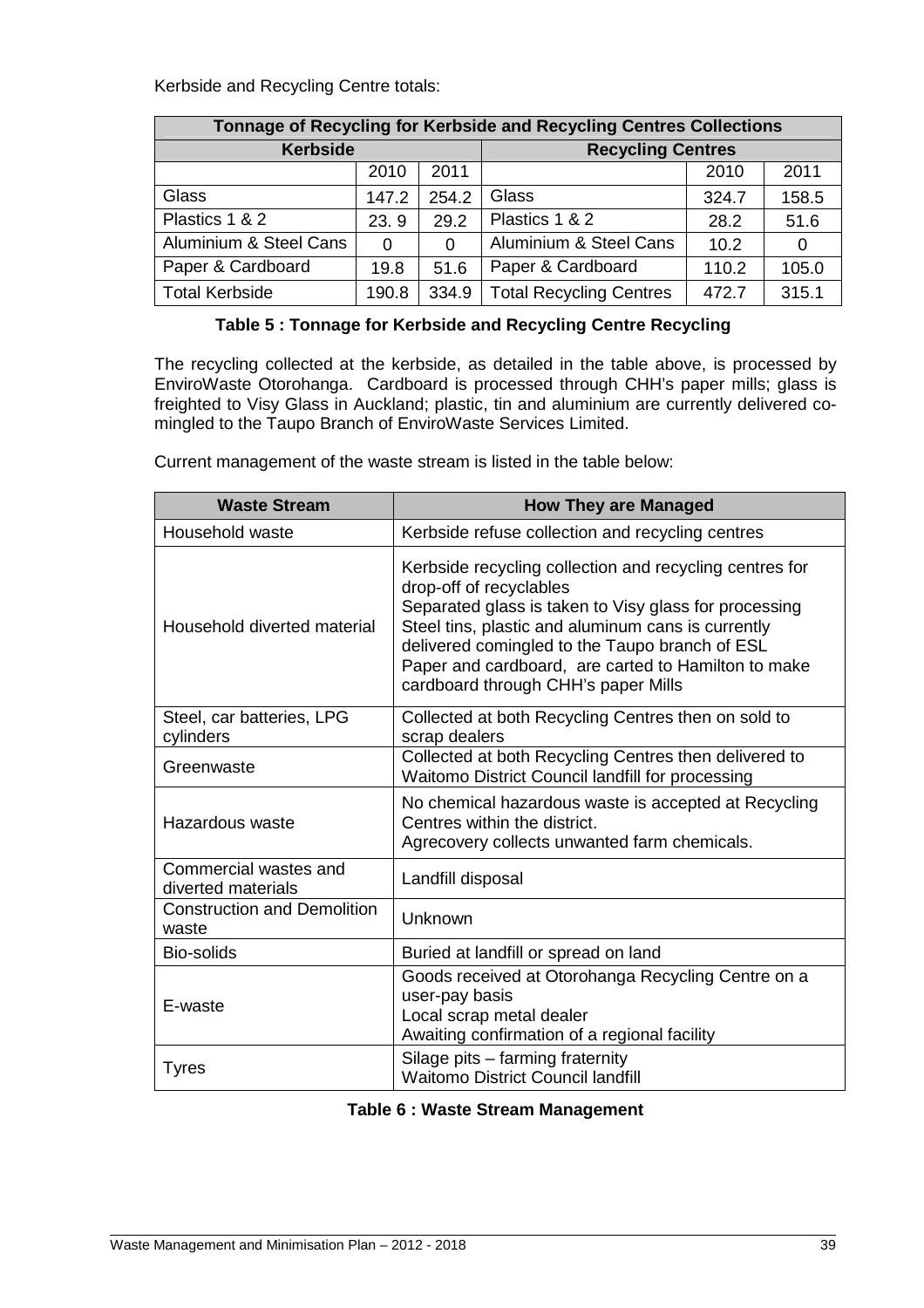Kerbside and Recycling Centre totals:

| Tonnage of Recycling for Kerbside and Recycling Centres Collections | | | | | |
|---|---|---|---|---|---|
| **Kerbside** | | | **Recycling Centres** | | |
| | 2010 | 2011 | | 2010 | 2011 |
| Glass | 147.2 | 254.2 | Glass | 324.7 | 158.5 |
| Plastics 1 & 2 | 23. 9 | 29.2 | Plastics 1 & 2 | 28.2 | 51.6 |
| Aluminium & Steel Cans | 0 | 0 | Aluminium & Steel Cans | 10.2 | 0 |
| Paper & Cardboard | 19.8 | 51.6 | Paper & Cardboard | 110.2 | 105.0 |
| Total Kerbside | 190.8 | 334.9 | Total Recycling Centres | 472.7 | 315.1 |

**Table 5 : Tonnage for Kerbside and Recycling Centre Recycling**

The recycling collected at the kerbside, as detailed in the table above, is processed by EnviroWaste Otorohanga. Cardboard is processed through CHH's paper mills; glass is freighted to Visy Glass in Auckland; plastic, tin and aluminium are currently delivered co-mingled to the Taupo Branch of EnviroWaste Services Limited.

Current management of the waste stream is listed in the table below:

| Waste Stream | How They are Managed |
|---|---|
| Household waste | Kerbside refuse collection and recycling centres |
| Household diverted material | Kerbside recycling collection and recycling centres for drop-off of recyclables<br>Separated glass is taken to Visy glass for processing<br>Steel tins, plastic and aluminum cans is currently delivered comingled to the Taupo branch of ESL<br>Paper and cardboard, are carted to Hamilton to make cardboard through CHH's paper Mills |
| Steel, car batteries, LPG cylinders | Collected at both Recycling Centres then on sold to scrap dealers |
| Greenwaste | Collected at both Recycling Centres then delivered to Waitomo District Council landfill for processing |
| Hazardous waste | No chemical hazardous waste is accepted at Recycling Centres within the district.<br>Agrecovery collects unwanted farm chemicals. |
| Commercial wastes and diverted materials | Landfill disposal |
| Construction and Demolition waste | Unknown |
| Bio-solids | Buried at landfill or spread on land |
| E-waste | Goods received at Otorohanga Recycling Centre on a user-pay basis<br>Local scrap metal dealer<br>Awaiting confirmation of a regional facility |
| Tyres | Silage pits – farming fraternity<br>Waitomo District Council landfill |

**Table 6 : Waste Stream Management**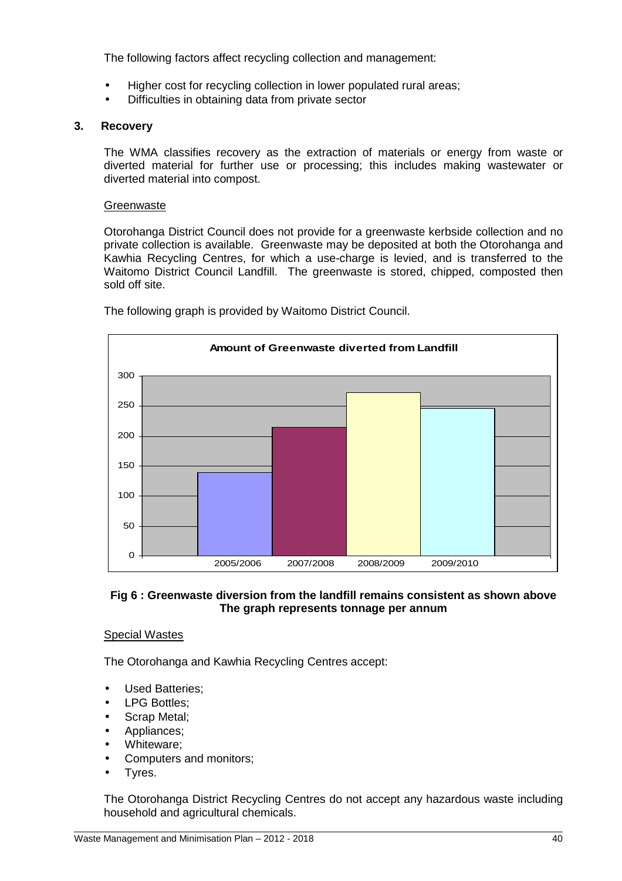The following factors affect recycling collection and management:

- Higher cost for recycling collection in lower populated rural areas;
- Difficulties in obtaining data from private sector

## 3. Recovery

The WMA classifies recovery as the extraction of materials or energy from waste or diverted material for further use or processing; this includes making wastewater or diverted material into compost.

Greenwaste

Otorohanga District Council does not provide for a greenwaste kerbside collection and no private collection is available. Greenwaste may be deposited at both the Otorohanga and Kawhia Recycling Centres, for which a use-charge is levied, and is transferred to the Waitomo District Council Landfill. The greenwaste is stored, chipped, composted then sold off site.

The following graph is provided by Waitomo District Council.

**Amount of Greenwaste diverted from Landfill**

| Year | Tonnes (approx.) |
|---|---|
| 2005/2006 | 140 |
| 2007/2008 | 215 |
| 2008/2009 | 273 |
| 2009/2010 | 246 |

**Fig 6 : Greenwaste diversion from the landfill remains consistent as shown above The graph represents tonnage per annum**

Special Wastes

The Otorohanga and Kawhia Recycling Centres accept:

- Used Batteries;
- LPG Bottles;
- Scrap Metal;
- Appliances;
- Whiteware;
- Computers and monitors;
- Tyres.

The Otorohanga District Recycling Centres do not accept any hazardous waste including household and agricultural chemicals.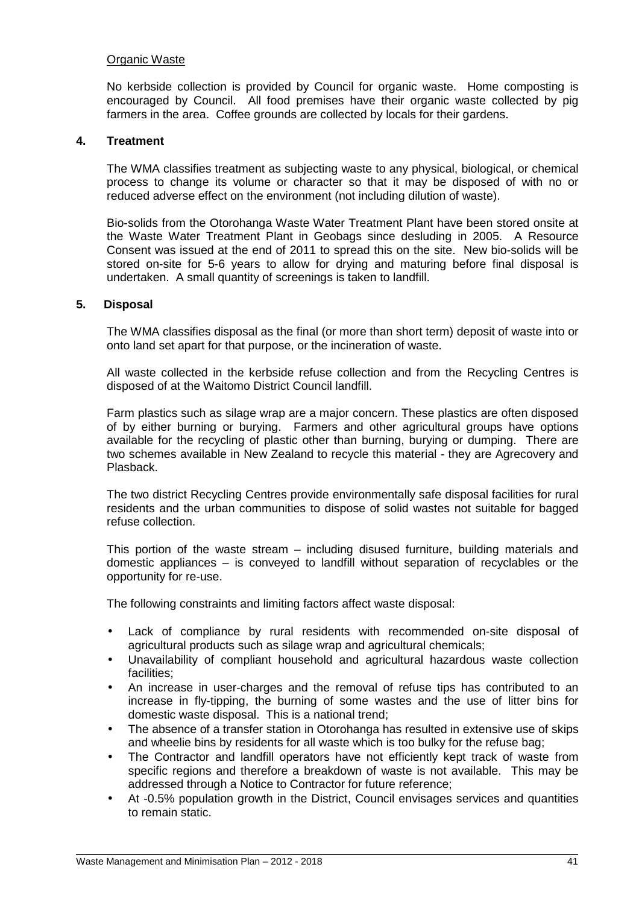Organic Waste

No kerbside collection is provided by Council for organic waste. Home composting is encouraged by Council. All food premises have their organic waste collected by pig farmers in the area. Coffee grounds are collected by locals for their gardens.

## 4. Treatment

The WMA classifies treatment as subjecting waste to any physical, biological, or chemical process to change its volume or character so that it may be disposed of with no or reduced adverse effect on the environment (not including dilution of waste).

Bio-solids from the Otorohanga Waste Water Treatment Plant have been stored onsite at the Waste Water Treatment Plant in Geobags since desluding in 2005. A Resource Consent was issued at the end of 2011 to spread this on the site. New bio-solids will be stored on-site for 5-6 years to allow for drying and maturing before final disposal is undertaken. A small quantity of screenings is taken to landfill.

## 5. Disposal

The WMA classifies disposal as the final (or more than short term) deposit of waste into or onto land set apart for that purpose, or the incineration of waste.

All waste collected in the kerbside refuse collection and from the Recycling Centres is disposed of at the Waitomo District Council landfill.

Farm plastics such as silage wrap are a major concern. These plastics are often disposed of by either burning or burying. Farmers and other agricultural groups have options available for the recycling of plastic other than burning, burying or dumping. There are two schemes available in New Zealand to recycle this material - they are Agrecovery and Plasback.

The two district Recycling Centres provide environmentally safe disposal facilities for rural residents and the urban communities to dispose of solid wastes not suitable for bagged refuse collection.

This portion of the waste stream – including disused furniture, building materials and domestic appliances – is conveyed to landfill without separation of recyclables or the opportunity for re-use.

The following constraints and limiting factors affect waste disposal:

- Lack of compliance by rural residents with recommended on-site disposal of agricultural products such as silage wrap and agricultural chemicals;
- Unavailability of compliant household and agricultural hazardous waste collection facilities;
- An increase in user-charges and the removal of refuse tips has contributed to an increase in fly-tipping, the burning of some wastes and the use of litter bins for domestic waste disposal. This is a national trend;
- The absence of a transfer station in Otorohanga has resulted in extensive use of skips and wheelie bins by residents for all waste which is too bulky for the refuse bag;
- The Contractor and landfill operators have not efficiently kept track of waste from specific regions and therefore a breakdown of waste is not available. This may be addressed through a Notice to Contractor for future reference;
- At -0.5% population growth in the District, Council envisages services and quantities to remain static.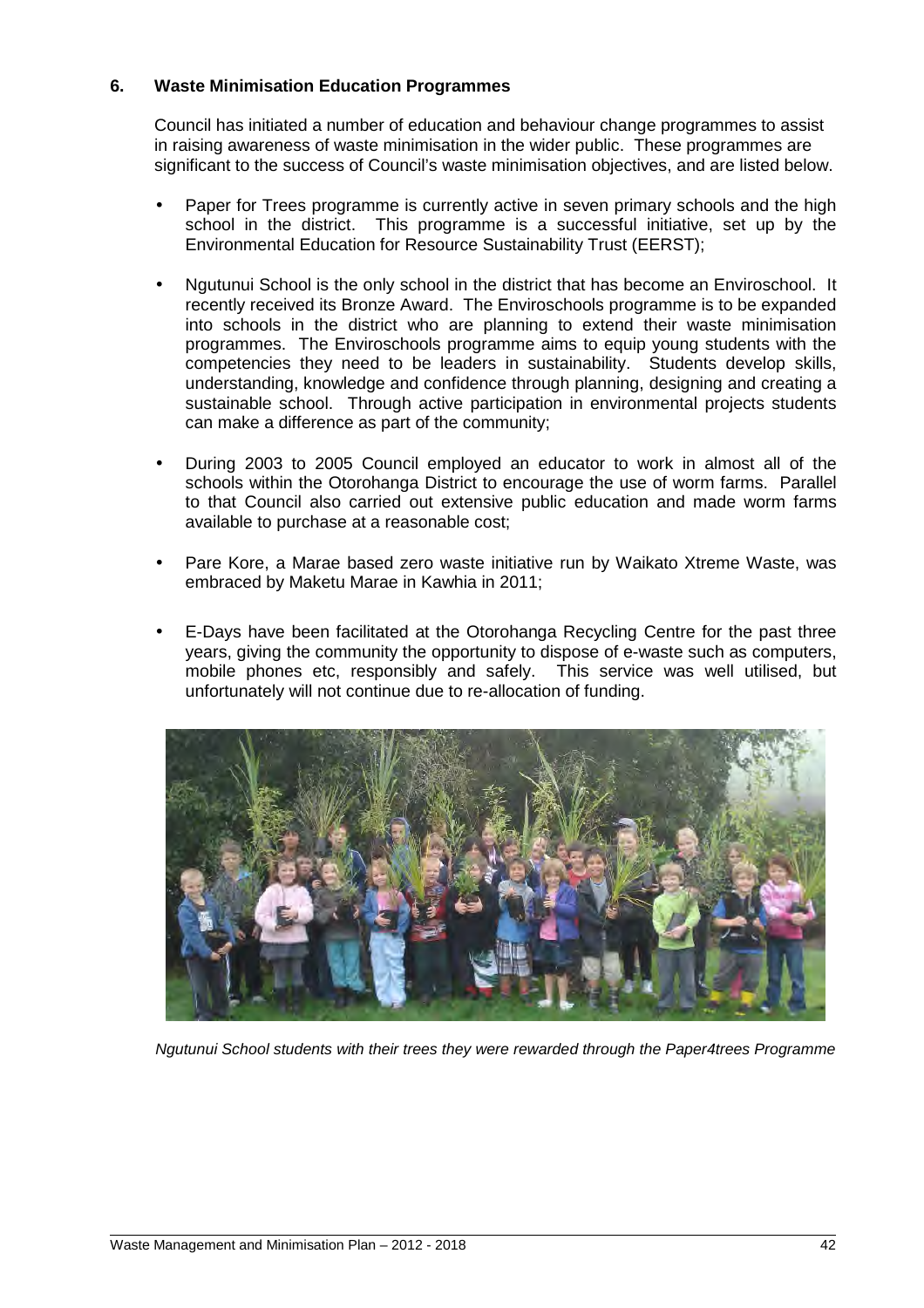## 6. Waste Minimisation Education Programmes

Council has initiated a number of education and behaviour change programmes to assist in raising awareness of waste minimisation in the wider public. These programmes are significant to the success of Council's waste minimisation objectives, and are listed below.

- Paper for Trees programme is currently active in seven primary schools and the high school in the district. This programme is a successful initiative, set up by the Environmental Education for Resource Sustainability Trust (EERST);

- Ngutunui School is the only school in the district that has become an Enviroschool. It recently received its Bronze Award. The Enviroschools programme is to be expanded into schools in the district who are planning to extend their waste minimisation programmes. The Enviroschools programme aims to equip young students with the competencies they need to be leaders in sustainability. Students develop skills, understanding, knowledge and confidence through planning, designing and creating a sustainable school. Through active participation in environmental projects students can make a difference as part of the community;

- During 2003 to 2005 Council employed an educator to work in almost all of the schools within the Otorohanga District to encourage the use of worm farms. Parallel to that Council also carried out extensive public education and made worm farms available to purchase at a reasonable cost;

- Pare Kore, a Marae based zero waste initiative run by Waikato Xtreme Waste, was embraced by Maketu Marae in Kawhia in 2011;

- E-Days have been facilitated at the Otorohanga Recycling Centre for the past three years, giving the community the opportunity to dispose of e-waste such as computers, mobile phones etc, responsibly and safely. This service was well utilised, but unfortunately will not continue due to re-allocation of funding.

*Ngutunui School students with their trees they were rewarded through the Paper4trees Programme*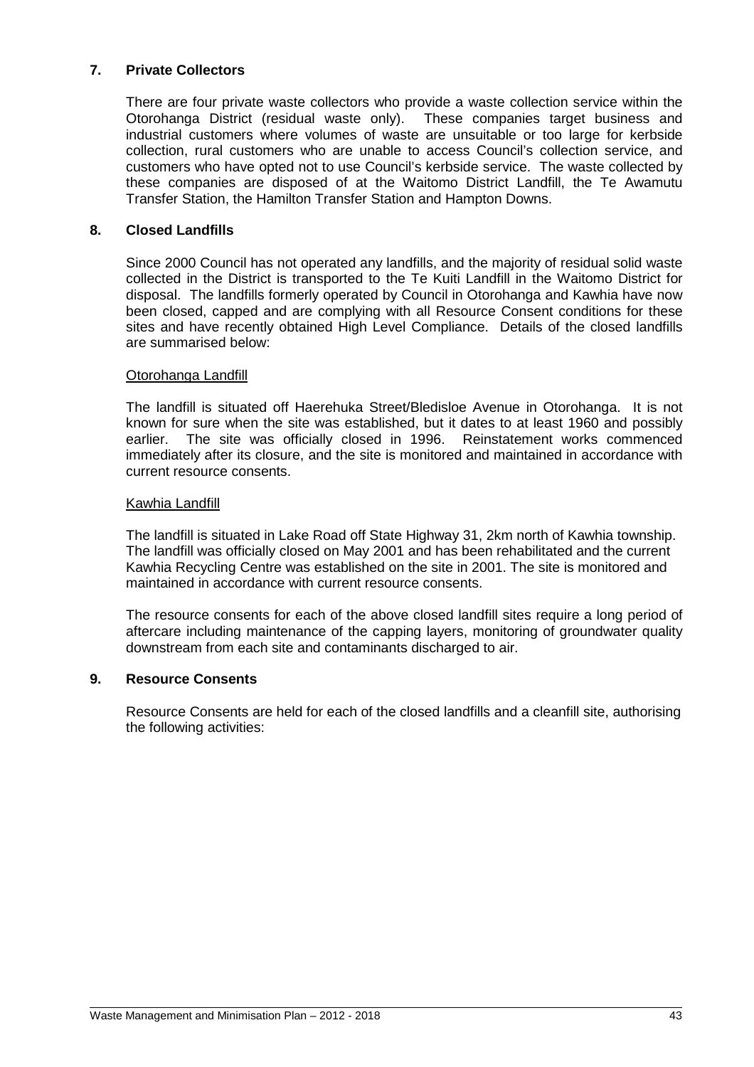## 7. Private Collectors

There are four private waste collectors who provide a waste collection service within the Otorohanga District (residual waste only). These companies target business and industrial customers where volumes of waste are unsuitable or too large for kerbside collection, rural customers who are unable to access Council's collection service, and customers who have opted not to use Council's kerbside service. The waste collected by these companies are disposed of at the Waitomo District Landfill, the Te Awamutu Transfer Station, the Hamilton Transfer Station and Hampton Downs.

## 8. Closed Landfills

Since 2000 Council has not operated any landfills, and the majority of residual solid waste collected in the District is transported to the Te Kuiti Landfill in the Waitomo District for disposal. The landfills formerly operated by Council in Otorohanga and Kawhia have now been closed, capped and are complying with all Resource Consent conditions for these sites and have recently obtained High Level Compliance. Details of the closed landfills are summarised below:

### Otorohanga Landfill

The landfill is situated off Haerehuka Street/Bledisloe Avenue in Otorohanga. It is not known for sure when the site was established, but it dates to at least 1960 and possibly earlier. The site was officially closed in 1996. Reinstatement works commenced immediately after its closure, and the site is monitored and maintained in accordance with current resource consents.

### Kawhia Landfill

The landfill is situated in Lake Road off State Highway 31, 2km north of Kawhia township. The landfill was officially closed on May 2001 and has been rehabilitated and the current Kawhia Recycling Centre was established on the site in 2001. The site is monitored and maintained in accordance with current resource consents.

The resource consents for each of the above closed landfill sites require a long period of aftercare including maintenance of the capping layers, monitoring of groundwater quality downstream from each site and contaminants discharged to air.

## 9. Resource Consents

Resource Consents are held for each of the closed landfills and a cleanfill site, authorising the following activities: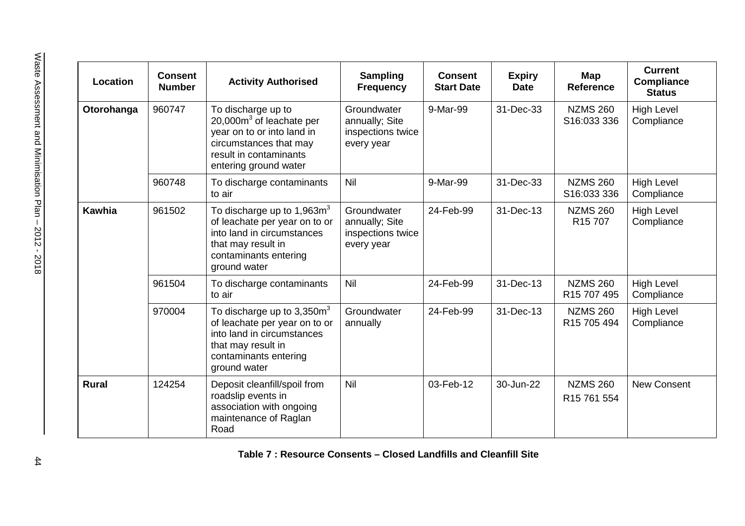| Location | Consent Number | Activity Authorised | Sampling Frequency | Consent Start Date | Expiry Date | Map Reference | Current Compliance Status |
|---|---|---|---|---|---|---|---|
| **Otorohanga** | 960747 | To discharge up to 20,000m$^3$ of leachate per year on to or into land in circumstances that may result in contaminants entering ground water | Groundwater annually; Site inspections twice every year | 9-Mar-99 | 31-Dec-33 | NZMS 260 S16:033 336 | High Level Compliance |
| | 960748 | To discharge contaminants to air | Nil | 9-Mar-99 | 31-Dec-33 | NZMS 260 S16:033 336 | High Level Compliance |
| **Kawhia** | 961502 | To discharge up to 1,963m$^3$ of leachate per year on to or into land in circumstances that may result in contaminants entering ground water | Groundwater annually; Site inspections twice every year | 24-Feb-99 | 31-Dec-13 | NZMS 260 R15 707 | High Level Compliance |
| | 961504 | To discharge contaminants to air | Nil | 24-Feb-99 | 31-Dec-13 | NZMS 260 R15 707 495 | High Level Compliance |
| | 970004 | To discharge up to 3,350m$^3$ of leachate per year on to or into land in circumstances that may result in contaminants entering ground water | Groundwater annually | 24-Feb-99 | 31-Dec-13 | NZMS 260 R15 705 494 | High Level Compliance |
| **Rural** | 124254 | Deposit cleanfill/spoil from roadslip events in association with ongoing maintenance of Raglan Road | Nil | 03-Feb-12 | 30-Jun-22 | NZMS 260 R15 761 554 | New Consent |

**Table 7 : Resource Consents – Closed Landfills and Cleanfill Site**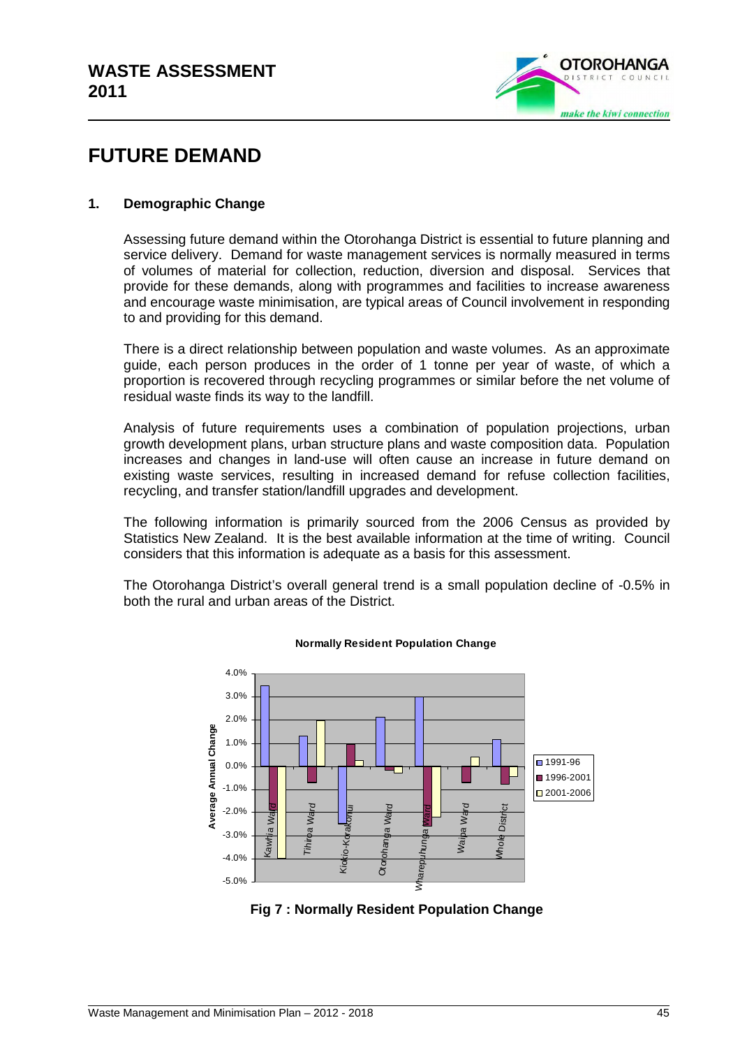# FUTURE DEMAND

## 1. Demographic Change

Assessing future demand within the Otorohanga District is essential to future planning and service delivery. Demand for waste management services is normally measured in terms of volumes of material for collection, reduction, diversion and disposal. Services that provide for these demands, along with programmes and facilities to increase awareness and encourage waste minimisation, are typical areas of Council involvement in responding to and providing for this demand.

There is a direct relationship between population and waste volumes. As an approximate guide, each person produces in the order of 1 tonne per year of waste, of which a proportion is recovered through recycling programmes or similar before the net volume of residual waste finds its way to the landfill.

Analysis of future requirements uses a combination of population projections, urban growth development plans, urban structure plans and waste composition data. Population increases and changes in land-use will often cause an increase in future demand on existing waste services, resulting in increased demand for refuse collection facilities, recycling, and transfer station/landfill upgrades and development.

The following information is primarily sourced from the 2006 Census as provided by Statistics New Zealand. It is the best available information at the time of writing. Council considers that this information is adequate as a basis for this assessment.

The Otorohanga District's overall general trend is a small population decline of -0.5% in both the rural and urban areas of the District.

**Normally Resident Population Change**

| Area | 1991-96 | 1996-2001 | 2001-2006 |
|---|---|---|---|
| Kawhia Ward | 3.5% | -2.0% | -4.0% |
| Tihiroa Ward | 1.3% | -0.7% | 2.0% |
| Kiokio-Korakonui | -2.5% | 1.0% | 0.3% |
| Otorohanga Ward | 2.1% | -0.2% | -0.3% |
| Wharepuhunga Ward | 3.0% | -2.6% | -2.2% |
| Waipa Ward | | -0.7% | 0.4% |
| Whole District | 1.2% | -0.8% | -0.5% |

**Fig 7 : Normally Resident Population Change**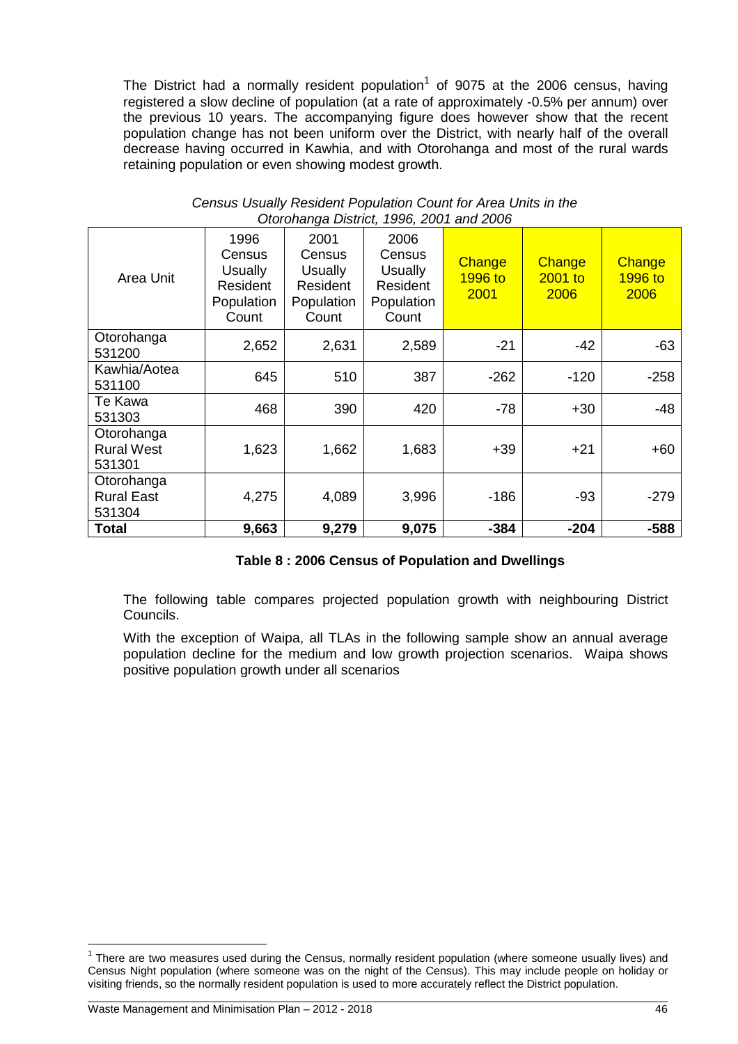The District had a normally resident population[1] of 9075 at the 2006 census, having registered a slow decline of population (at a rate of approximately -0.5% per annum) over the previous 10 years. The accompanying figure does however show that the recent population change has not been uniform over the District, with nearly half of the overall decrease having occurred in Kawhia, and with Otorohanga and most of the rural wards retaining population or even showing modest growth.

*Census Usually Resident Population Count for Area Units in the Otorohanga District, 1996, 2001 and 2006*

| Area Unit | 1996 Census Usually Resident Population Count | 2001 Census Usually Resident Population Count | 2006 Census Usually Resident Population Count | Change 1996 to 2001 | Change 2001 to 2006 | Change 1996 to 2006 |
|---|---|---|---|---|---|---|
| Otorohanga 531200 | 2,652 | 2,631 | 2,589 | -21 | -42 | -63 |
| Kawhia/Aotea 531100 | 645 | 510 | 387 | -262 | -120 | -258 |
| Te Kawa 531303 | 468 | 390 | 420 | -78 | +30 | -48 |
| Otorohanga Rural West 531301 | 1,623 | 1,662 | 1,683 | +39 | +21 | +60 |
| Otorohanga Rural East 531304 | 4,275 | 4,089 | 3,996 | -186 | -93 | -279 |
| **Total** | **9,663** | **9,279** | **9,075** | **-384** | **-204** | **-588** |

**Table 8 : 2006 Census of Population and Dwellings**

The following table compares projected population growth with neighbouring District Councils.

With the exception of Waipa, all TLAs in the following sample show an annual average population decline for the medium and low growth projection scenarios. Waipa shows positive population growth under all scenarios

[1] There are two measures used during the Census, normally resident population (where someone usually lives) and Census Night population (where someone was on the night of the Census). This may include people on holiday or visiting friends, so the normally resident population is used to more accurately reflect the District population.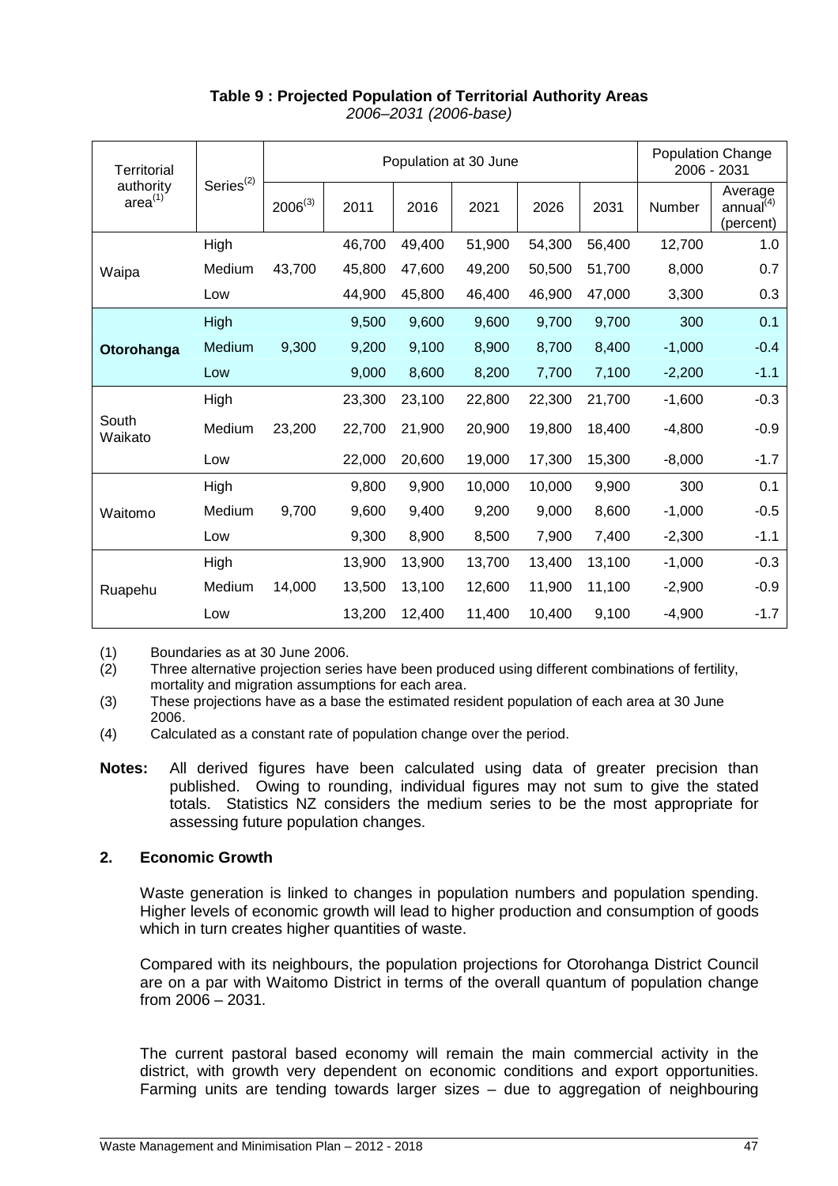**Table 9 : Projected Population of Territorial Authority Areas**

*2006–2031 (2006-base)*

| Territorial authority area[1] | Series[2] | Population at 30 June | | | | | | Population Change 2006 - 2031 | |
|---|---|---|---|---|---|---|---|---|---|
| | | 2006[3] | 2011 | 2016 | 2021 | 2026 | 2031 | Number | Average annual[4] (percent) |
| Waipa | High | 43,700 | 46,700 | 49,400 | 51,900 | 54,300 | 56,400 | 12,700 | 1.0 |
| | Medium | | 45,800 | 47,600 | 49,200 | 50,500 | 51,700 | 8,000 | 0.7 |
| | Low | | 44,900 | 45,800 | 46,400 | 46,900 | 47,000 | 3,300 | 0.3 |
| **Otorohanga** | High | 9,300 | 9,500 | 9,600 | 9,600 | 9,700 | 9,700 | 300 | 0.1 |
| | Medium | | 9,200 | 9,100 | 8,900 | 8,700 | 8,400 | -1,000 | -0.4 |
| | Low | | 9,000 | 8,600 | 8,200 | 7,700 | 7,100 | -2,200 | -1.1 |
| South Waikato | High | 23,200 | 23,300 | 23,100 | 22,800 | 22,300 | 21,700 | -1,600 | -0.3 |
| | Medium | | 22,700 | 21,900 | 20,900 | 19,800 | 18,400 | -4,800 | -0.9 |
| | Low | | 22,000 | 20,600 | 19,000 | 17,300 | 15,300 | -8,000 | -1.7 |
| Waitomo | High | 9,700 | 9,800 | 9,900 | 10,000 | 10,000 | 9,900 | 300 | 0.1 |
| | Medium | | 9,600 | 9,400 | 9,200 | 9,000 | 8,600 | -1,000 | -0.5 |
| | Low | | 9,300 | 8,900 | 8,500 | 7,900 | 7,400 | -2,300 | -1.1 |
| Ruapehu | High | 14,000 | 13,900 | 13,900 | 13,700 | 13,400 | 13,100 | -1,000 | -0.3 |
| | Medium | | 13,500 | 13,100 | 12,600 | 11,900 | 11,100 | -2,900 | -0.9 |
| | Low | | 13,200 | 12,400 | 11,400 | 10,400 | 9,100 | -4,900 | -1.7 |

(1) Boundaries as at 30 June 2006.

(2) Three alternative projection series have been produced using different combinations of fertility, mortality and migration assumptions for each area.

(3) These projections have as a base the estimated resident population of each area at 30 June 2006.

(4) Calculated as a constant rate of population change over the period.

**Notes:** All derived figures have been calculated using data of greater precision than published. Owing to rounding, individual figures may not sum to give the stated totals. Statistics NZ considers the medium series to be the most appropriate for assessing future population changes.

## 2. Economic Growth

Waste generation is linked to changes in population numbers and population spending. Higher levels of economic growth will lead to higher production and consumption of goods which in turn creates higher quantities of waste.

Compared with its neighbours, the population projections for Otorohanga District Council are on a par with Waitomo District in terms of the overall quantum of population change from 2006 – 2031.

The current pastoral based economy will remain the main commercial activity in the district, with growth very dependent on economic conditions and export opportunities. Farming units are tending towards larger sizes – due to aggregation of neighbouring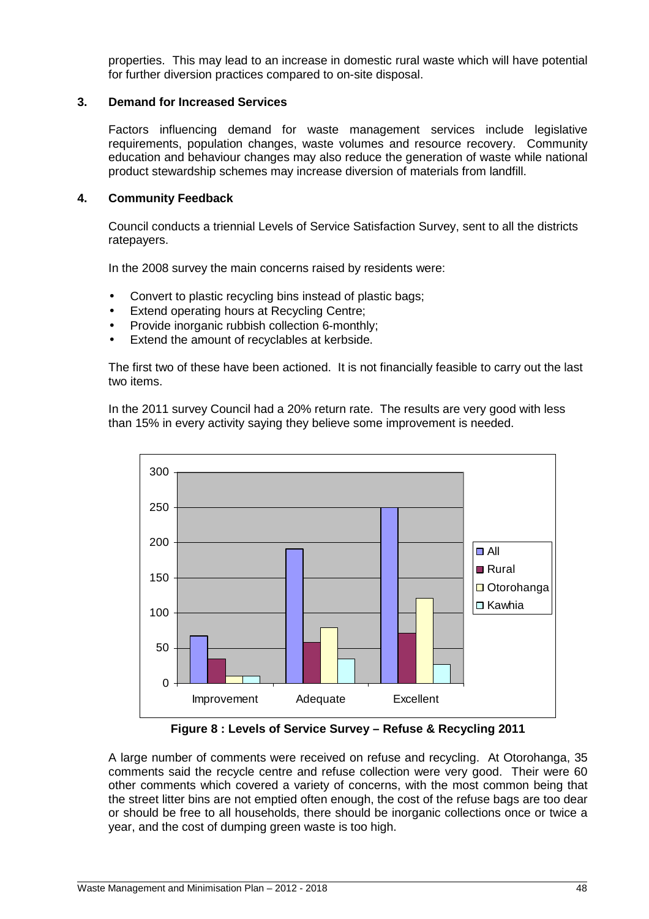properties. This may lead to an increase in domestic rural waste which will have potential for further diversion practices compared to on-site disposal.

### 3. Demand for Increased Services

Factors influencing demand for waste management services include legislative requirements, population changes, waste volumes and resource recovery. Community education and behaviour changes may also reduce the generation of waste while national product stewardship schemes may increase diversion of materials from landfill.

### 4. Community Feedback

Council conducts a triennial Levels of Service Satisfaction Survey, sent to all the districts ratepayers.

In the 2008 survey the main concerns raised by residents were:

- Convert to plastic recycling bins instead of plastic bags;
- Extend operating hours at Recycling Centre;
- Provide inorganic rubbish collection 6-monthly;
- Extend the amount of recyclables at kerbside.

The first two of these have been actioned. It is not financially feasible to carry out the last two items.

In the 2011 survey Council had a 20% return rate. The results are very good with less than 15% in every activity saying they believe some improvement is needed.

**Figure 8 : Levels of Service Survey – Refuse & Recycling 2011**

A large number of comments were received on refuse and recycling. At Otorohanga, 35 comments said the recycle centre and refuse collection were very good. Their were 60 other comments which covered a variety of concerns, with the most common being that the street litter bins are not emptied often enough, the cost of the refuse bags are too dear or should be free to all households, there should be inorganic collections once or twice a year, and the cost of dumping green waste is too high.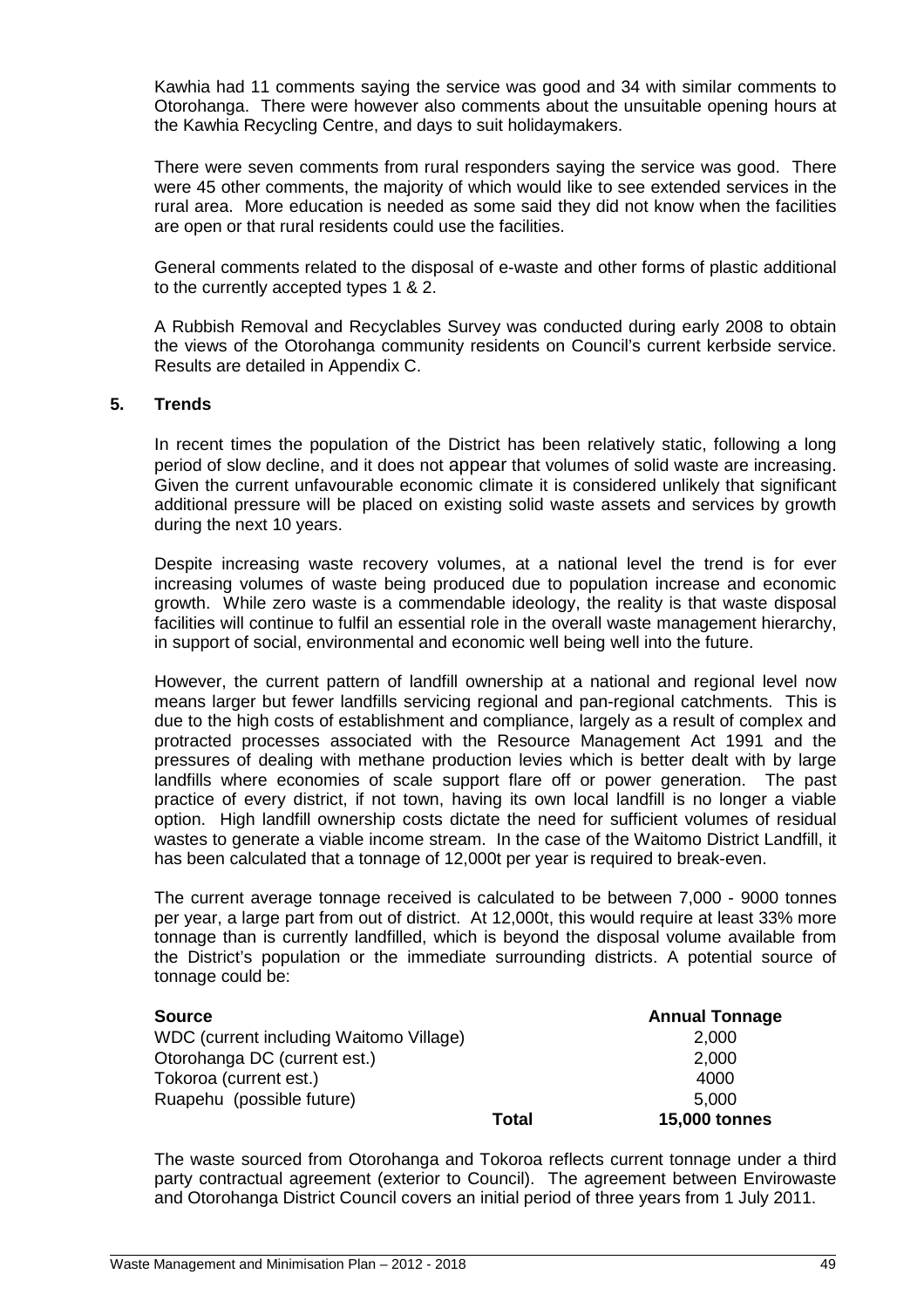Kawhia had 11 comments saying the service was good and 34 with similar comments to Otorohanga. There were however also comments about the unsuitable opening hours at the Kawhia Recycling Centre, and days to suit holidaymakers.

There were seven comments from rural responders saying the service was good. There were 45 other comments, the majority of which would like to see extended services in the rural area. More education is needed as some said they did not know when the facilities are open or that rural residents could use the facilities.

General comments related to the disposal of e-waste and other forms of plastic additional to the currently accepted types 1 & 2.

A Rubbish Removal and Recyclables Survey was conducted during early 2008 to obtain the views of the Otorohanga community residents on Council's current kerbside service. Results are detailed in Appendix C.

## 5. Trends

In recent times the population of the District has been relatively static, following a long period of slow decline, and it does not appear that volumes of solid waste are increasing. Given the current unfavourable economic climate it is considered unlikely that significant additional pressure will be placed on existing solid waste assets and services by growth during the next 10 years.

Despite increasing waste recovery volumes, at a national level the trend is for ever increasing volumes of waste being produced due to population increase and economic growth. While zero waste is a commendable ideology, the reality is that waste disposal facilities will continue to fulfil an essential role in the overall waste management hierarchy, in support of social, environmental and economic well being well into the future.

However, the current pattern of landfill ownership at a national and regional level now means larger but fewer landfills servicing regional and pan-regional catchments. This is due to the high costs of establishment and compliance, largely as a result of complex and protracted processes associated with the Resource Management Act 1991 and the pressures of dealing with methane production levies which is better dealt with by large landfills where economies of scale support flare off or power generation. The past practice of every district, if not town, having its own local landfill is no longer a viable option. High landfill ownership costs dictate the need for sufficient volumes of residual wastes to generate a viable income stream. In the case of the Waitomo District Landfill, it has been calculated that a tonnage of 12,000t per year is required to break-even.

The current average tonnage received is calculated to be between 7,000 - 9000 tonnes per year, a large part from out of district. At 12,000t, this would require at least 33% more tonnage than is currently landfilled, which is beyond the disposal volume available from the District's population or the immediate surrounding districts. A potential source of tonnage could be:

| **Source** | | **Annual Tonnage** |
|---|---|---|
| WDC (current including Waitomo Village) | | 2,000 |
| Otorohanga DC (current est.) | | 2,000 |
| Tokoroa (current est.) | | 4000 |
| Ruapehu (possible future) | | 5,000 |
| | **Total** | **15,000 tonnes** |

The waste sourced from Otorohanga and Tokoroa reflects current tonnage under a third party contractual agreement (exterior to Council). The agreement between Envirowaste and Otorohanga District Council covers an initial period of three years from 1 July 2011.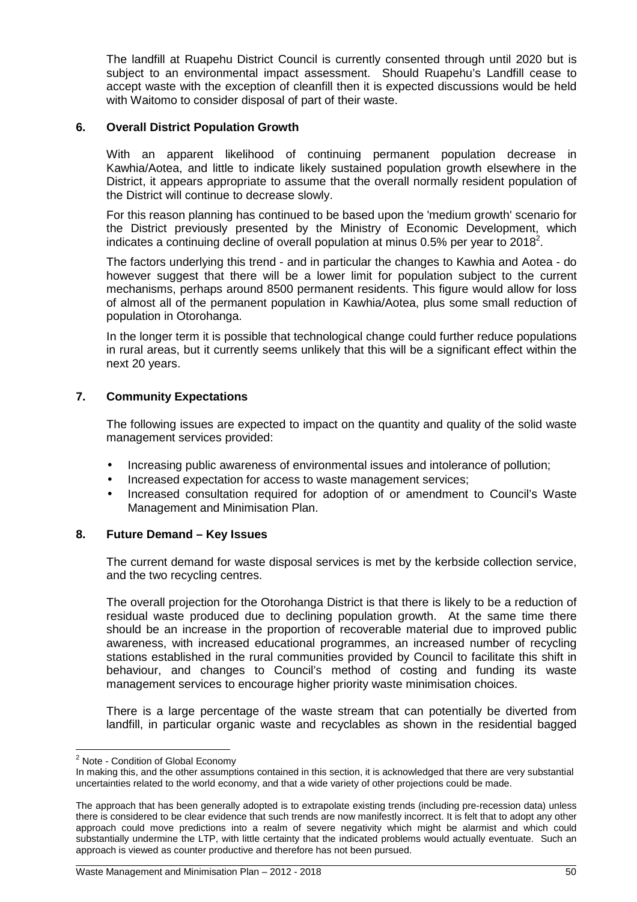The landfill at Ruapehu District Council is currently consented through until 2020 but is subject to an environmental impact assessment. Should Ruapehu's Landfill cease to accept waste with the exception of cleanfill then it is expected discussions would be held with Waitomo to consider disposal of part of their waste.

## 6. Overall District Population Growth

With an apparent likelihood of continuing permanent population decrease in Kawhia/Aotea, and little to indicate likely sustained population growth elsewhere in the District, it appears appropriate to assume that the overall normally resident population of the District will continue to decrease slowly.

For this reason planning has continued to be based upon the 'medium growth' scenario for the District previously presented by the Ministry of Economic Development, which indicates a continuing decline of overall population at minus 0.5% per year to 2018[2].

The factors underlying this trend - and in particular the changes to Kawhia and Aotea - do however suggest that there will be a lower limit for population subject to the current mechanisms, perhaps around 8500 permanent residents. This figure would allow for loss of almost all of the permanent population in Kawhia/Aotea, plus some small reduction of population in Otorohanga.

In the longer term it is possible that technological change could further reduce populations in rural areas, but it currently seems unlikely that this will be a significant effect within the next 20 years.

## 7. Community Expectations

The following issues are expected to impact on the quantity and quality of the solid waste management services provided:

- Increasing public awareness of environmental issues and intolerance of pollution;
- Increased expectation for access to waste management services;
- Increased consultation required for adoption of or amendment to Council's Waste Management and Minimisation Plan.

## 8. Future Demand – Key Issues

The current demand for waste disposal services is met by the kerbside collection service, and the two recycling centres.

The overall projection for the Otorohanga District is that there is likely to be a reduction of residual waste produced due to declining population growth. At the same time there should be an increase in the proportion of recoverable material due to improved public awareness, with increased educational programmes, an increased number of recycling stations established in the rural communities provided by Council to facilitate this shift in behaviour, and changes to Council's method of costing and funding its waste management services to encourage higher priority waste minimisation choices.

There is a large percentage of the waste stream that can potentially be diverted from landfill, in particular organic waste and recyclables as shown in the residential bagged

---

[2] Note - Condition of Global Economy

In making this, and the other assumptions contained in this section, it is acknowledged that there are very substantial uncertainties related to the world economy, and that a wide variety of other projections could be made.

The approach that has been generally adopted is to extrapolate existing trends (including pre-recession data) unless there is considered to be clear evidence that such trends are now manifestly incorrect. It is felt that to adopt any other approach could move predictions into a realm of severe negativity which might be alarmist and which could substantially undermine the LTP, with little certainty that the indicated problems would actually eventuate. Such an approach is viewed as counter productive and therefore has not been pursued.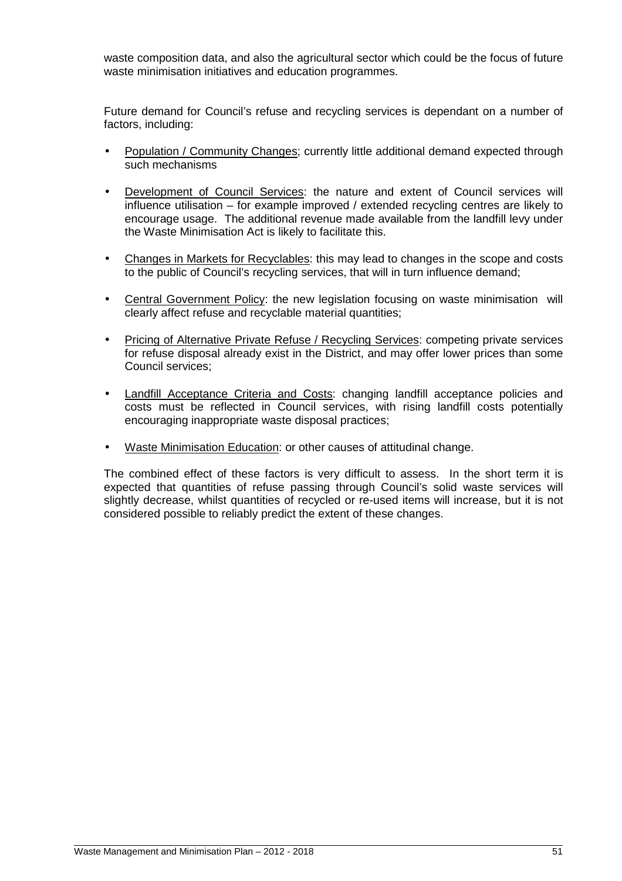waste composition data, and also the agricultural sector which could be the focus of future waste minimisation initiatives and education programmes.

Future demand for Council's refuse and recycling services is dependant on a number of factors, including:

- Population / Community Changes; currently little additional demand expected through such mechanisms
- Development of Council Services: the nature and extent of Council services will influence utilisation – for example improved / extended recycling centres are likely to encourage usage. The additional revenue made available from the landfill levy under the Waste Minimisation Act is likely to facilitate this.
- Changes in Markets for Recyclables: this may lead to changes in the scope and costs to the public of Council's recycling services, that will in turn influence demand;
- Central Government Policy: the new legislation focusing on waste minimisation will clearly affect refuse and recyclable material quantities;
- Pricing of Alternative Private Refuse / Recycling Services: competing private services for refuse disposal already exist in the District, and may offer lower prices than some Council services;
- Landfill Acceptance Criteria and Costs: changing landfill acceptance policies and costs must be reflected in Council services, with rising landfill costs potentially encouraging inappropriate waste disposal practices;
- Waste Minimisation Education: or other causes of attitudinal change.

The combined effect of these factors is very difficult to assess. In the short term it is expected that quantities of refuse passing through Council's solid waste services will slightly decrease, whilst quantities of recycled or re-used items will increase, but it is not considered possible to reliably predict the extent of these changes.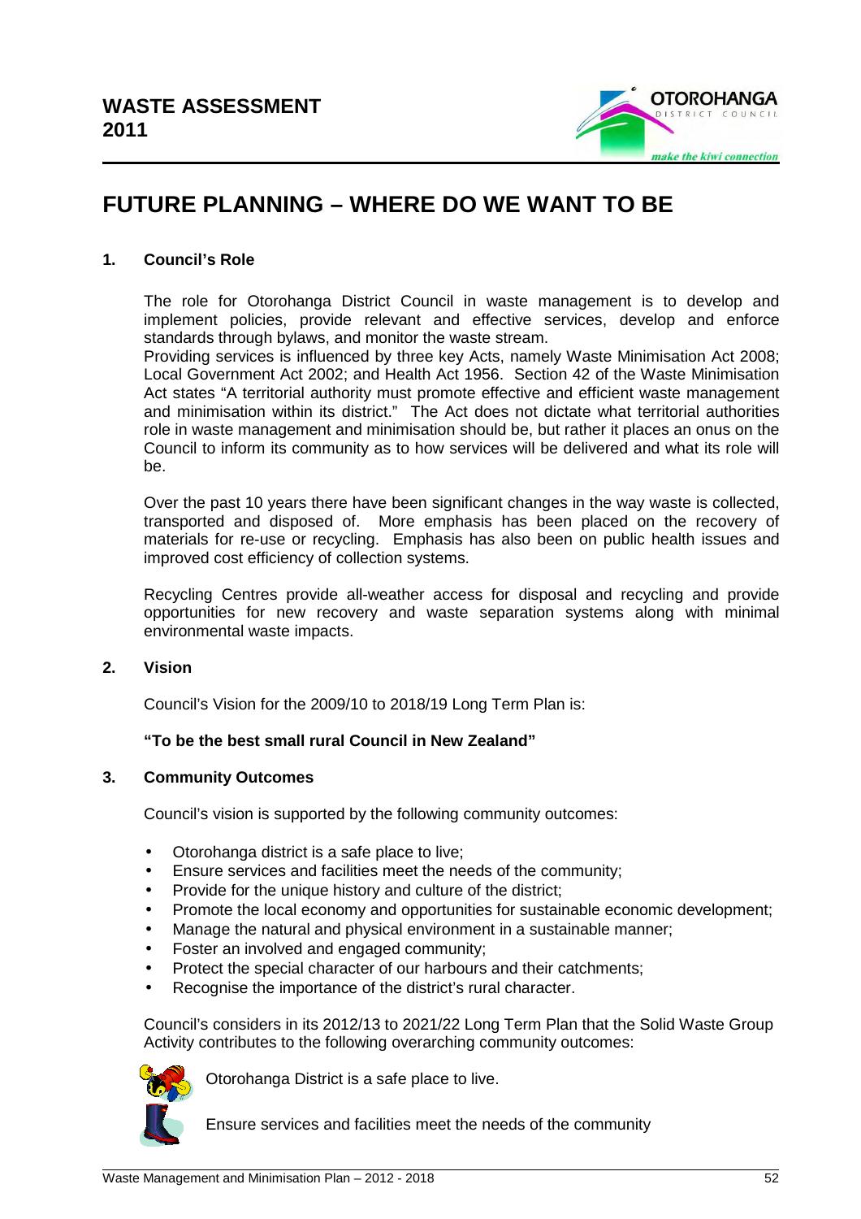# FUTURE PLANNING – WHERE DO WE WANT TO BE

## 1. Council's Role

The role for Otorohanga District Council in waste management is to develop and implement policies, provide relevant and effective services, develop and enforce standards through bylaws, and monitor the waste stream.

Providing services is influenced by three key Acts, namely Waste Minimisation Act 2008; Local Government Act 2002; and Health Act 1956. Section 42 of the Waste Minimisation Act states "A territorial authority must promote effective and efficient waste management and minimisation within its district." The Act does not dictate what territorial authorities role in waste management and minimisation should be, but rather it places an onus on the Council to inform its community as to how services will be delivered and what its role will be.

Over the past 10 years there have been significant changes in the way waste is collected, transported and disposed of. More emphasis has been placed on the recovery of materials for re-use or recycling. Emphasis has also been on public health issues and improved cost efficiency of collection systems.

Recycling Centres provide all-weather access for disposal and recycling and provide opportunities for new recovery and waste separation systems along with minimal environmental waste impacts.

## 2. Vision

Council's Vision for the 2009/10 to 2018/19 Long Term Plan is:

**"To be the best small rural Council in New Zealand"**

## 3. Community Outcomes

Council's vision is supported by the following community outcomes:

- Otorohanga district is a safe place to live;
- Ensure services and facilities meet the needs of the community;
- Provide for the unique history and culture of the district;
- Promote the local economy and opportunities for sustainable economic development;
- Manage the natural and physical environment in a sustainable manner;
- Foster an involved and engaged community;
- Protect the special character of our harbours and their catchments;
- Recognise the importance of the district's rural character.

Council's considers in its 2012/13 to 2021/22 Long Term Plan that the Solid Waste Group Activity contributes to the following overarching community outcomes:

Otorohanga District is a safe place to live.

Ensure services and facilities meet the needs of the community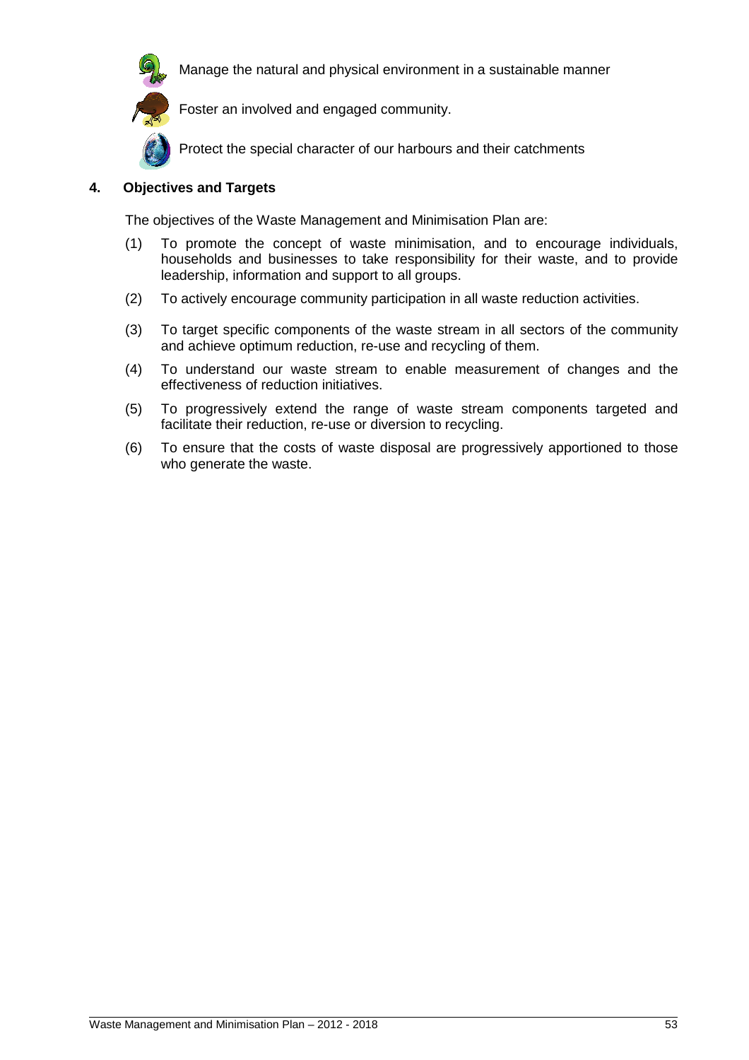Manage the natural and physical environment in a sustainable manner

Foster an involved and engaged community.

Protect the special character of our harbours and their catchments

## 4. Objectives and Targets

The objectives of the Waste Management and Minimisation Plan are:

(1) To promote the concept of waste minimisation, and to encourage individuals, households and businesses to take responsibility for their waste, and to provide leadership, information and support to all groups.

(2) To actively encourage community participation in all waste reduction activities.

(3) To target specific components of the waste stream in all sectors of the community and achieve optimum reduction, re-use and recycling of them.

(4) To understand our waste stream to enable measurement of changes and the effectiveness of reduction initiatives.

(5) To progressively extend the range of waste stream components targeted and facilitate their reduction, re-use or diversion to recycling.

(6) To ensure that the costs of waste disposal are progressively apportioned to those who generate the waste.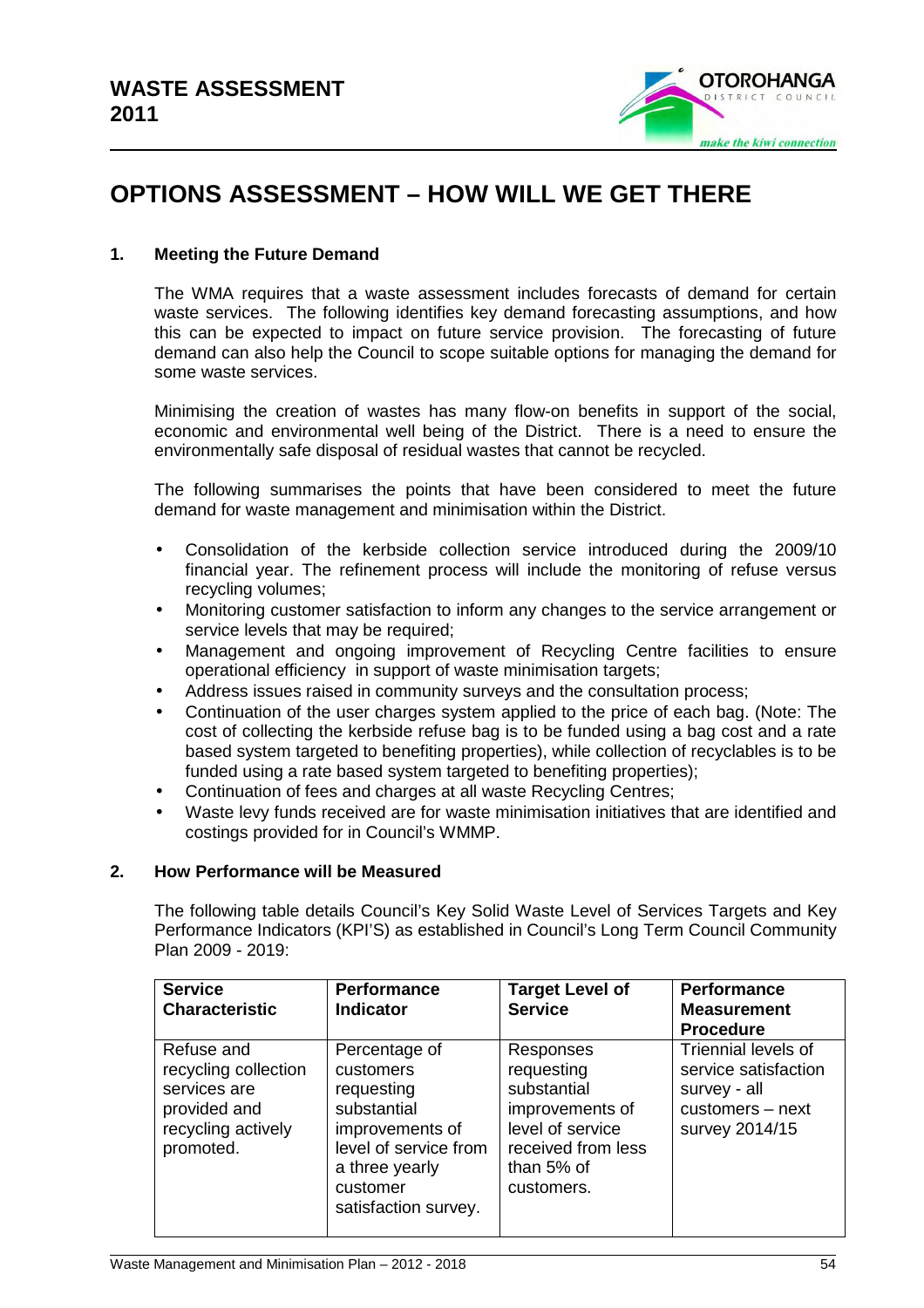# OPTIONS ASSESSMENT – HOW WILL WE GET THERE

## 1. Meeting the Future Demand

The WMA requires that a waste assessment includes forecasts of demand for certain waste services. The following identifies key demand forecasting assumptions, and how this can be expected to impact on future service provision. The forecasting of future demand can also help the Council to scope suitable options for managing the demand for some waste services.

Minimising the creation of wastes has many flow-on benefits in support of the social, economic and environmental well being of the District. There is a need to ensure the environmentally safe disposal of residual wastes that cannot be recycled.

The following summarises the points that have been considered to meet the future demand for waste management and minimisation within the District.

- Consolidation of the kerbside collection service introduced during the 2009/10 financial year. The refinement process will include the monitoring of refuse versus recycling volumes;
- Monitoring customer satisfaction to inform any changes to the service arrangement or service levels that may be required;
- Management and ongoing improvement of Recycling Centre facilities to ensure operational efficiency in support of waste minimisation targets;
- Address issues raised in community surveys and the consultation process;
- Continuation of the user charges system applied to the price of each bag. (Note: The cost of collecting the kerbside refuse bag is to be funded using a bag cost and a rate based system targeted to benefiting properties), while collection of recyclables is to be funded using a rate based system targeted to benefiting properties);
- Continuation of fees and charges at all waste Recycling Centres;
- Waste levy funds received are for waste minimisation initiatives that are identified and costings provided for in Council's WMMP.

## 2. How Performance will be Measured

The following table details Council's Key Solid Waste Level of Services Targets and Key Performance Indicators (KPI'S) as established in Council's Long Term Council Community Plan 2009 - 2019:

| Service Characteristic | Performance Indicator | Target Level of Service | Performance Measurement Procedure |
|---|---|---|---|
| Refuse and recycling collection services are provided and recycling actively promoted. | Percentage of customers requesting substantial improvements of level of service from a three yearly customer satisfaction survey. | Responses requesting substantial improvements of level of service received from less than 5% of customers. | Triennial levels of service satisfaction survey - all customers – next survey 2014/15 |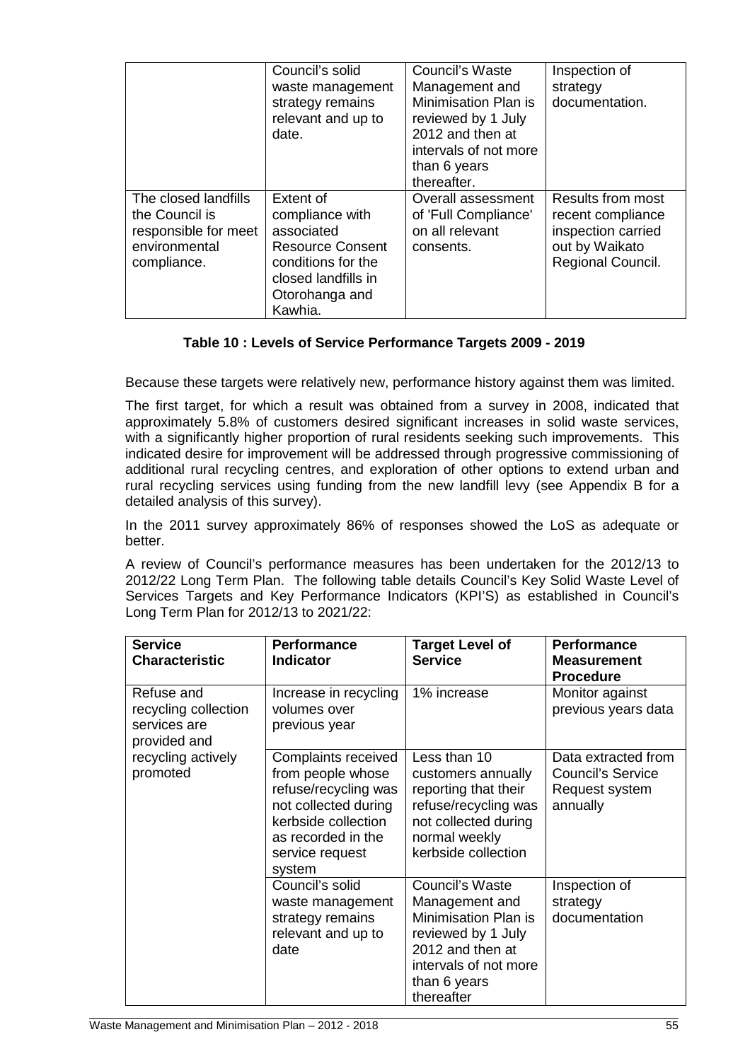| | | | |
|---|---|---|---|
| | Council's solid waste management strategy remains relevant and up to date. | Council's Waste Management and Minimisation Plan is reviewed by 1 July 2012 and then at intervals of not more than 6 years thereafter. | Inspection of strategy documentation. |
| The closed landfills the Council is responsible for meet environmental compliance. | Extent of compliance with associated Resource Consent conditions for the closed landfills in Otorohanga and Kawhia. | Overall assessment of 'Full Compliance' on all relevant consents. | Results from most recent compliance inspection carried out by Waikato Regional Council. |

**Table 10 : Levels of Service Performance Targets 2009 - 2019**

Because these targets were relatively new, performance history against them was limited.

The first target, for which a result was obtained from a survey in 2008, indicated that approximately 5.8% of customers desired significant increases in solid waste services, with a significantly higher proportion of rural residents seeking such improvements. This indicated desire for improvement will be addressed through progressive commissioning of additional rural recycling centres, and exploration of other options to extend urban and rural recycling services using funding from the new landfill levy (see Appendix B for a detailed analysis of this survey).

In the 2011 survey approximately 86% of responses showed the LoS as adequate or better.

A review of Council's performance measures has been undertaken for the 2012/13 to 2012/22 Long Term Plan. The following table details Council's Key Solid Waste Level of Services Targets and Key Performance Indicators (KPI'S) as established in Council's Long Term Plan for 2012/13 to 2021/22:

| Service Characteristic | Performance Indicator | Target Level of Service | Performance Measurement Procedure |
|---|---|---|---|
| Refuse and recycling collection services are provided and recycling actively promoted | Increase in recycling volumes over previous year | 1% increase | Monitor against previous years data |
| | Complaints received from people whose refuse/recycling was not collected during kerbside collection as recorded in the service request system | Less than 10 customers annually reporting that their refuse/recycling was not collected during normal weekly kerbside collection | Data extracted from Council's Service Request system annually |
| | Council's solid waste management strategy remains relevant and up to date | Council's Waste Management and Minimisation Plan is reviewed by 1 July 2012 and then at intervals of not more than 6 years thereafter | Inspection of strategy documentation |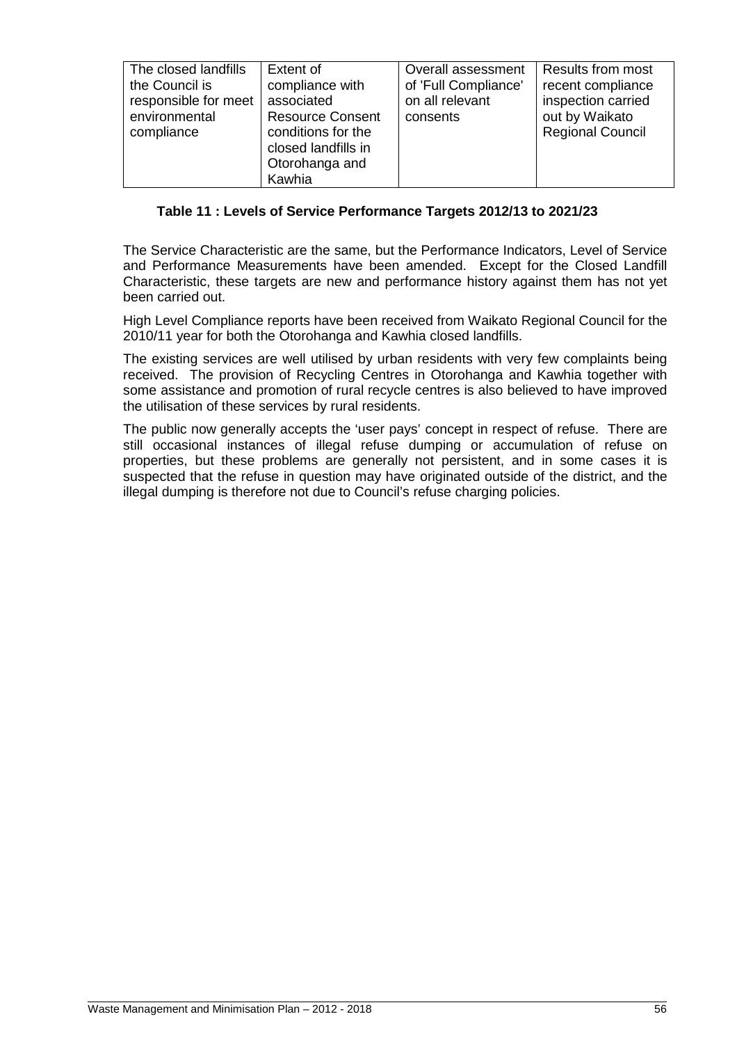| The closed landfills the Council is responsible for meet environmental compliance | Extent of compliance with associated Resource Consent conditions for the closed landfills in Otorohanga and Kawhia | Overall assessment of 'Full Compliance' on all relevant consents | Results from most recent compliance inspection carried out by Waikato Regional Council |
|---|---|---|---|

**Table 11 : Levels of Service Performance Targets 2012/13 to 2021/23**

The Service Characteristic are the same, but the Performance Indicators, Level of Service and Performance Measurements have been amended. Except for the Closed Landfill Characteristic, these targets are new and performance history against them has not yet been carried out.

High Level Compliance reports have been received from Waikato Regional Council for the 2010/11 year for both the Otorohanga and Kawhia closed landfills.

The existing services are well utilised by urban residents with very few complaints being received. The provision of Recycling Centres in Otorohanga and Kawhia together with some assistance and promotion of rural recycle centres is also believed to have improved the utilisation of these services by rural residents.

The public now generally accepts the 'user pays' concept in respect of refuse. There are still occasional instances of illegal refuse dumping or accumulation of refuse on properties, but these problems are generally not persistent, and in some cases it is suspected that the refuse in question may have originated outside of the district, and the illegal dumping is therefore not due to Council's refuse charging policies.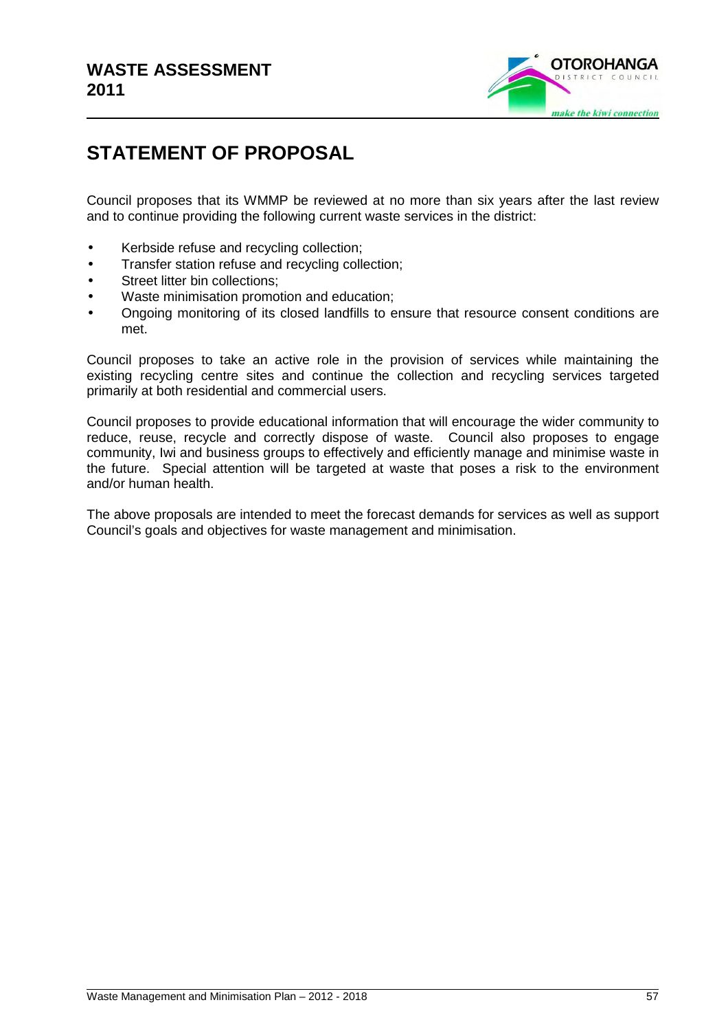# STATEMENT OF PROPOSAL

Council proposes that its WMMP be reviewed at no more than six years after the last review and to continue providing the following current waste services in the district:

- Kerbside refuse and recycling collection;
- Transfer station refuse and recycling collection;
- Street litter bin collections;
- Waste minimisation promotion and education;
- Ongoing monitoring of its closed landfills to ensure that resource consent conditions are met.

Council proposes to take an active role in the provision of services while maintaining the existing recycling centre sites and continue the collection and recycling services targeted primarily at both residential and commercial users.

Council proposes to provide educational information that will encourage the wider community to reduce, reuse, recycle and correctly dispose of waste. Council also proposes to engage community, Iwi and business groups to effectively and efficiently manage and minimise waste in the future. Special attention will be targeted at waste that poses a risk to the environment and/or human health.

The above proposals are intended to meet the forecast demands for services as well as support Council's goals and objectives for waste management and minimisation.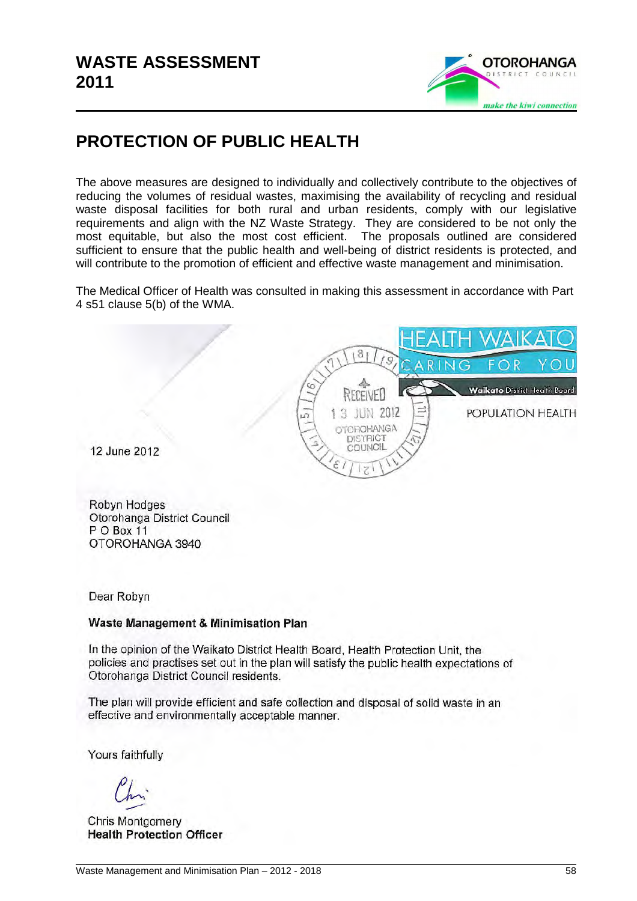# WASTE ASSESSMENT 2011

## PROTECTION OF PUBLIC HEALTH

The above measures are designed to individually and collectively contribute to the objectives of reducing the volumes of residual wastes, maximising the availability of recycling and residual waste disposal facilities for both rural and urban residents, comply with our legislative requirements and align with the NZ Waste Strategy. They are considered to be not only the most equitable, but also the most cost efficient. The proposals outlined are considered sufficient to ensure that the public health and well-being of district residents is protected, and will contribute to the promotion of efficient and effective waste management and minimisation.

The Medical Officer of Health was consulted in making this assessment in accordance with Part 4 s51 clause 5(b) of the WMA.

HEALTH WAIKATO
CARING FOR YOU
Waikato District Health Board
POPULATION HEALTH

RECEIVED
13 JUN 2012
OTOROHANGA DISTRICT COUNCIL

12 June 2012

Robyn Hodges
Otorohanga District Council
P O Box 11
OTOROHANGA 3940

Dear Robyn

**Waste Management & Minimisation Plan**

In the opinion of the Waikato District Health Board, Health Protection Unit, the policies and practises set out in the plan will satisfy the public health expectations of Otorohanga District Council residents.

The plan will provide efficient and safe collection and disposal of solid waste in an effective and environmentally acceptable manner.

Yours faithfully

Chris Montgomery
**Health Protection Officer**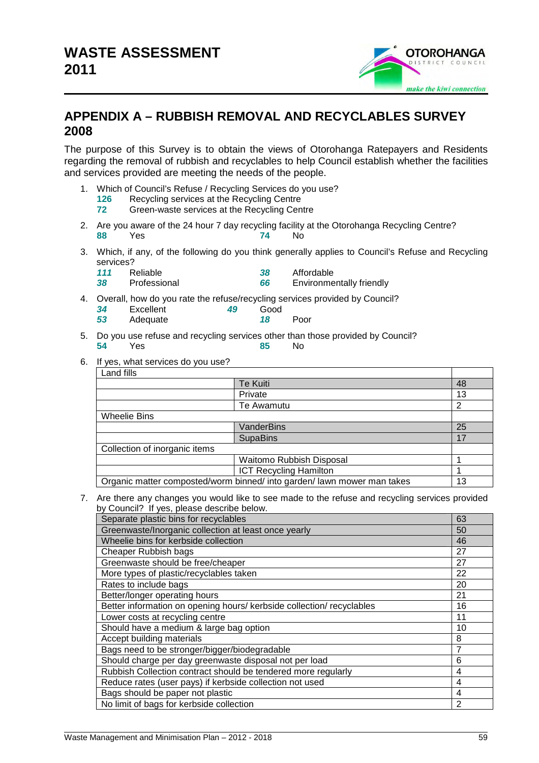## APPENDIX A – RUBBISH REMOVAL AND RECYCLABLES SURVEY 2008

The purpose of this Survey is to obtain the views of Otorohanga Ratepayers and Residents regarding the removal of rubbish and recyclables to help Council establish whether the facilities and services provided are meeting the needs of the people.

1. Which of Council's Refuse / Recycling Services do you use?
   **126** Recycling services at the Recycling Centre
   **72** Green-waste services at the Recycling Centre

2. Are you aware of the 24 hour 7 day recycling facility at the Otorohanga Recycling Centre?
   **88** Yes **74** No

3. Which, if any, of the following do you think generally applies to Council's Refuse and Recycling services?
   ***111*** Reliable ***38*** Affordable
   ***38*** Professional ***66*** Environmentally friendly

4. Overall, how do you rate the refuse/recycling services provided by Council?
   ***34*** Excellent ***49*** Good
   ***53*** Adequate ***18*** Poor

5. Do you use refuse and recycling services other than those provided by Council?
   **54** Yes **85** No

6. If yes, what services do you use?

| Land fills | | |
|---|---|---|
| | Te Kuiti | 48 |
| | Private | 13 |
| | Te Awamutu | 2 |
| Wheelie Bins | | |
| | VanderBins | 25 |
| | SupaBins | 17 |
| Collection of inorganic items | | |
| | Waitomo Rubbish Disposal | 1 |
| | ICT Recycling Hamilton | 1 |
| Organic matter composted/worm binned/ into garden/ lawn mower man takes | | 13 |

7. Are there any changes you would like to see made to the refuse and recycling services provided by Council? If yes, please describe below.

| Change | Count |
|---|---|
| Separate plastic bins for recyclables | 63 |
| Greenwaste/Inorganic collection at least once yearly | 50 |
| Wheelie bins for kerbside collection | 46 |
| Cheaper Rubbish bags | 27 |
| Greenwaste should be free/cheaper | 27 |
| More types of plastic/recyclables taken | 22 |
| Rates to include bags | 20 |
| Better/longer operating hours | 21 |
| Better information on opening hours/ kerbside collection/ recyclables | 16 |
| Lower costs at recycling centre | 11 |
| Should have a medium & large bag option | 10 |
| Accept building materials | 8 |
| Bags need to be stronger/bigger/biodegradable | 7 |
| Should charge per day greenwaste disposal not per load | 6 |
| Rubbish Collection contract should be tendered more regularly | 4 |
| Reduce rates (user pays) if kerbside collection not used | 4 |
| Bags should be paper not plastic | 4 |
| No limit of bags for kerbside collection | 2 |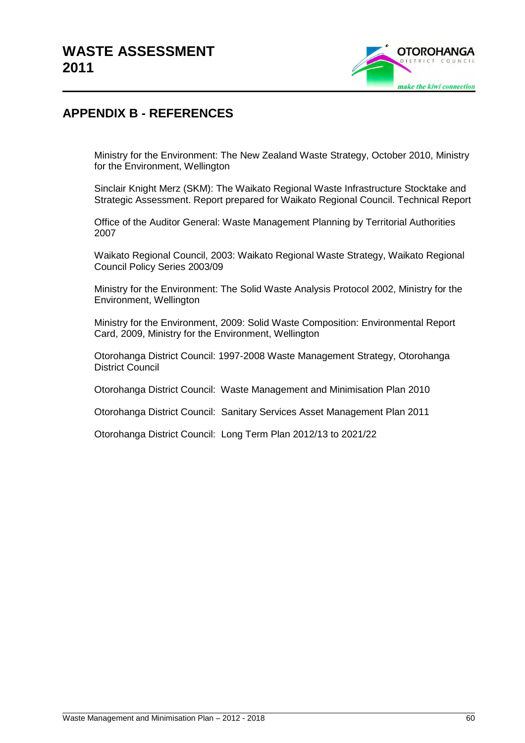## APPENDIX B - REFERENCES

Ministry for the Environment: The New Zealand Waste Strategy, October 2010, Ministry for the Environment, Wellington

Sinclair Knight Merz (SKM): The Waikato Regional Waste Infrastructure Stocktake and Strategic Assessment. Report prepared for Waikato Regional Council. Technical Report

Office of the Auditor General: Waste Management Planning by Territorial Authorities 2007

Waikato Regional Council, 2003: Waikato Regional Waste Strategy, Waikato Regional Council Policy Series 2003/09

Ministry for the Environment: The Solid Waste Analysis Protocol 2002, Ministry for the Environment, Wellington

Ministry for the Environment, 2009: Solid Waste Composition: Environmental Report Card, 2009, Ministry for the Environment, Wellington

Otorohanga District Council: 1997-2008 Waste Management Strategy, Otorohanga District Council

Otorohanga District Council: Waste Management and Minimisation Plan 2010

Otorohanga District Council: Sanitary Services Asset Management Plan 2011

Otorohanga District Council: Long Term Plan 2012/13 to 2021/22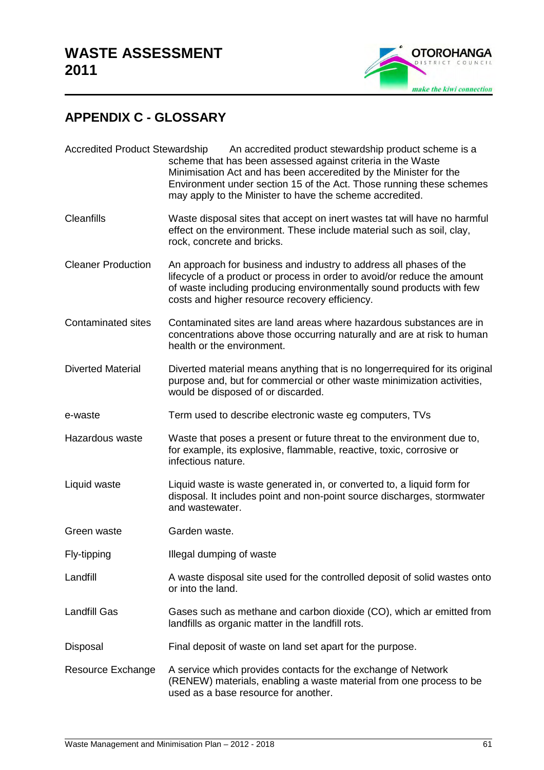## APPENDIX C - GLOSSARY

| | |
|---|---|
| Accredited Product Stewardship | An accredited product stewardship product scheme is a scheme that has been assessed against criteria in the Waste Minimisation Act and has been accerdited by the Minister for the Environment under section 15 of the Act. Those running these schemes may apply to the Minister to have the scheme accredited. |
| Cleanfills | Waste disposal sites that accept on inert wastes tat will have no harmful effect on the environment. These include material such as soil, clay, rock, concrete and bricks. |
| Cleaner Production | An approach for business and industry to address all phases of the lifecycle of a product or process in order to avoid/or reduce the amount of waste including producing environmentally sound products with few costs and higher resource recovery efficiency. |
| Contaminated sites | Contaminated sites are land areas where hazardous substances are in concentrations above those occurring naturally and are at risk to human health or the environment. |
| Diverted Material | Diverted material means anything that is no longerrequired for its original purpose and, but for commercial or other waste minimization activities, would be disposed of or discarded. |
| e-waste | Term used to describe electronic waste eg computers, TVs |
| Hazardous waste | Waste that poses a present or future threat to the environment due to, for example, its explosive, flammable, reactive, toxic, corrosive or infectious nature. |
| Liquid waste | Liquid waste is waste generated in, or converted to, a liquid form for disposal. It includes point and non-point source discharges, stormwater and wastewater. |
| Green waste | Garden waste. |
| Fly-tipping | Illegal dumping of waste |
| Landfill | A waste disposal site used for the controlled deposit of solid wastes onto or into the land. |
| Landfill Gas | Gases such as methane and carbon dioxide (CO), which ar emitted from landfills as organic matter in the landfill rots. |
| Disposal | Final deposit of waste on land set apart for the purpose. |
| Resource Exchange | A service which provides contacts for the exchange of Network (RENEW) materials, enabling a waste material from one process to be used as a base resource for another. |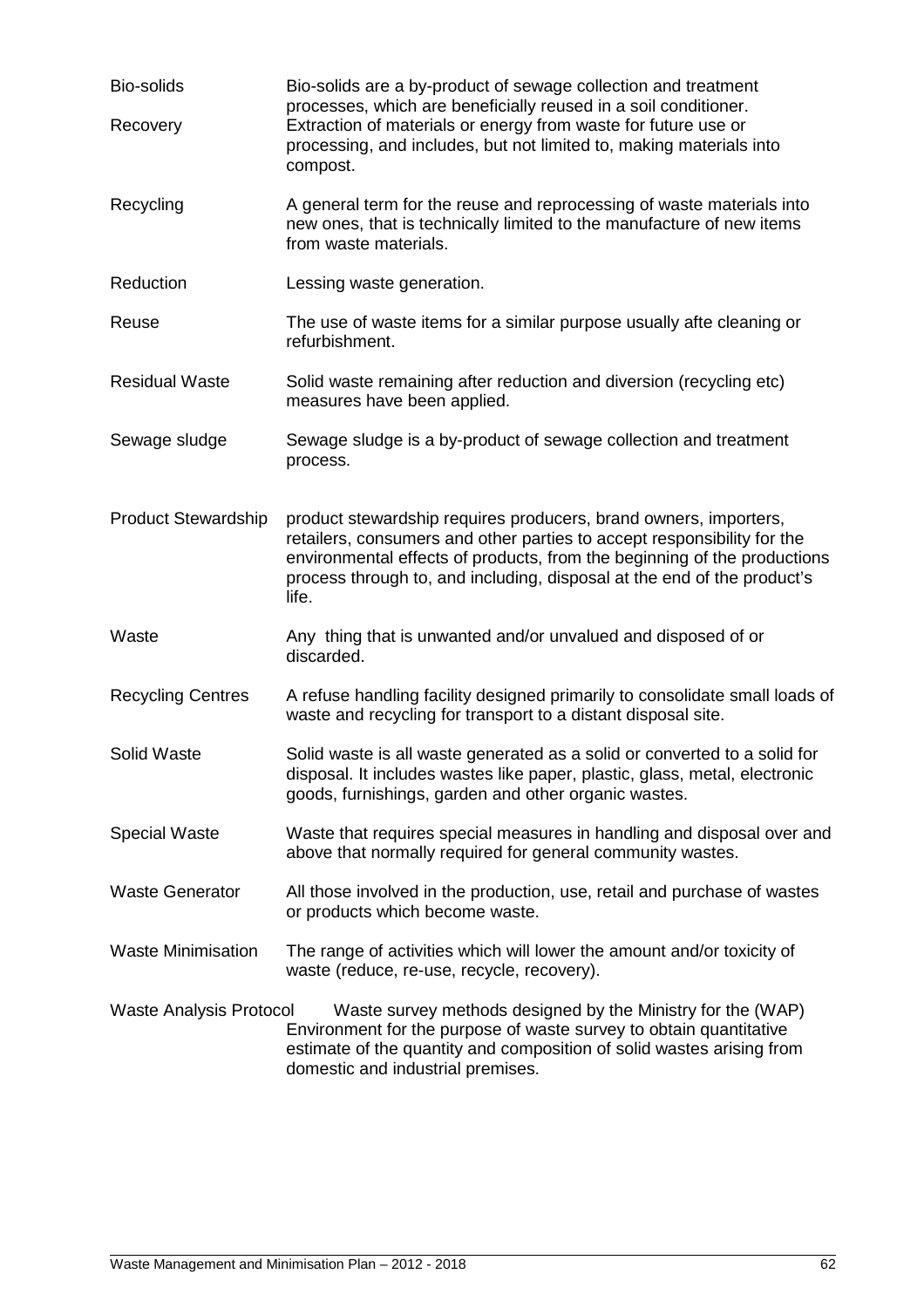| | |
|---|---|
| Bio-solids | Bio-solids are a by-product of sewage collection and treatment processes, which are beneficially reused in a soil conditioner. |
| Recovery | Extraction of materials or energy from waste for future use or processing, and includes, but not limited to, making materials into compost. |
| Recycling | A general term for the reuse and reprocessing of waste materials into new ones, that is technically limited to the manufacture of new items from waste materials. |
| Reduction | Lessing waste generation. |
| Reuse | The use of waste items for a similar purpose usually afte cleaning or refurbishment. |
| Residual Waste | Solid waste remaining after reduction and diversion (recycling etc) measures have been applied. |
| Sewage sludge | Sewage sludge is a by-product of sewage collection and treatment process. |
| Product Stewardship | product stewardship requires producers, brand owners, importers, retailers, consumers and other parties to accept responsibility for the environmental effects of products, from the beginning of the productions process through to, and including, disposal at the end of the product's life. |
| Waste | Any thing that is unwanted and/or unvalued and disposed of or discarded. |
| Recycling Centres | A refuse handling facility designed primarily to consolidate small loads of waste and recycling for transport to a distant disposal site. |
| Solid Waste | Solid waste is all waste generated as a solid or converted to a solid for disposal. It includes wastes like paper, plastic, glass, metal, electronic goods, furnishings, garden and other organic wastes. |
| Special Waste | Waste that requires special measures in handling and disposal over and above that normally required for general community wastes. |
| Waste Generator | All those involved in the production, use, retail and purchase of wastes or products which become waste. |
| Waste Minimisation | The range of activities which will lower the amount and/or toxicity of waste (reduce, re-use, recycle, recovery). |
| Waste Analysis Protocol (WAP) | Waste survey methods designed by the Ministry for the Environment for the purpose of waste survey to obtain quantitative estimate of the quantity and composition of solid wastes arising from domestic and industrial premises. |